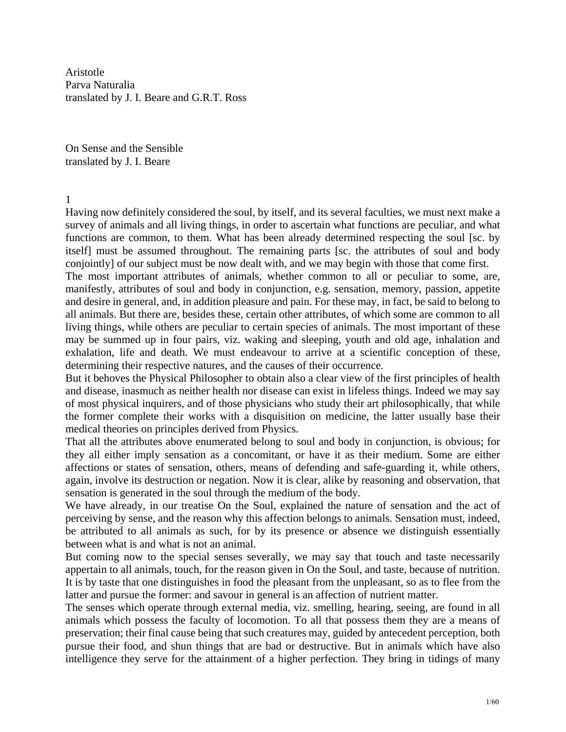Aristotle
Parva Naturalia
translated by J. I. Beare and G.R.T. Ross

# On Sense and the Sensible

translated by J. I. Beare

## 1

Having now definitely considered the soul, by itself, and its several faculties, we must next make a survey of animals and all living things, in order to ascertain what functions are peculiar, and what functions are common, to them. What has been already determined respecting the soul [sc. by itself] must be assumed throughout. The remaining parts [sc. the attributes of soul and body conjointly] of our subject must be now dealt with, and we may begin with those that come first.

The most important attributes of animals, whether common to all or peculiar to some, are, manifestly, attributes of soul and body in conjunction, e.g. sensation, memory, passion, appetite and desire in general, and, in addition pleasure and pain. For these may, in fact, be said to belong to all animals. But there are, besides these, certain other attributes, of which some are common to all living things, while others are peculiar to certain species of animals. The most important of these may be summed up in four pairs, viz. waking and sleeping, youth and old age, inhalation and exhalation, life and death. We must endeavour to arrive at a scientific conception of these, determining their respective natures, and the causes of their occurrence.

But it behoves the Physical Philosopher to obtain also a clear view of the first principles of health and disease, inasmuch as neither health nor disease can exist in lifeless things. Indeed we may say of most physical inquirers, and of those physicians who study their art philosophically, that while the former complete their works with a disquisition on medicine, the latter usually base their medical theories on principles derived from Physics.

That all the attributes above enumerated belong to soul and body in conjunction, is obvious; for they all either imply sensation as a concomitant, or have it as their medium. Some are either affections or states of sensation, others, means of defending and safe-guarding it, while others, again, involve its destruction or negation. Now it is clear, alike by reasoning and observation, that sensation is generated in the soul through the medium of the body.

We have already, in our treatise On the Soul, explained the nature of sensation and the act of perceiving by sense, and the reason why this affection belongs to animals. Sensation must, indeed, be attributed to all animals as such, for by its presence or absence we distinguish essentially between what is and what is not an animal.

But coming now to the special senses severally, we may say that touch and taste necessarily appertain to all animals, touch, for the reason given in On the Soul, and taste, because of nutrition. It is by taste that one distinguishes in food the pleasant from the unpleasant, so as to flee from the latter and pursue the former: and savour in general is an affection of nutrient matter.

The senses which operate through external media, viz. smelling, hearing, seeing, are found in all animals which possess the faculty of locomotion. To all that possess them they are a means of preservation; their final cause being that such creatures may, guided by antecedent perception, both pursue their food, and shun things that are bad or destructive. But in animals which have also intelligence they serve for the attainment of a higher perfection. They bring in tidings of many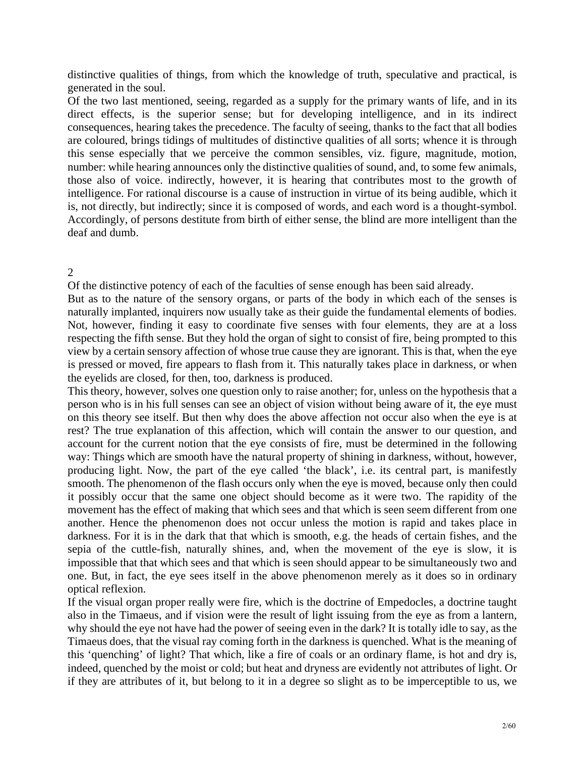distinctive qualities of things, from which the knowledge of truth, speculative and practical, is generated in the soul.

Of the two last mentioned, seeing, regarded as a supply for the primary wants of life, and in its direct effects, is the superior sense; but for developing intelligence, and in its indirect consequences, hearing takes the precedence. The faculty of seeing, thanks to the fact that all bodies are coloured, brings tidings of multitudes of distinctive qualities of all sorts; whence it is through this sense especially that we perceive the common sensibles, viz. figure, magnitude, motion, number: while hearing announces only the distinctive qualities of sound, and, to some few animals, those also of voice. indirectly, however, it is hearing that contributes most to the growth of intelligence. For rational discourse is a cause of instruction in virtue of its being audible, which it is, not directly, but indirectly; since it is composed of words, and each word is a thought-symbol. Accordingly, of persons destitute from birth of either sense, the blind are more intelligent than the deaf and dumb.

## 2

Of the distinctive potency of each of the faculties of sense enough has been said already.

But as to the nature of the sensory organs, or parts of the body in which each of the senses is naturally implanted, inquirers now usually take as their guide the fundamental elements of bodies. Not, however, finding it easy to coordinate five senses with four elements, they are at a loss respecting the fifth sense. But they hold the organ of sight to consist of fire, being prompted to this view by a certain sensory affection of whose true cause they are ignorant. This is that, when the eye is pressed or moved, fire appears to flash from it. This naturally takes place in darkness, or when the eyelids are closed, for then, too, darkness is produced.

This theory, however, solves one question only to raise another; for, unless on the hypothesis that a person who is in his full senses can see an object of vision without being aware of it, the eye must on this theory see itself. But then why does the above affection not occur also when the eye is at rest? The true explanation of this affection, which will contain the answer to our question, and account for the current notion that the eye consists of fire, must be determined in the following way: Things which are smooth have the natural property of shining in darkness, without, however, producing light. Now, the part of the eye called 'the black', i.e. its central part, is manifestly smooth. The phenomenon of the flash occurs only when the eye is moved, because only then could it possibly occur that the same one object should become as it were two. The rapidity of the movement has the effect of making that which sees and that which is seen seem different from one another. Hence the phenomenon does not occur unless the motion is rapid and takes place in darkness. For it is in the dark that that which is smooth, e.g. the heads of certain fishes, and the sepia of the cuttle-fish, naturally shines, and, when the movement of the eye is slow, it is impossible that that which sees and that which is seen should appear to be simultaneously two and one. But, in fact, the eye sees itself in the above phenomenon merely as it does so in ordinary optical reflexion.

If the visual organ proper really were fire, which is the doctrine of Empedocles, a doctrine taught also in the Timaeus, and if vision were the result of light issuing from the eye as from a lantern, why should the eye not have had the power of seeing even in the dark? It is totally idle to say, as the Timaeus does, that the visual ray coming forth in the darkness is quenched. What is the meaning of this 'quenching' of light? That which, like a fire of coals or an ordinary flame, is hot and dry is, indeed, quenched by the moist or cold; but heat and dryness are evidently not attributes of light. Or if they are attributes of it, but belong to it in a degree so slight as to be imperceptible to us, we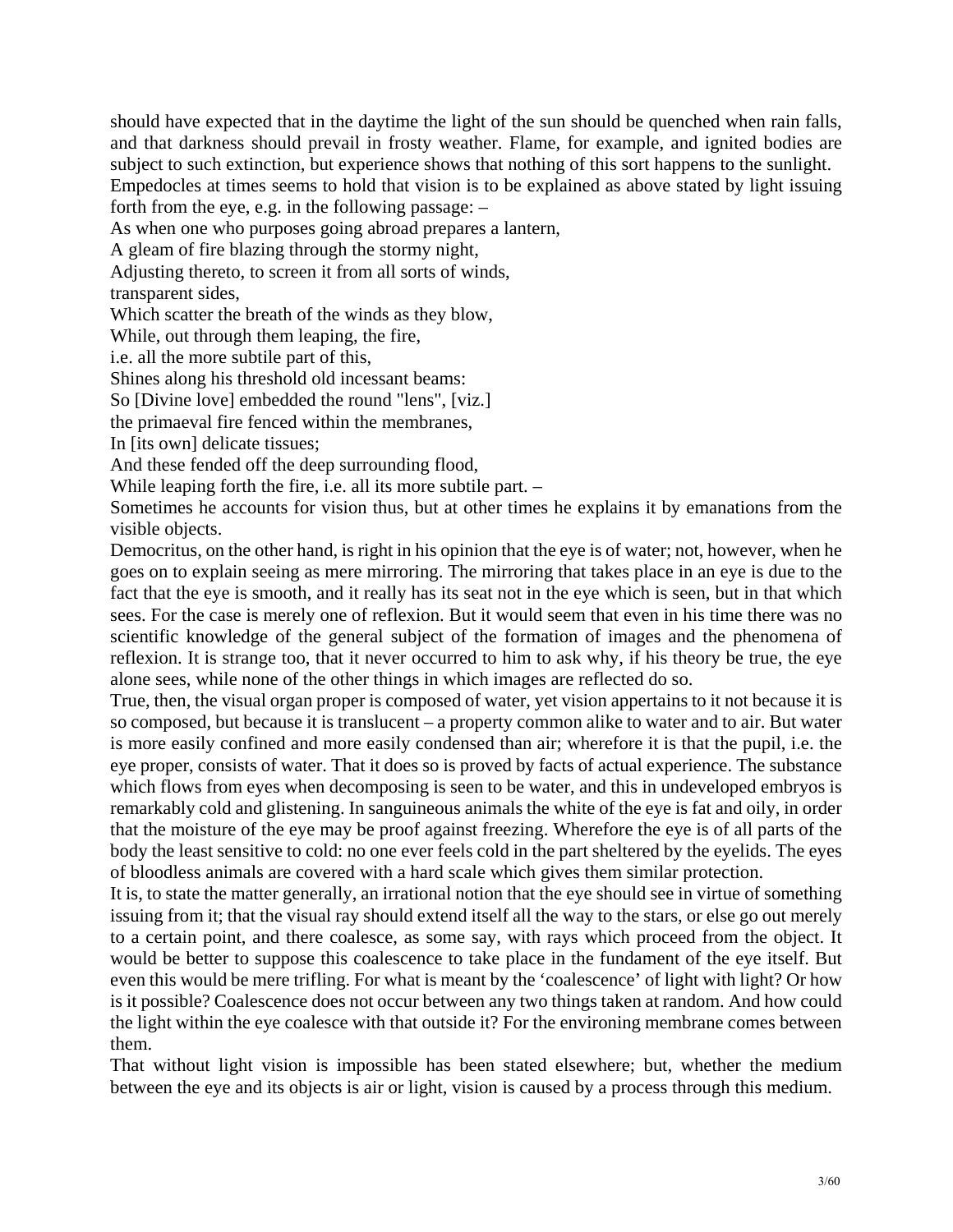should have expected that in the daytime the light of the sun should be quenched when rain falls, and that darkness should prevail in frosty weather. Flame, for example, and ignited bodies are subject to such extinction, but experience shows that nothing of this sort happens to the sunlight.

Empedocles at times seems to hold that vision is to be explained as above stated by light issuing forth from the eye, e.g. in the following passage: –

As when one who purposes going abroad prepares a lantern,
A gleam of fire blazing through the stormy night,
Adjusting thereto, to screen it from all sorts of winds,
transparent sides,
Which scatter the breath of the winds as they blow,
While, out through them leaping, the fire,
i.e. all the more subtile part of this,
Shines along his threshold old incessant beams:
So [Divine love] embedded the round "lens", [viz.]
the primaeval fire fenced within the membranes,
In [its own] delicate tissues;
And these fended off the deep surrounding flood,
While leaping forth the fire, i.e. all its more subtile part. –

Sometimes he accounts for vision thus, but at other times he explains it by emanations from the visible objects.

Democritus, on the other hand, is right in his opinion that the eye is of water; not, however, when he goes on to explain seeing as mere mirroring. The mirroring that takes place in an eye is due to the fact that the eye is smooth, and it really has its seat not in the eye which is seen, but in that which sees. For the case is merely one of reflexion. But it would seem that even in his time there was no scientific knowledge of the general subject of the formation of images and the phenomena of reflexion. It is strange too, that it never occurred to him to ask why, if his theory be true, the eye alone sees, while none of the other things in which images are reflected do so.

True, then, the visual organ proper is composed of water, yet vision appertains to it not because it is so composed, but because it is translucent – a property common alike to water and to air. But water is more easily confined and more easily condensed than air; wherefore it is that the pupil, i.e. the eye proper, consists of water. That it does so is proved by facts of actual experience. The substance which flows from eyes when decomposing is seen to be water, and this in undeveloped embryos is remarkably cold and glistening. In sanguineous animals the white of the eye is fat and oily, in order that the moisture of the eye may be proof against freezing. Wherefore the eye is of all parts of the body the least sensitive to cold: no one ever feels cold in the part sheltered by the eyelids. The eyes of bloodless animals are covered with a hard scale which gives them similar protection.

It is, to state the matter generally, an irrational notion that the eye should see in virtue of something issuing from it; that the visual ray should extend itself all the way to the stars, or else go out merely to a certain point, and there coalesce, as some say, with rays which proceed from the object. It would be better to suppose this coalescence to take place in the fundament of the eye itself. But even this would be mere trifling. For what is meant by the 'coalescence' of light with light? Or how is it possible? Coalescence does not occur between any two things taken at random. And how could the light within the eye coalesce with that outside it? For the environing membrane comes between them.

That without light vision is impossible has been stated elsewhere; but, whether the medium between the eye and its objects is air or light, vision is caused by a process through this medium.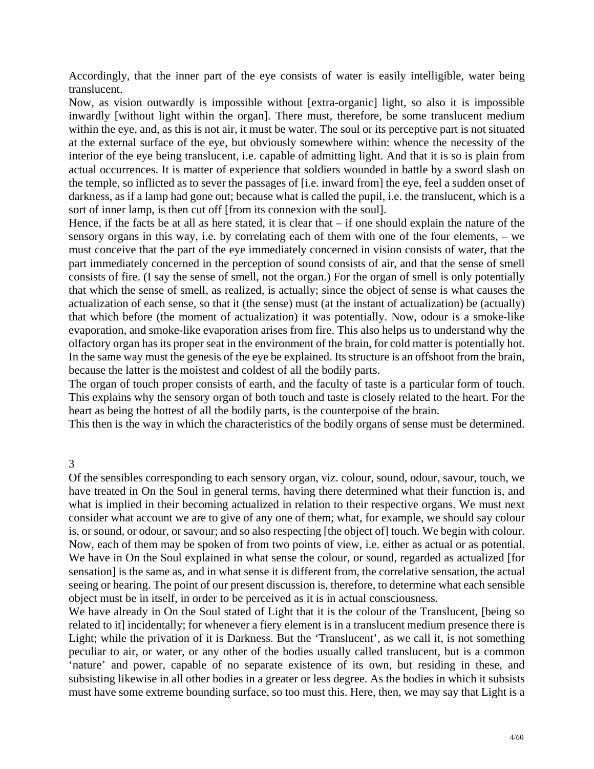Accordingly, that the inner part of the eye consists of water is easily intelligible, water being translucent.

Now, as vision outwardly is impossible without [extra-organic] light, so also it is impossible inwardly [without light within the organ]. There must, therefore, be some translucent medium within the eye, and, as this is not air, it must be water. The soul or its perceptive part is not situated at the external surface of the eye, but obviously somewhere within: whence the necessity of the interior of the eye being translucent, i.e. capable of admitting light. And that it is so is plain from actual occurrences. It is matter of experience that soldiers wounded in battle by a sword slash on the temple, so inflicted as to sever the passages of [i.e. inward from] the eye, feel a sudden onset of darkness, as if a lamp had gone out; because what is called the pupil, i.e. the translucent, which is a sort of inner lamp, is then cut off [from its connexion with the soul].

Hence, if the facts be at all as here stated, it is clear that – if one should explain the nature of the sensory organs in this way, i.e. by correlating each of them with one of the four elements, – we must conceive that the part of the eye immediately concerned in vision consists of water, that the part immediately concerned in the perception of sound consists of air, and that the sense of smell consists of fire. (I say the sense of smell, not the organ.) For the organ of smell is only potentially that which the sense of smell, as realized, is actually; since the object of sense is what causes the actualization of each sense, so that it (the sense) must (at the instant of actualization) be (actually) that which before (the moment of actualization) it was potentially. Now, odour is a smoke-like evaporation, and smoke-like evaporation arises from fire. This also helps us to understand why the olfactory organ has its proper seat in the environment of the brain, for cold matter is potentially hot. In the same way must the genesis of the eye be explained. Its structure is an offshoot from the brain, because the latter is the moistest and coldest of all the bodily parts.

The organ of touch proper consists of earth, and the faculty of taste is a particular form of touch. This explains why the sensory organ of both touch and taste is closely related to the heart. For the heart as being the hottest of all the bodily parts, is the counterpoise of the brain.

This then is the way in which the characteristics of the bodily organs of sense must be determined.

## 3

Of the sensibles corresponding to each sensory organ, viz. colour, sound, odour, savour, touch, we have treated in On the Soul in general terms, having there determined what their function is, and what is implied in their becoming actualized in relation to their respective organs. We must next consider what account we are to give of any one of them; what, for example, we should say colour is, or sound, or odour, or savour; and so also respecting [the object of] touch. We begin with colour. Now, each of them may be spoken of from two points of view, i.e. either as actual or as potential. We have in On the Soul explained in what sense the colour, or sound, regarded as actualized [for sensation] is the same as, and in what sense it is different from, the correlative sensation, the actual seeing or hearing. The point of our present discussion is, therefore, to determine what each sensible object must be in itself, in order to be perceived as it is in actual consciousness.

We have already in On the Soul stated of Light that it is the colour of the Translucent, [being so related to it] incidentally; for whenever a fiery element is in a translucent medium presence there is Light; while the privation of it is Darkness. But the 'Translucent', as we call it, is not something peculiar to air, or water, or any other of the bodies usually called translucent, but is a common 'nature' and power, capable of no separate existence of its own, but residing in these, and subsisting likewise in all other bodies in a greater or less degree. As the bodies in which it subsists must have some extreme bounding surface, so too must this. Here, then, we may say that Light is a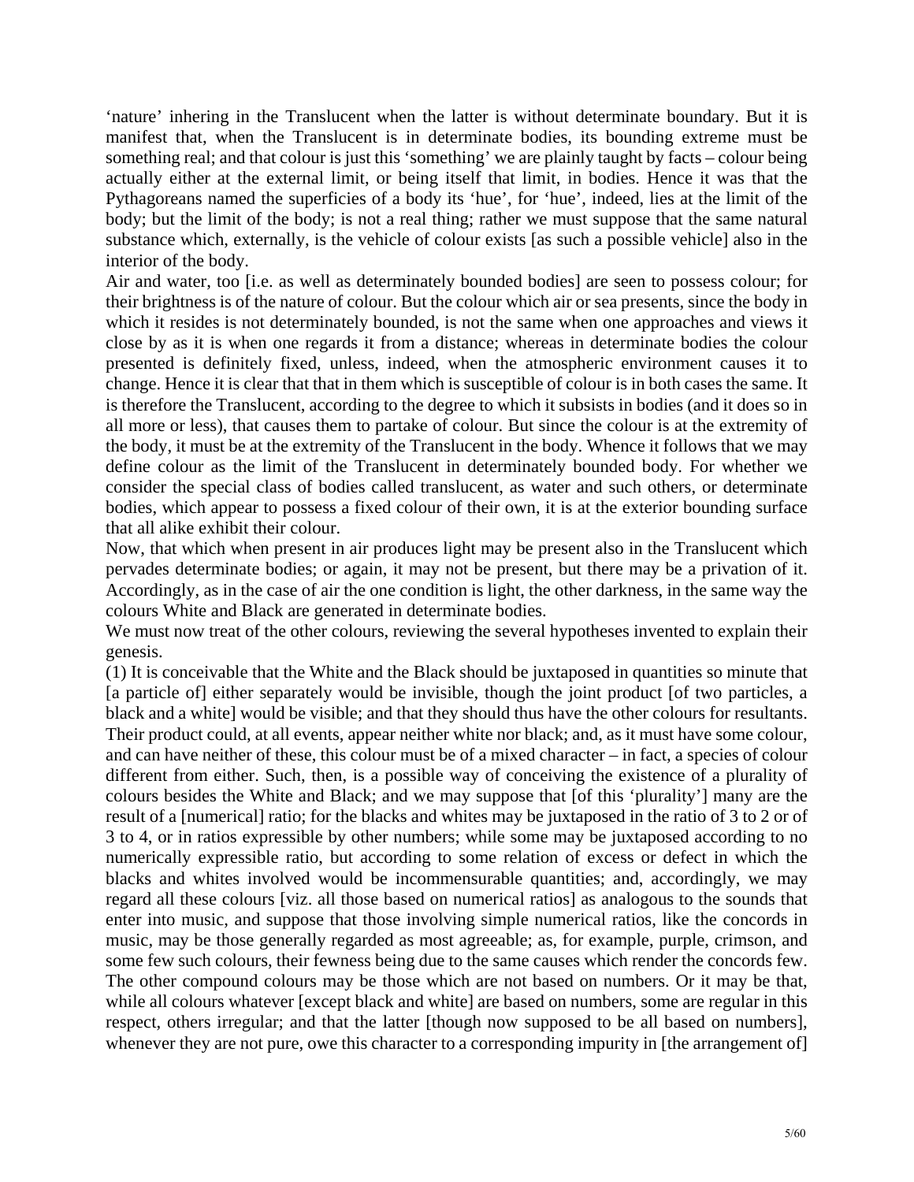'nature' inhering in the Translucent when the latter is without determinate boundary. But it is manifest that, when the Translucent is in determinate bodies, its bounding extreme must be something real; and that colour is just this 'something' we are plainly taught by facts – colour being actually either at the external limit, or being itself that limit, in bodies. Hence it was that the Pythagoreans named the superficies of a body its 'hue', for 'hue', indeed, lies at the limit of the body; but the limit of the body; is not a real thing; rather we must suppose that the same natural substance which, externally, is the vehicle of colour exists [as such a possible vehicle] also in the interior of the body.

Air and water, too [i.e. as well as determinately bounded bodies] are seen to possess colour; for their brightness is of the nature of colour. But the colour which air or sea presents, since the body in which it resides is not determinately bounded, is not the same when one approaches and views it close by as it is when one regards it from a distance; whereas in determinate bodies the colour presented is definitely fixed, unless, indeed, when the atmospheric environment causes it to change. Hence it is clear that that in them which is susceptible of colour is in both cases the same. It is therefore the Translucent, according to the degree to which it subsists in bodies (and it does so in all more or less), that causes them to partake of colour. But since the colour is at the extremity of the body, it must be at the extremity of the Translucent in the body. Whence it follows that we may define colour as the limit of the Translucent in determinately bounded body. For whether we consider the special class of bodies called translucent, as water and such others, or determinate bodies, which appear to possess a fixed colour of their own, it is at the exterior bounding surface that all alike exhibit their colour.

Now, that which when present in air produces light may be present also in the Translucent which pervades determinate bodies; or again, it may not be present, but there may be a privation of it. Accordingly, as in the case of air the one condition is light, the other darkness, in the same way the colours White and Black are generated in determinate bodies.

We must now treat of the other colours, reviewing the several hypotheses invented to explain their genesis.

(1) It is conceivable that the White and the Black should be juxtaposed in quantities so minute that [a particle of] either separately would be invisible, though the joint product [of two particles, a black and a white] would be visible; and that they should thus have the other colours for resultants. Their product could, at all events, appear neither white nor black; and, as it must have some colour, and can have neither of these, this colour must be of a mixed character – in fact, a species of colour different from either. Such, then, is a possible way of conceiving the existence of a plurality of colours besides the White and Black; and we may suppose that [of this 'plurality'] many are the result of a [numerical] ratio; for the blacks and whites may be juxtaposed in the ratio of 3 to 2 or of 3 to 4, or in ratios expressible by other numbers; while some may be juxtaposed according to no numerically expressible ratio, but according to some relation of excess or defect in which the blacks and whites involved would be incommensurable quantities; and, accordingly, we may regard all these colours [viz. all those based on numerical ratios] as analogous to the sounds that enter into music, and suppose that those involving simple numerical ratios, like the concords in music, may be those generally regarded as most agreeable; as, for example, purple, crimson, and some few such colours, their fewness being due to the same causes which render the concords few. The other compound colours may be those which are not based on numbers. Or it may be that, while all colours whatever [except black and white] are based on numbers, some are regular in this respect, others irregular; and that the latter [though now supposed to be all based on numbers], whenever they are not pure, owe this character to a corresponding impurity in [the arrangement of]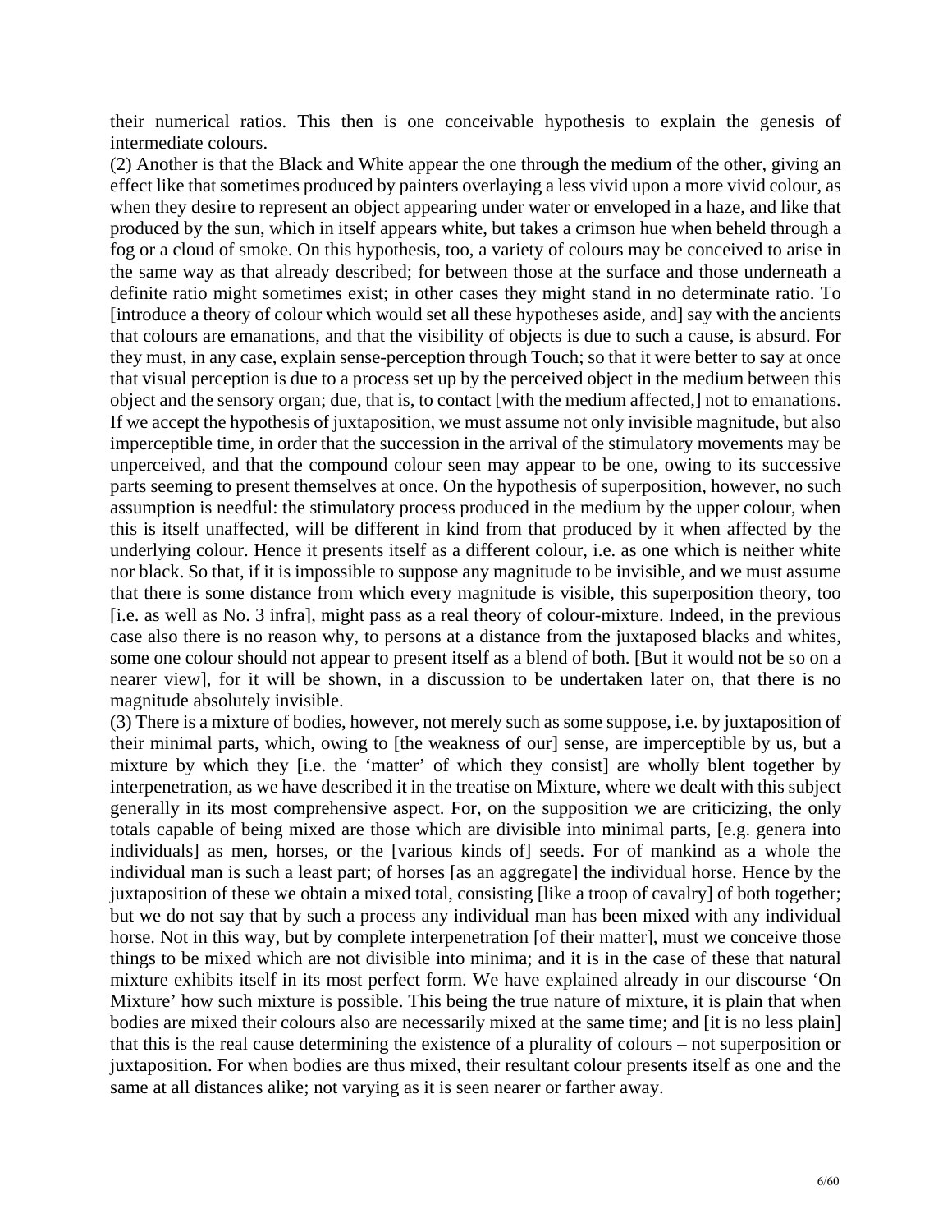their numerical ratios. This then is one conceivable hypothesis to explain the genesis of intermediate colours.

(2) Another is that the Black and White appear the one through the medium of the other, giving an effect like that sometimes produced by painters overlaying a less vivid upon a more vivid colour, as when they desire to represent an object appearing under water or enveloped in a haze, and like that produced by the sun, which in itself appears white, but takes a crimson hue when beheld through a fog or a cloud of smoke. On this hypothesis, too, a variety of colours may be conceived to arise in the same way as that already described; for between those at the surface and those underneath a definite ratio might sometimes exist; in other cases they might stand in no determinate ratio. To [introduce a theory of colour which would set all these hypotheses aside, and] say with the ancients that colours are emanations, and that the visibility of objects is due to such a cause, is absurd. For they must, in any case, explain sense-perception through Touch; so that it were better to say at once that visual perception is due to a process set up by the perceived object in the medium between this object and the sensory organ; due, that is, to contact [with the medium affected,] not to emanations. If we accept the hypothesis of juxtaposition, we must assume not only invisible magnitude, but also imperceptible time, in order that the succession in the arrival of the stimulatory movements may be unperceived, and that the compound colour seen may appear to be one, owing to its successive parts seeming to present themselves at once. On the hypothesis of superposition, however, no such assumption is needful: the stimulatory process produced in the medium by the upper colour, when this is itself unaffected, will be different in kind from that produced by it when affected by the underlying colour. Hence it presents itself as a different colour, i.e. as one which is neither white nor black. So that, if it is impossible to suppose any magnitude to be invisible, and we must assume that there is some distance from which every magnitude is visible, this superposition theory, too [i.e. as well as No. 3 infra], might pass as a real theory of colour-mixture. Indeed, in the previous case also there is no reason why, to persons at a distance from the juxtaposed blacks and whites, some one colour should not appear to present itself as a blend of both. [But it would not be so on a nearer view], for it will be shown, in a discussion to be undertaken later on, that there is no magnitude absolutely invisible.

(3) There is a mixture of bodies, however, not merely such as some suppose, i.e. by juxtaposition of their minimal parts, which, owing to [the weakness of our] sense, are imperceptible by us, but a mixture by which they [i.e. the 'matter' of which they consist] are wholly blent together by interpenetration, as we have described it in the treatise on Mixture, where we dealt with this subject generally in its most comprehensive aspect. For, on the supposition we are criticizing, the only totals capable of being mixed are those which are divisible into minimal parts, [e.g. genera into individuals] as men, horses, or the [various kinds of] seeds. For of mankind as a whole the individual man is such a least part; of horses [as an aggregate] the individual horse. Hence by the juxtaposition of these we obtain a mixed total, consisting [like a troop of cavalry] of both together; but we do not say that by such a process any individual man has been mixed with any individual horse. Not in this way, but by complete interpenetration [of their matter], must we conceive those things to be mixed which are not divisible into minima; and it is in the case of these that natural mixture exhibits itself in its most perfect form. We have explained already in our discourse 'On Mixture' how such mixture is possible. This being the true nature of mixture, it is plain that when bodies are mixed their colours also are necessarily mixed at the same time; and [it is no less plain] that this is the real cause determining the existence of a plurality of colours – not superposition or juxtaposition. For when bodies are thus mixed, their resultant colour presents itself as one and the same at all distances alike; not varying as it is seen nearer or farther away.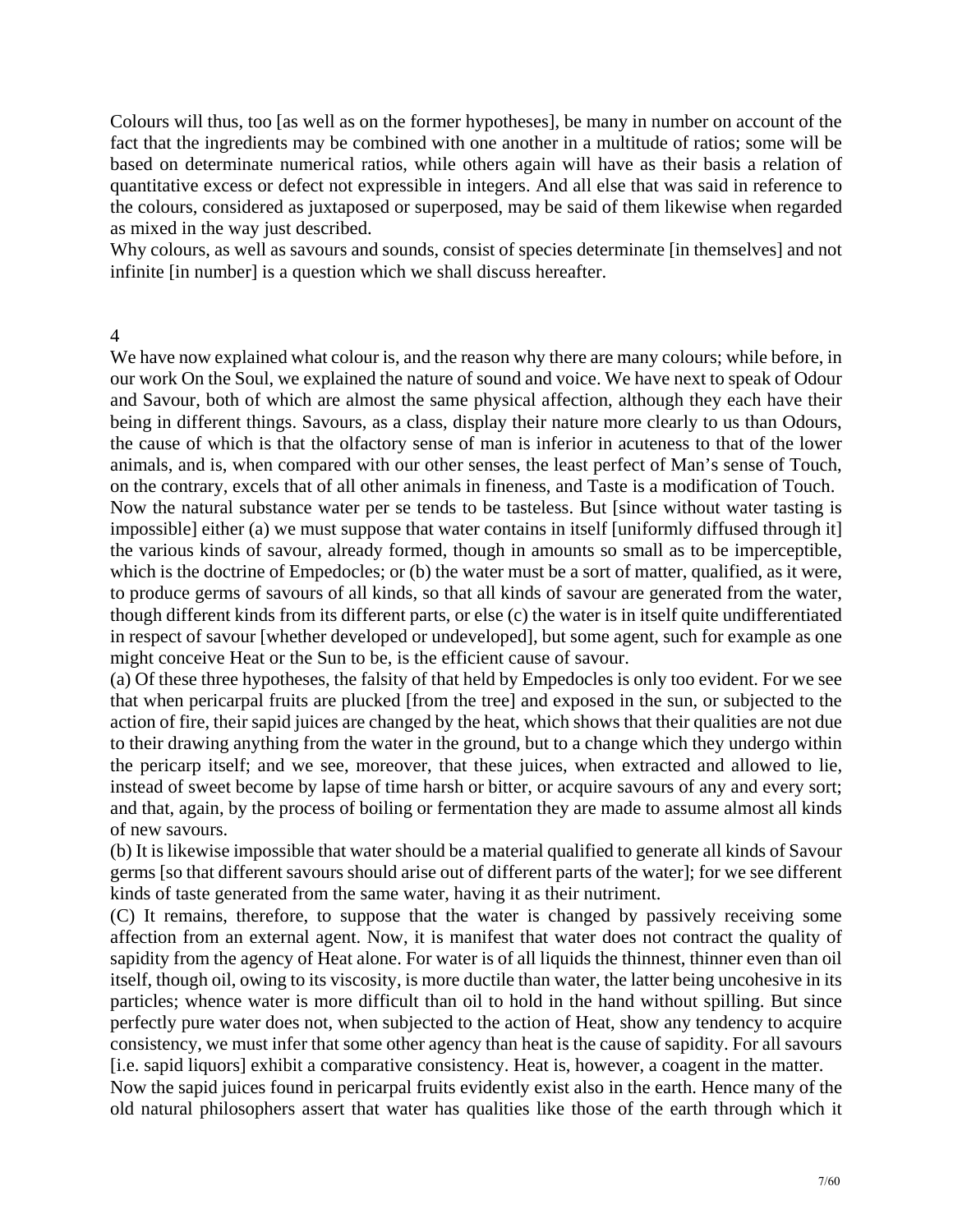Colours will thus, too [as well as on the former hypotheses], be many in number on account of the fact that the ingredients may be combined with one another in a multitude of ratios; some will be based on determinate numerical ratios, while others again will have as their basis a relation of quantitative excess or defect not expressible in integers. And all else that was said in reference to the colours, considered as juxtaposed or superposed, may be said of them likewise when regarded as mixed in the way just described.

Why colours, as well as savours and sounds, consist of species determinate [in themselves] and not infinite [in number] is a question which we shall discuss hereafter.

4

We have now explained what colour is, and the reason why there are many colours; while before, in our work On the Soul, we explained the nature of sound and voice. We have next to speak of Odour and Savour, both of which are almost the same physical affection, although they each have their being in different things. Savours, as a class, display their nature more clearly to us than Odours, the cause of which is that the olfactory sense of man is inferior in acuteness to that of the lower animals, and is, when compared with our other senses, the least perfect of Man's sense of Touch, on the contrary, excels that of all other animals in fineness, and Taste is a modification of Touch.

Now the natural substance water per se tends to be tasteless. But [since without water tasting is impossible] either (a) we must suppose that water contains in itself [uniformly diffused through it] the various kinds of savour, already formed, though in amounts so small as to be imperceptible, which is the doctrine of Empedocles; or (b) the water must be a sort of matter, qualified, as it were, to produce germs of savours of all kinds, so that all kinds of savour are generated from the water, though different kinds from its different parts, or else (c) the water is in itself quite undifferentiated in respect of savour [whether developed or undeveloped], but some agent, such for example as one might conceive Heat or the Sun to be, is the efficient cause of savour.

(a) Of these three hypotheses, the falsity of that held by Empedocles is only too evident. For we see that when pericarpal fruits are plucked [from the tree] and exposed in the sun, or subjected to the action of fire, their sapid juices are changed by the heat, which shows that their qualities are not due to their drawing anything from the water in the ground, but to a change which they undergo within the pericarp itself; and we see, moreover, that these juices, when extracted and allowed to lie, instead of sweet become by lapse of time harsh or bitter, or acquire savours of any and every sort; and that, again, by the process of boiling or fermentation they are made to assume almost all kinds of new savours.

(b) It is likewise impossible that water should be a material qualified to generate all kinds of Savour germs [so that different savours should arise out of different parts of the water]; for we see different kinds of taste generated from the same water, having it as their nutriment.

(C) It remains, therefore, to suppose that the water is changed by passively receiving some affection from an external agent. Now, it is manifest that water does not contract the quality of sapidity from the agency of Heat alone. For water is of all liquids the thinnest, thinner even than oil itself, though oil, owing to its viscosity, is more ductile than water, the latter being uncohesive in its particles; whence water is more difficult than oil to hold in the hand without spilling. But since perfectly pure water does not, when subjected to the action of Heat, show any tendency to acquire consistency, we must infer that some other agency than heat is the cause of sapidity. For all savours [i.e. sapid liquors] exhibit a comparative consistency. Heat is, however, a coagent in the matter.

Now the sapid juices found in pericarpal fruits evidently exist also in the earth. Hence many of the old natural philosophers assert that water has qualities like those of the earth through which it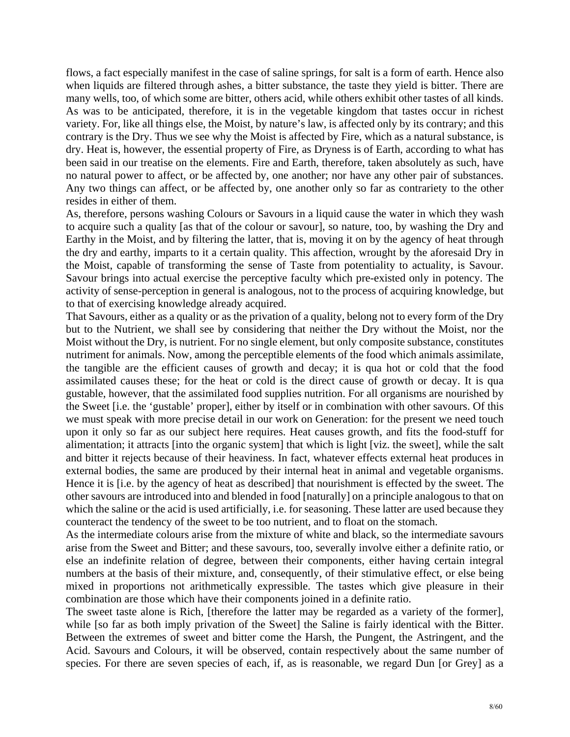flows, a fact especially manifest in the case of saline springs, for salt is a form of earth. Hence also when liquids are filtered through ashes, a bitter substance, the taste they yield is bitter. There are many wells, too, of which some are bitter, others acid, while others exhibit other tastes of all kinds. As was to be anticipated, therefore, it is in the vegetable kingdom that tastes occur in richest variety. For, like all things else, the Moist, by nature's law, is affected only by its contrary; and this contrary is the Dry. Thus we see why the Moist is affected by Fire, which as a natural substance, is dry. Heat is, however, the essential property of Fire, as Dryness is of Earth, according to what has been said in our treatise on the elements. Fire and Earth, therefore, taken absolutely as such, have no natural power to affect, or be affected by, one another; nor have any other pair of substances. Any two things can affect, or be affected by, one another only so far as contrariety to the other resides in either of them.

As, therefore, persons washing Colours or Savours in a liquid cause the water in which they wash to acquire such a quality [as that of the colour or savour], so nature, too, by washing the Dry and Earthy in the Moist, and by filtering the latter, that is, moving it on by the agency of heat through the dry and earthy, imparts to it a certain quality. This affection, wrought by the aforesaid Dry in the Moist, capable of transforming the sense of Taste from potentiality to actuality, is Savour. Savour brings into actual exercise the perceptive faculty which pre-existed only in potency. The activity of sense-perception in general is analogous, not to the process of acquiring knowledge, but to that of exercising knowledge already acquired.

That Savours, either as a quality or as the privation of a quality, belong not to every form of the Dry but to the Nutrient, we shall see by considering that neither the Dry without the Moist, nor the Moist without the Dry, is nutrient. For no single element, but only composite substance, constitutes nutriment for animals. Now, among the perceptible elements of the food which animals assimilate, the tangible are the efficient causes of growth and decay; it is qua hot or cold that the food assimilated causes these; for the heat or cold is the direct cause of growth or decay. It is qua gustable, however, that the assimilated food supplies nutrition. For all organisms are nourished by the Sweet [i.e. the 'gustable' proper], either by itself or in combination with other savours. Of this we must speak with more precise detail in our work on Generation: for the present we need touch upon it only so far as our subject here requires. Heat causes growth, and fits the food-stuff for alimentation; it attracts [into the organic system] that which is light [viz. the sweet], while the salt and bitter it rejects because of their heaviness. In fact, whatever effects external heat produces in external bodies, the same are produced by their internal heat in animal and vegetable organisms. Hence it is [i.e. by the agency of heat as described] that nourishment is effected by the sweet. The other savours are introduced into and blended in food [naturally] on a principle analogous to that on which the saline or the acid is used artificially, i.e. for seasoning. These latter are used because they counteract the tendency of the sweet to be too nutrient, and to float on the stomach.

As the intermediate colours arise from the mixture of white and black, so the intermediate savours arise from the Sweet and Bitter; and these savours, too, severally involve either a definite ratio, or else an indefinite relation of degree, between their components, either having certain integral numbers at the basis of their mixture, and, consequently, of their stimulative effect, or else being mixed in proportions not arithmetically expressible. The tastes which give pleasure in their combination are those which have their components joined in a definite ratio.

The sweet taste alone is Rich, [therefore the latter may be regarded as a variety of the former], while [so far as both imply privation of the Sweet] the Saline is fairly identical with the Bitter. Between the extremes of sweet and bitter come the Harsh, the Pungent, the Astringent, and the Acid. Savours and Colours, it will be observed, contain respectively about the same number of species. For there are seven species of each, if, as is reasonable, we regard Dun [or Grey] as a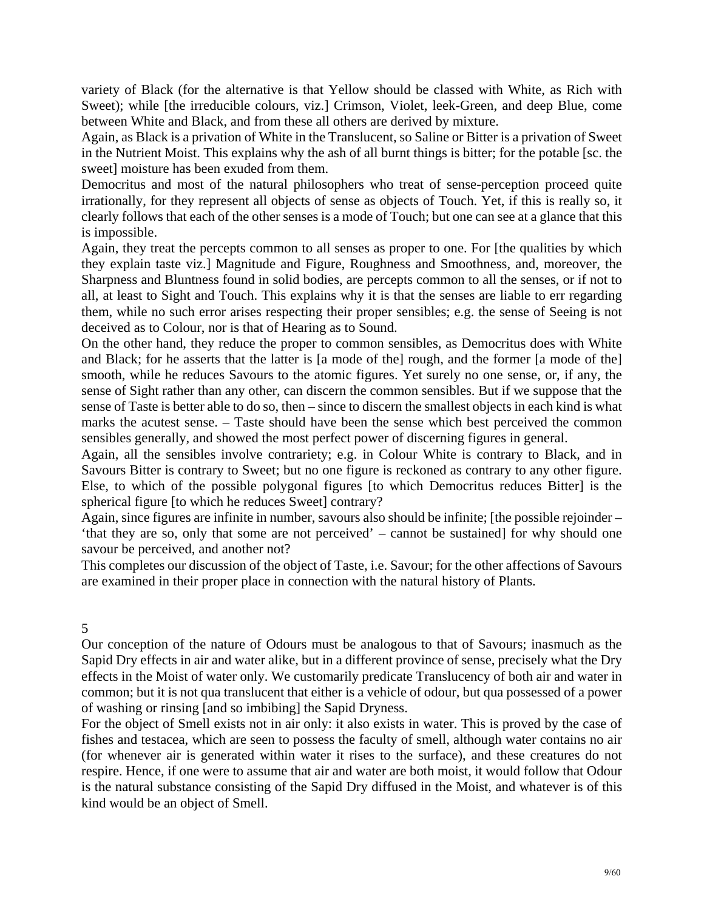variety of Black (for the alternative is that Yellow should be classed with White, as Rich with Sweet); while [the irreducible colours, viz.] Crimson, Violet, leek-Green, and deep Blue, come between White and Black, and from these all others are derived by mixture.

Again, as Black is a privation of White in the Translucent, so Saline or Bitter is a privation of Sweet in the Nutrient Moist. This explains why the ash of all burnt things is bitter; for the potable [sc. the sweet] moisture has been exuded from them.

Democritus and most of the natural philosophers who treat of sense-perception proceed quite irrationally, for they represent all objects of sense as objects of Touch. Yet, if this is really so, it clearly follows that each of the other senses is a mode of Touch; but one can see at a glance that this is impossible.

Again, they treat the percepts common to all senses as proper to one. For [the qualities by which they explain taste viz.] Magnitude and Figure, Roughness and Smoothness, and, moreover, the Sharpness and Bluntness found in solid bodies, are percepts common to all the senses, or if not to all, at least to Sight and Touch. This explains why it is that the senses are liable to err regarding them, while no such error arises respecting their proper sensibles; e.g. the sense of Seeing is not deceived as to Colour, nor is that of Hearing as to Sound.

On the other hand, they reduce the proper to common sensibles, as Democritus does with White and Black; for he asserts that the latter is [a mode of the] rough, and the former [a mode of the] smooth, while he reduces Savours to the atomic figures. Yet surely no one sense, or, if any, the sense of Sight rather than any other, can discern the common sensibles. But if we suppose that the sense of Taste is better able to do so, then – since to discern the smallest objects in each kind is what marks the acutest sense. – Taste should have been the sense which best perceived the common sensibles generally, and showed the most perfect power of discerning figures in general.

Again, all the sensibles involve contrariety; e.g. in Colour White is contrary to Black, and in Savours Bitter is contrary to Sweet; but no one figure is reckoned as contrary to any other figure. Else, to which of the possible polygonal figures [to which Democritus reduces Bitter] is the spherical figure [to which he reduces Sweet] contrary?

Again, since figures are infinite in number, savours also should be infinite; [the possible rejoinder – 'that they are so, only that some are not perceived' – cannot be sustained] for why should one savour be perceived, and another not?

This completes our discussion of the object of Taste, i.e. Savour; for the other affections of Savours are examined in their proper place in connection with the natural history of Plants.

## 5

Our conception of the nature of Odours must be analogous to that of Savours; inasmuch as the Sapid Dry effects in air and water alike, but in a different province of sense, precisely what the Dry effects in the Moist of water only. We customarily predicate Translucency of both air and water in common; but it is not qua translucent that either is a vehicle of odour, but qua possessed of a power of washing or rinsing [and so imbibing] the Sapid Dryness.

For the object of Smell exists not in air only: it also exists in water. This is proved by the case of fishes and testacea, which are seen to possess the faculty of smell, although water contains no air (for whenever air is generated within water it rises to the surface), and these creatures do not respire. Hence, if one were to assume that air and water are both moist, it would follow that Odour is the natural substance consisting of the Sapid Dry diffused in the Moist, and whatever is of this kind would be an object of Smell.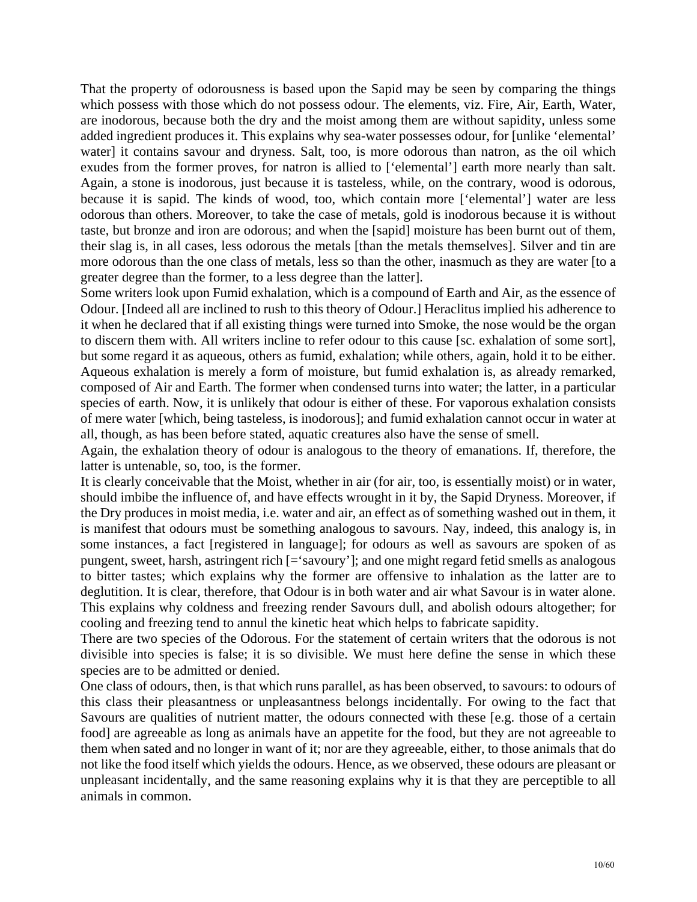That the property of odorousness is based upon the Sapid may be seen by comparing the things which possess with those which do not possess odour. The elements, viz. Fire, Air, Earth, Water, are inodorous, because both the dry and the moist among them are without sapidity, unless some added ingredient produces it. This explains why sea-water possesses odour, for [unlike 'elemental' water] it contains savour and dryness. Salt, too, is more odorous than natron, as the oil which exudes from the former proves, for natron is allied to ['elemental'] earth more nearly than salt. Again, a stone is inodorous, just because it is tasteless, while, on the contrary, wood is odorous, because it is sapid. The kinds of wood, too, which contain more ['elemental'] water are less odorous than others. Moreover, to take the case of metals, gold is inodorous because it is without taste, but bronze and iron are odorous; and when the [sapid] moisture has been burnt out of them, their slag is, in all cases, less odorous the metals [than the metals themselves]. Silver and tin are more odorous than the one class of metals, less so than the other, inasmuch as they are water [to a greater degree than the former, to a less degree than the latter].

Some writers look upon Fumid exhalation, which is a compound of Earth and Air, as the essence of Odour. [Indeed all are inclined to rush to this theory of Odour.] Heraclitus implied his adherence to it when he declared that if all existing things were turned into Smoke, the nose would be the organ to discern them with. All writers incline to refer odour to this cause [sc. exhalation of some sort], but some regard it as aqueous, others as fumid, exhalation; while others, again, hold it to be either. Aqueous exhalation is merely a form of moisture, but fumid exhalation is, as already remarked, composed of Air and Earth. The former when condensed turns into water; the latter, in a particular species of earth. Now, it is unlikely that odour is either of these. For vaporous exhalation consists of mere water [which, being tasteless, is inodorous]; and fumid exhalation cannot occur in water at all, though, as has been before stated, aquatic creatures also have the sense of smell.

Again, the exhalation theory of odour is analogous to the theory of emanations. If, therefore, the latter is untenable, so, too, is the former.

It is clearly conceivable that the Moist, whether in air (for air, too, is essentially moist) or in water, should imbibe the influence of, and have effects wrought in it by, the Sapid Dryness. Moreover, if the Dry produces in moist media, i.e. water and air, an effect as of something washed out in them, it is manifest that odours must be something analogous to savours. Nay, indeed, this analogy is, in some instances, a fact [registered in language]; for odours as well as savours are spoken of as pungent, sweet, harsh, astringent rich [='savoury']; and one might regard fetid smells as analogous to bitter tastes; which explains why the former are offensive to inhalation as the latter are to deglutition. It is clear, therefore, that Odour is in both water and air what Savour is in water alone. This explains why coldness and freezing render Savours dull, and abolish odours altogether; for cooling and freezing tend to annul the kinetic heat which helps to fabricate sapidity.

There are two species of the Odorous. For the statement of certain writers that the odorous is not divisible into species is false; it is so divisible. We must here define the sense in which these species are to be admitted or denied.

One class of odours, then, is that which runs parallel, as has been observed, to savours: to odours of this class their pleasantness or unpleasantness belongs incidentally. For owing to the fact that Savours are qualities of nutrient matter, the odours connected with these [e.g. those of a certain food] are agreeable as long as animals have an appetite for the food, but they are not agreeable to them when sated and no longer in want of it; nor are they agreeable, either, to those animals that do not like the food itself which yields the odours. Hence, as we observed, these odours are pleasant or unpleasant incidentally, and the same reasoning explains why it is that they are perceptible to all animals in common.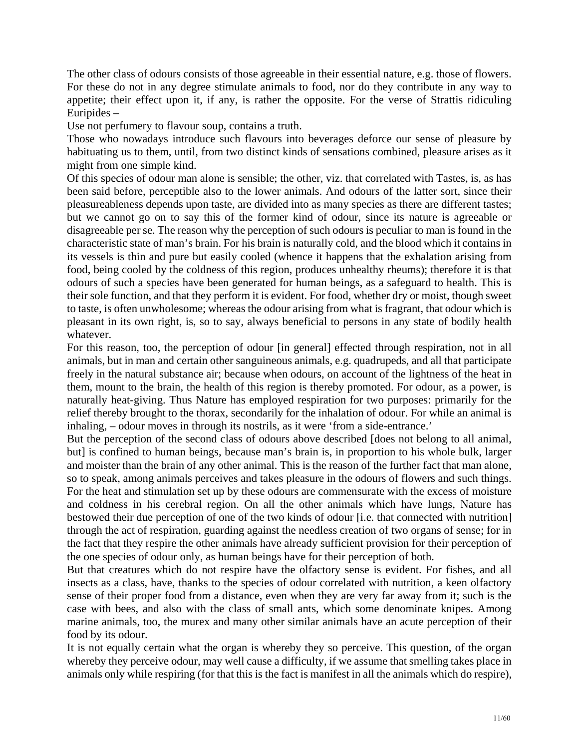The other class of odours consists of those agreeable in their essential nature, e.g. those of flowers. For these do not in any degree stimulate animals to food, nor do they contribute in any way to appetite; their effect upon it, if any, is rather the opposite. For the verse of Strattis ridiculing Euripides –

Use not perfumery to flavour soup, contains a truth.

Those who nowadays introduce such flavours into beverages deforce our sense of pleasure by habituating us to them, until, from two distinct kinds of sensations combined, pleasure arises as it might from one simple kind.

Of this species of odour man alone is sensible; the other, viz. that correlated with Tastes, is, as has been said before, perceptible also to the lower animals. And odours of the latter sort, since their pleasureableness depends upon taste, are divided into as many species as there are different tastes; but we cannot go on to say this of the former kind of odour, since its nature is agreeable or disagreeable per se. The reason why the perception of such odours is peculiar to man is found in the characteristic state of man's brain. For his brain is naturally cold, and the blood which it contains in its vessels is thin and pure but easily cooled (whence it happens that the exhalation arising from food, being cooled by the coldness of this region, produces unhealthy rheums); therefore it is that odours of such a species have been generated for human beings, as a safeguard to health. This is their sole function, and that they perform it is evident. For food, whether dry or moist, though sweet to taste, is often unwholesome; whereas the odour arising from what is fragrant, that odour which is pleasant in its own right, is, so to say, always beneficial to persons in any state of bodily health whatever.

For this reason, too, the perception of odour [in general] effected through respiration, not in all animals, but in man and certain other sanguineous animals, e.g. quadrupeds, and all that participate freely in the natural substance air; because when odours, on account of the lightness of the heat in them, mount to the brain, the health of this region is thereby promoted. For odour, as a power, is naturally heat-giving. Thus Nature has employed respiration for two purposes: primarily for the relief thereby brought to the thorax, secondarily for the inhalation of odour. For while an animal is inhaling, – odour moves in through its nostrils, as it were 'from a side-entrance.'

But the perception of the second class of odours above described [does not belong to all animal, but] is confined to human beings, because man's brain is, in proportion to his whole bulk, larger and moister than the brain of any other animal. This is the reason of the further fact that man alone, so to speak, among animals perceives and takes pleasure in the odours of flowers and such things. For the heat and stimulation set up by these odours are commensurate with the excess of moisture and coldness in his cerebral region. On all the other animals which have lungs, Nature has bestowed their due perception of one of the two kinds of odour [i.e. that connected with nutrition] through the act of respiration, guarding against the needless creation of two organs of sense; for in the fact that they respire the other animals have already sufficient provision for their perception of the one species of odour only, as human beings have for their perception of both.

But that creatures which do not respire have the olfactory sense is evident. For fishes, and all insects as a class, have, thanks to the species of odour correlated with nutrition, a keen olfactory sense of their proper food from a distance, even when they are very far away from it; such is the case with bees, and also with the class of small ants, which some denominate knipes. Among marine animals, too, the murex and many other similar animals have an acute perception of their food by its odour.

It is not equally certain what the organ is whereby they so perceive. This question, of the organ whereby they perceive odour, may well cause a difficulty, if we assume that smelling takes place in animals only while respiring (for that this is the fact is manifest in all the animals which do respire),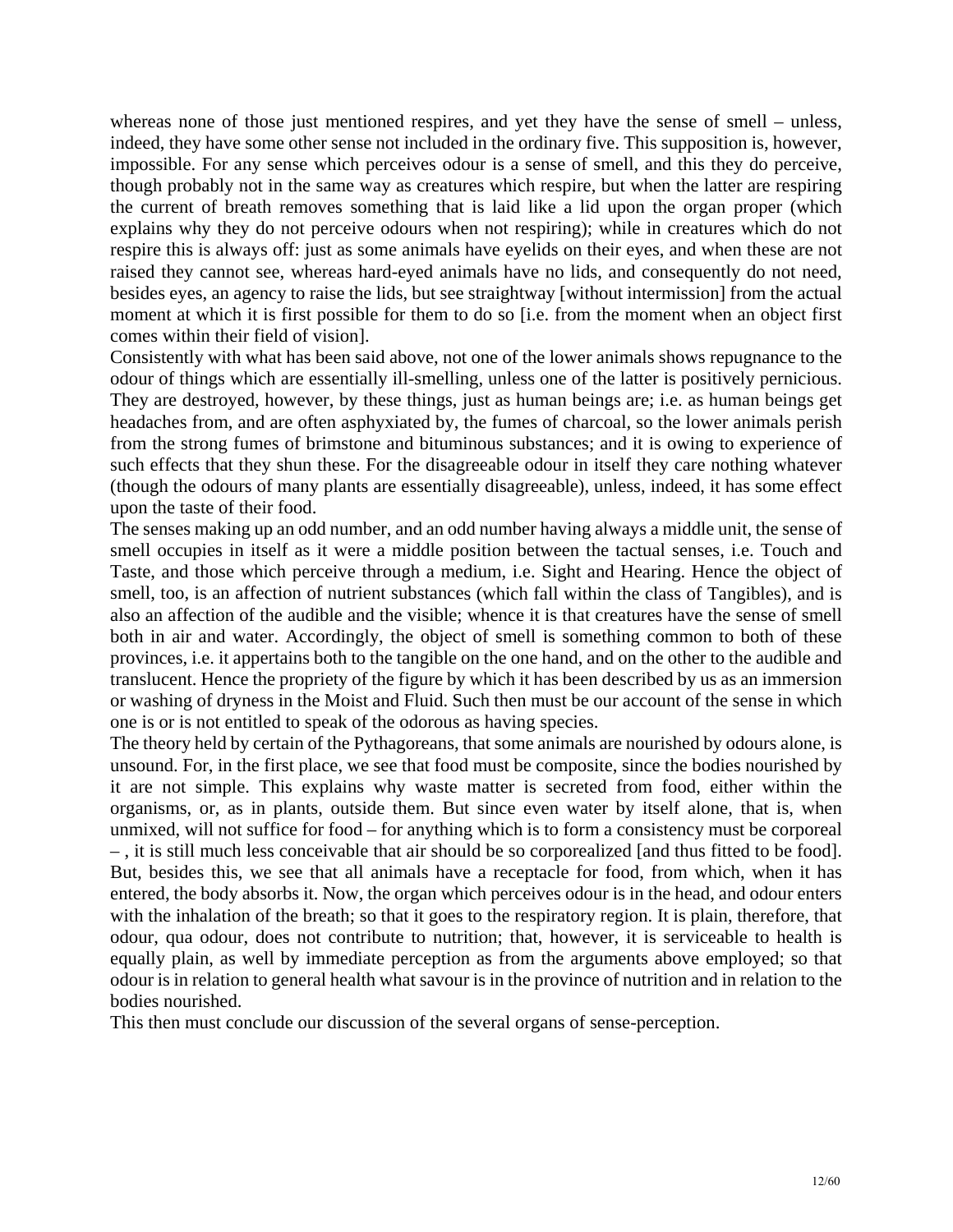whereas none of those just mentioned respires, and yet they have the sense of smell – unless, indeed, they have some other sense not included in the ordinary five. This supposition is, however, impossible. For any sense which perceives odour is a sense of smell, and this they do perceive, though probably not in the same way as creatures which respire, but when the latter are respiring the current of breath removes something that is laid like a lid upon the organ proper (which explains why they do not perceive odours when not respiring); while in creatures which do not respire this is always off: just as some animals have eyelids on their eyes, and when these are not raised they cannot see, whereas hard-eyed animals have no lids, and consequently do not need, besides eyes, an agency to raise the lids, but see straightway [without intermission] from the actual moment at which it is first possible for them to do so [i.e. from the moment when an object first comes within their field of vision].

Consistently with what has been said above, not one of the lower animals shows repugnance to the odour of things which are essentially ill-smelling, unless one of the latter is positively pernicious. They are destroyed, however, by these things, just as human beings are; i.e. as human beings get headaches from, and are often asphyxiated by, the fumes of charcoal, so the lower animals perish from the strong fumes of brimstone and bituminous substances; and it is owing to experience of such effects that they shun these. For the disagreeable odour in itself they care nothing whatever (though the odours of many plants are essentially disagreeable), unless, indeed, it has some effect upon the taste of their food.

The senses making up an odd number, and an odd number having always a middle unit, the sense of smell occupies in itself as it were a middle position between the tactual senses, i.e. Touch and Taste, and those which perceive through a medium, i.e. Sight and Hearing. Hence the object of smell, too, is an affection of nutrient substances (which fall within the class of Tangibles), and is also an affection of the audible and the visible; whence it is that creatures have the sense of smell both in air and water. Accordingly, the object of smell is something common to both of these provinces, i.e. it appertains both to the tangible on the one hand, and on the other to the audible and translucent. Hence the propriety of the figure by which it has been described by us as an immersion or washing of dryness in the Moist and Fluid. Such then must be our account of the sense in which one is or is not entitled to speak of the odorous as having species.

The theory held by certain of the Pythagoreans, that some animals are nourished by odours alone, is unsound. For, in the first place, we see that food must be composite, since the bodies nourished by it are not simple. This explains why waste matter is secreted from food, either within the organisms, or, as in plants, outside them. But since even water by itself alone, that is, when unmixed, will not suffice for food – for anything which is to form a consistency must be corporeal – , it is still much less conceivable that air should be so corporealized [and thus fitted to be food]. But, besides this, we see that all animals have a receptacle for food, from which, when it has entered, the body absorbs it. Now, the organ which perceives odour is in the head, and odour enters with the inhalation of the breath; so that it goes to the respiratory region. It is plain, therefore, that odour, qua odour, does not contribute to nutrition; that, however, it is serviceable to health is equally plain, as well by immediate perception as from the arguments above employed; so that odour is in relation to general health what savour is in the province of nutrition and in relation to the bodies nourished.

This then must conclude our discussion of the several organs of sense-perception.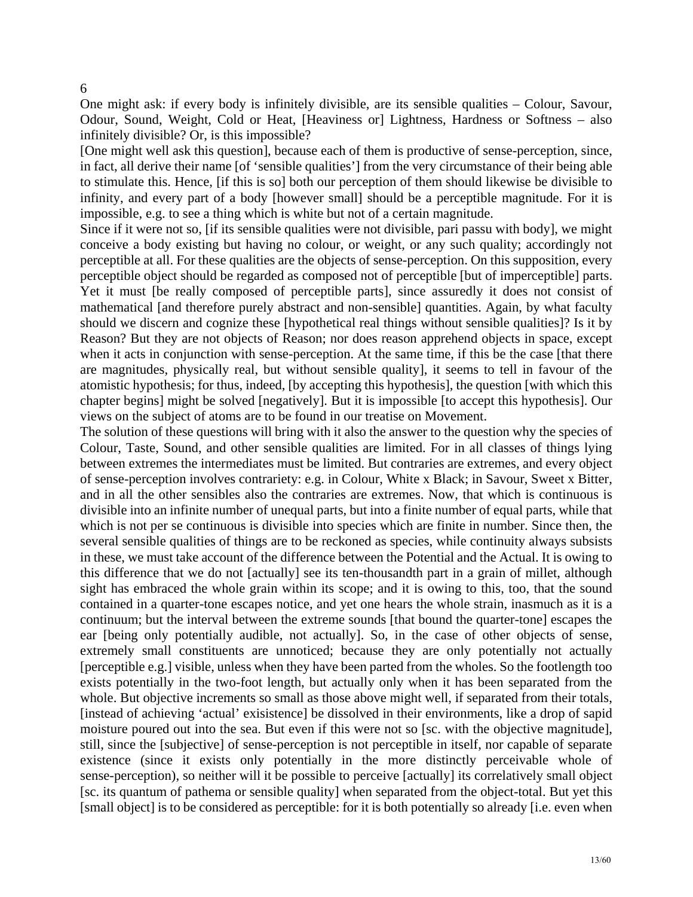6

One might ask: if every body is infinitely divisible, are its sensible qualities – Colour, Savour, Odour, Sound, Weight, Cold or Heat, [Heaviness or] Lightness, Hardness or Softness – also infinitely divisible? Or, is this impossible?

[One might well ask this question], because each of them is productive of sense-perception, since, in fact, all derive their name [of 'sensible qualities'] from the very circumstance of their being able to stimulate this. Hence, [if this is so] both our perception of them should likewise be divisible to infinity, and every part of a body [however small] should be a perceptible magnitude. For it is impossible, e.g. to see a thing which is white but not of a certain magnitude.

Since if it were not so, [if its sensible qualities were not divisible, pari passu with body], we might conceive a body existing but having no colour, or weight, or any such quality; accordingly not perceptible at all. For these qualities are the objects of sense-perception. On this supposition, every perceptible object should be regarded as composed not of perceptible [but of imperceptible] parts. Yet it must [be really composed of perceptible parts], since assuredly it does not consist of mathematical [and therefore purely abstract and non-sensible] quantities. Again, by what faculty should we discern and cognize these [hypothetical real things without sensible qualities]? Is it by Reason? But they are not objects of Reason; nor does reason apprehend objects in space, except when it acts in conjunction with sense-perception. At the same time, if this be the case [that there are magnitudes, physically real, but without sensible quality], it seems to tell in favour of the atomistic hypothesis; for thus, indeed, [by accepting this hypothesis], the question [with which this chapter begins] might be solved [negatively]. But it is impossible [to accept this hypothesis]. Our views on the subject of atoms are to be found in our treatise on Movement.

The solution of these questions will bring with it also the answer to the question why the species of Colour, Taste, Sound, and other sensible qualities are limited. For in all classes of things lying between extremes the intermediates must be limited. But contraries are extremes, and every object of sense-perception involves contrariety: e.g. in Colour, White x Black; in Savour, Sweet x Bitter, and in all the other sensibles also the contraries are extremes. Now, that which is continuous is divisible into an infinite number of unequal parts, but into a finite number of equal parts, while that which is not per se continuous is divisible into species which are finite in number. Since then, the several sensible qualities of things are to be reckoned as species, while continuity always subsists in these, we must take account of the difference between the Potential and the Actual. It is owing to this difference that we do not [actually] see its ten-thousandth part in a grain of millet, although sight has embraced the whole grain within its scope; and it is owing to this, too, that the sound contained in a quarter-tone escapes notice, and yet one hears the whole strain, inasmuch as it is a continuum; but the interval between the extreme sounds [that bound the quarter-tone] escapes the ear [being only potentially audible, not actually]. So, in the case of other objects of sense, extremely small constituents are unnoticed; because they are only potentially not actually [perceptible e.g.] visible, unless when they have been parted from the wholes. So the footlength too exists potentially in the two-foot length, but actually only when it has been separated from the whole. But objective increments so small as those above might well, if separated from their totals, [instead of achieving 'actual' exisistence] be dissolved in their environments, like a drop of sapid moisture poured out into the sea. But even if this were not so [sc. with the objective magnitude], still, since the [subjective] of sense-perception is not perceptible in itself, nor capable of separate existence (since it exists only potentially in the more distinctly perceivable whole of sense-perception), so neither will it be possible to perceive [actually] its correlatively small object [sc. its quantum of pathema or sensible quality] when separated from the object-total. But yet this [small object] is to be considered as perceptible: for it is both potentially so already [i.e. even when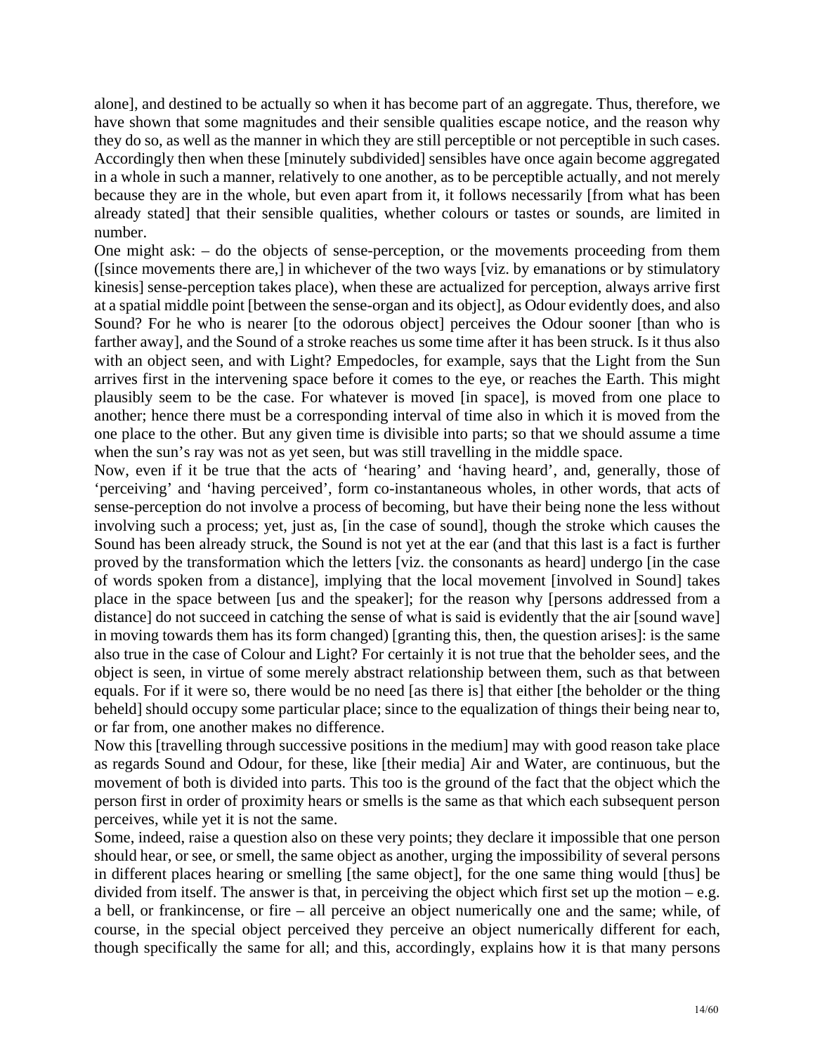alone], and destined to be actually so when it has become part of an aggregate. Thus, therefore, we have shown that some magnitudes and their sensible qualities escape notice, and the reason why they do so, as well as the manner in which they are still perceptible or not perceptible in such cases. Accordingly then when these [minutely subdivided] sensibles have once again become aggregated in a whole in such a manner, relatively to one another, as to be perceptible actually, and not merely because they are in the whole, but even apart from it, it follows necessarily [from what has been already stated] that their sensible qualities, whether colours or tastes or sounds, are limited in number.

One might ask: – do the objects of sense-perception, or the movements proceeding from them ([since movements there are,] in whichever of the two ways [viz. by emanations or by stimulatory kinesis] sense-perception takes place), when these are actualized for perception, always arrive first at a spatial middle point [between the sense-organ and its object], as Odour evidently does, and also Sound? For he who is nearer [to the odorous object] perceives the Odour sooner [than who is farther away], and the Sound of a stroke reaches us some time after it has been struck. Is it thus also with an object seen, and with Light? Empedocles, for example, says that the Light from the Sun arrives first in the intervening space before it comes to the eye, or reaches the Earth. This might plausibly seem to be the case. For whatever is moved [in space], is moved from one place to another; hence there must be a corresponding interval of time also in which it is moved from the one place to the other. But any given time is divisible into parts; so that we should assume a time when the sun's ray was not as yet seen, but was still travelling in the middle space.

Now, even if it be true that the acts of 'hearing' and 'having heard', and, generally, those of 'perceiving' and 'having perceived', form co-instantaneous wholes, in other words, that acts of sense-perception do not involve a process of becoming, but have their being none the less without involving such a process; yet, just as, [in the case of sound], though the stroke which causes the Sound has been already struck, the Sound is not yet at the ear (and that this last is a fact is further proved by the transformation which the letters [viz. the consonants as heard] undergo [in the case of words spoken from a distance], implying that the local movement [involved in Sound] takes place in the space between [us and the speaker]; for the reason why [persons addressed from a distance] do not succeed in catching the sense of what is said is evidently that the air [sound wave] in moving towards them has its form changed) [granting this, then, the question arises]: is the same also true in the case of Colour and Light? For certainly it is not true that the beholder sees, and the object is seen, in virtue of some merely abstract relationship between them, such as that between equals. For if it were so, there would be no need [as there is] that either [the beholder or the thing beheld] should occupy some particular place; since to the equalization of things their being near to, or far from, one another makes no difference.

Now this [travelling through successive positions in the medium] may with good reason take place as regards Sound and Odour, for these, like [their media] Air and Water, are continuous, but the movement of both is divided into parts. This too is the ground of the fact that the object which the person first in order of proximity hears or smells is the same as that which each subsequent person perceives, while yet it is not the same.

Some, indeed, raise a question also on these very points; they declare it impossible that one person should hear, or see, or smell, the same object as another, urging the impossibility of several persons in different places hearing or smelling [the same object], for the one same thing would [thus] be divided from itself. The answer is that, in perceiving the object which first set up the motion – e.g. a bell, or frankincense, or fire – all perceive an object numerically one and the same; while, of course, in the special object perceived they perceive an object numerically different for each, though specifically the same for all; and this, accordingly, explains how it is that many persons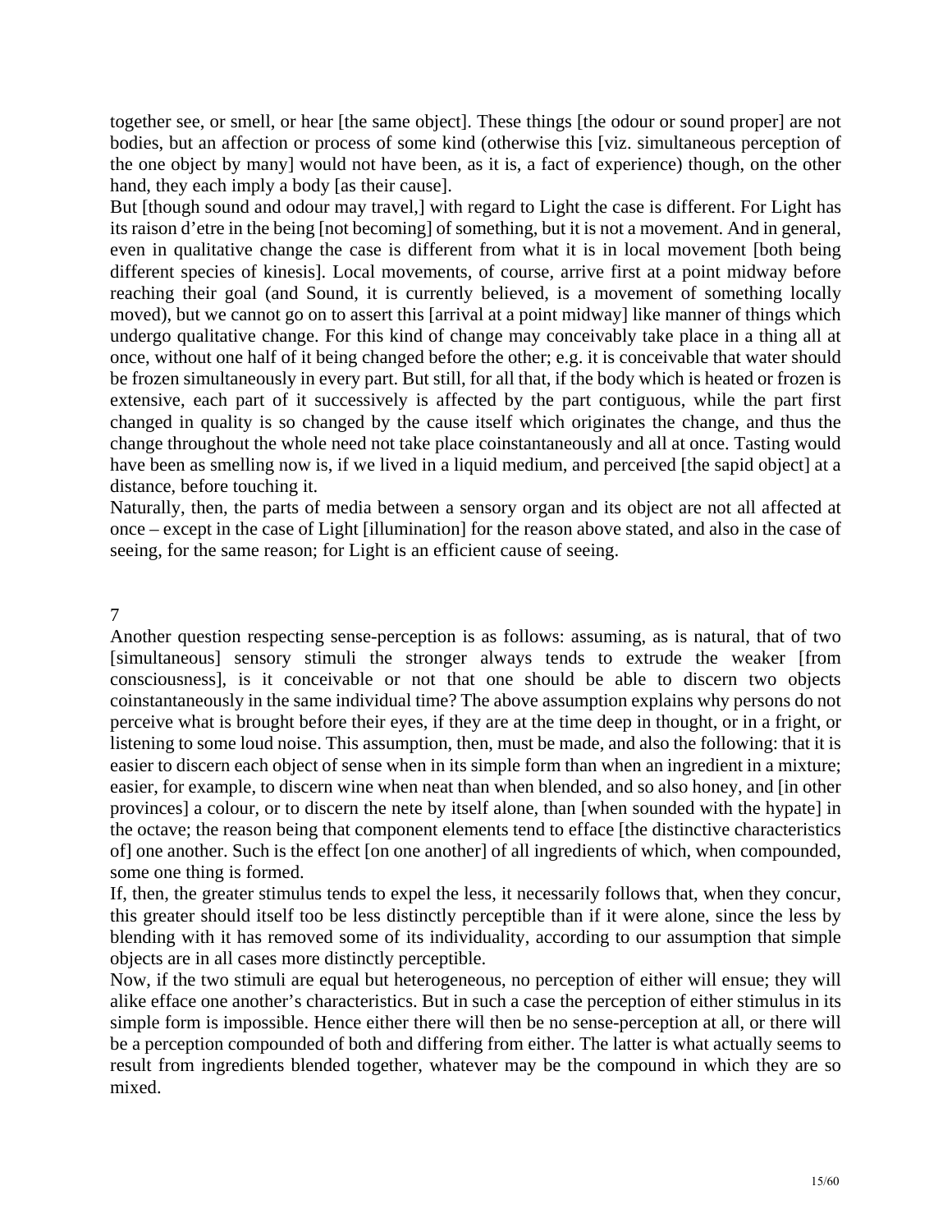together see, or smell, or hear [the same object]. These things [the odour or sound proper] are not bodies, but an affection or process of some kind (otherwise this [viz. simultaneous perception of the one object by many] would not have been, as it is, a fact of experience) though, on the other hand, they each imply a body [as their cause].

But [though sound and odour may travel,] with regard to Light the case is different. For Light has its raison d'etre in the being [not becoming] of something, but it is not a movement. And in general, even in qualitative change the case is different from what it is in local movement [both being different species of kinesis]. Local movements, of course, arrive first at a point midway before reaching their goal (and Sound, it is currently believed, is a movement of something locally moved), but we cannot go on to assert this [arrival at a point midway] like manner of things which undergo qualitative change. For this kind of change may conceivably take place in a thing all at once, without one half of it being changed before the other; e.g. it is conceivable that water should be frozen simultaneously in every part. But still, for all that, if the body which is heated or frozen is extensive, each part of it successively is affected by the part contiguous, while the part first changed in quality is so changed by the cause itself which originates the change, and thus the change throughout the whole need not take place coinstantaneously and all at once. Tasting would have been as smelling now is, if we lived in a liquid medium, and perceived [the sapid object] at a distance, before touching it.

Naturally, then, the parts of media between a sensory organ and its object are not all affected at once – except in the case of Light [illumination] for the reason above stated, and also in the case of seeing, for the same reason; for Light is an efficient cause of seeing.

## 7

Another question respecting sense-perception is as follows: assuming, as is natural, that of two [simultaneous] sensory stimuli the stronger always tends to extrude the weaker [from consciousness], is it conceivable or not that one should be able to discern two objects coinstantaneously in the same individual time? The above assumption explains why persons do not perceive what is brought before their eyes, if they are at the time deep in thought, or in a fright, or listening to some loud noise. This assumption, then, must be made, and also the following: that it is easier to discern each object of sense when in its simple form than when an ingredient in a mixture; easier, for example, to discern wine when neat than when blended, and so also honey, and [in other provinces] a colour, or to discern the nete by itself alone, than [when sounded with the hypate] in the octave; the reason being that component elements tend to efface [the distinctive characteristics of] one another. Such is the effect [on one another] of all ingredients of which, when compounded, some one thing is formed.

If, then, the greater stimulus tends to expel the less, it necessarily follows that, when they concur, this greater should itself too be less distinctly perceptible than if it were alone, since the less by blending with it has removed some of its individuality, according to our assumption that simple objects are in all cases more distinctly perceptible.

Now, if the two stimuli are equal but heterogeneous, no perception of either will ensue; they will alike efface one another's characteristics. But in such a case the perception of either stimulus in its simple form is impossible. Hence either there will then be no sense-perception at all, or there will be a perception compounded of both and differing from either. The latter is what actually seems to result from ingredients blended together, whatever may be the compound in which they are so mixed.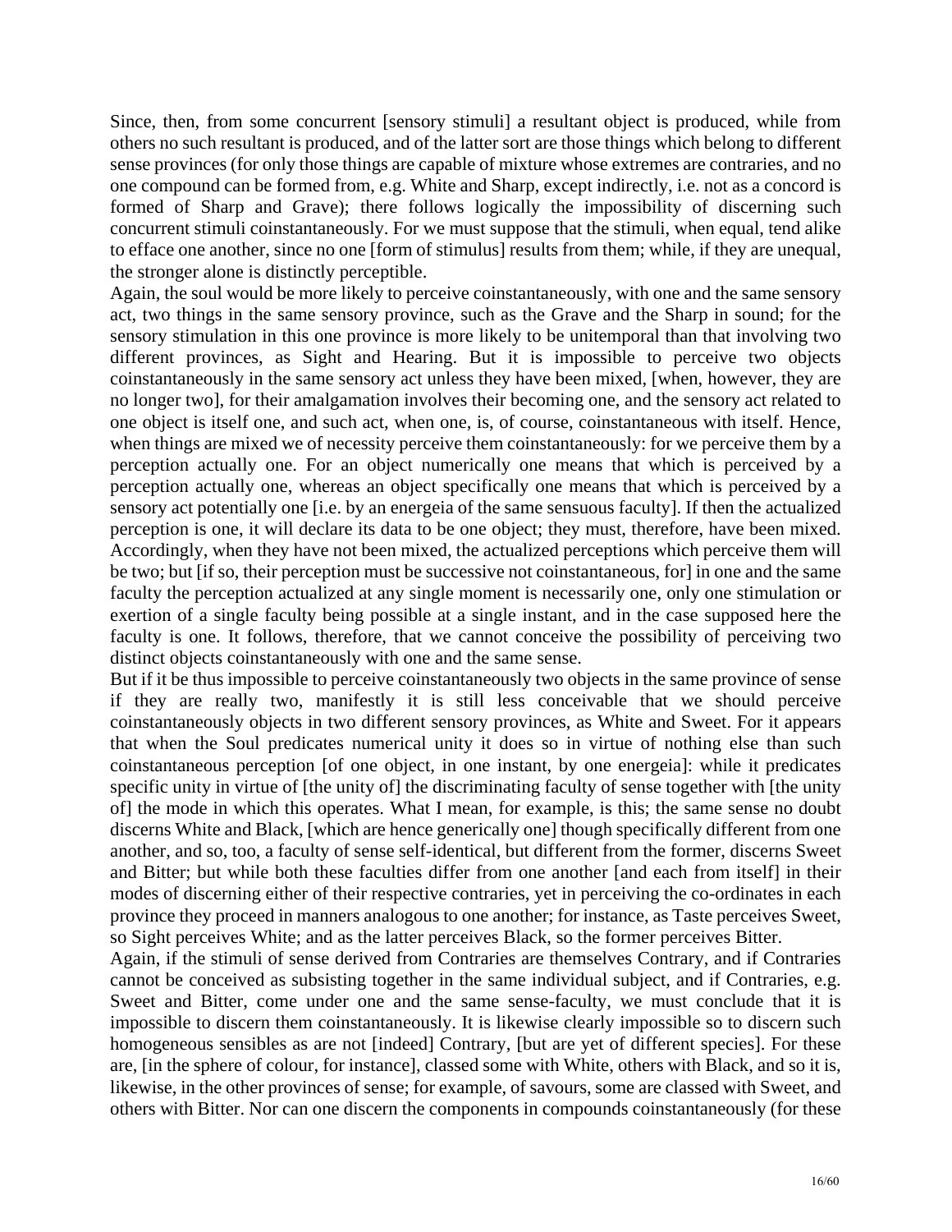Since, then, from some concurrent [sensory stimuli] a resultant object is produced, while from others no such resultant is produced, and of the latter sort are those things which belong to different sense provinces (for only those things are capable of mixture whose extremes are contraries, and no one compound can be formed from, e.g. White and Sharp, except indirectly, i.e. not as a concord is formed of Sharp and Grave); there follows logically the impossibility of discerning such concurrent stimuli coinstantaneously. For we must suppose that the stimuli, when equal, tend alike to efface one another, since no one [form of stimulus] results from them; while, if they are unequal, the stronger alone is distinctly perceptible.

Again, the soul would be more likely to perceive coinstantaneously, with one and the same sensory act, two things in the same sensory province, such as the Grave and the Sharp in sound; for the sensory stimulation in this one province is more likely to be unitemporal than that involving two different provinces, as Sight and Hearing. But it is impossible to perceive two objects coinstantaneously in the same sensory act unless they have been mixed, [when, however, they are no longer two], for their amalgamation involves their becoming one, and the sensory act related to one object is itself one, and such act, when one, is, of course, coinstantaneous with itself. Hence, when things are mixed we of necessity perceive them coinstantaneously: for we perceive them by a perception actually one. For an object numerically one means that which is perceived by a perception actually one, whereas an object specifically one means that which is perceived by a sensory act potentially one [i.e. by an energeia of the same sensuous faculty]. If then the actualized perception is one, it will declare its data to be one object; they must, therefore, have been mixed. Accordingly, when they have not been mixed, the actualized perceptions which perceive them will be two; but [if so, their perception must be successive not coinstantaneous, for] in one and the same faculty the perception actualized at any single moment is necessarily one, only one stimulation or exertion of a single faculty being possible at a single instant, and in the case supposed here the faculty is one. It follows, therefore, that we cannot conceive the possibility of perceiving two distinct objects coinstantaneously with one and the same sense.

But if it be thus impossible to perceive coinstantaneously two objects in the same province of sense if they are really two, manifestly it is still less conceivable that we should perceive coinstantaneously objects in two different sensory provinces, as White and Sweet. For it appears that when the Soul predicates numerical unity it does so in virtue of nothing else than such coinstantaneous perception [of one object, in one instant, by one energeia]: while it predicates specific unity in virtue of [the unity of] the discriminating faculty of sense together with [the unity of] the mode in which this operates. What I mean, for example, is this; the same sense no doubt discerns White and Black, [which are hence generically one] though specifically different from one another, and so, too, a faculty of sense self-identical, but different from the former, discerns Sweet and Bitter; but while both these faculties differ from one another [and each from itself] in their modes of discerning either of their respective contraries, yet in perceiving the co-ordinates in each province they proceed in manners analogous to one another; for instance, as Taste perceives Sweet, so Sight perceives White; and as the latter perceives Black, so the former perceives Bitter.

Again, if the stimuli of sense derived from Contraries are themselves Contrary, and if Contraries cannot be conceived as subsisting together in the same individual subject, and if Contraries, e.g. Sweet and Bitter, come under one and the same sense-faculty, we must conclude that it is impossible to discern them coinstantaneously. It is likewise clearly impossible so to discern such homogeneous sensibles as are not [indeed] Contrary, [but are yet of different species]. For these are, [in the sphere of colour, for instance], classed some with White, others with Black, and so it is, likewise, in the other provinces of sense; for example, of savours, some are classed with Sweet, and others with Bitter. Nor can one discern the components in compounds coinstantaneously (for these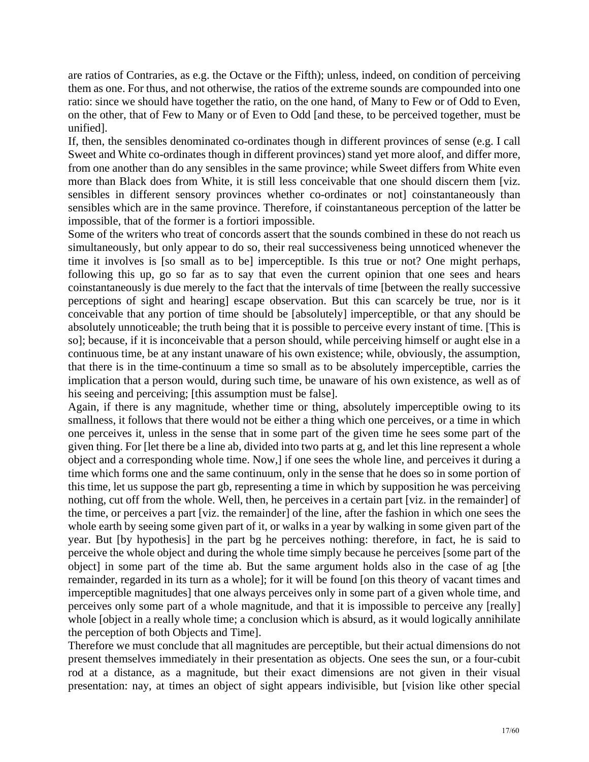are ratios of Contraries, as e.g. the Octave or the Fifth); unless, indeed, on condition of perceiving them as one. For thus, and not otherwise, the ratios of the extreme sounds are compounded into one ratio: since we should have together the ratio, on the one hand, of Many to Few or of Odd to Even, on the other, that of Few to Many or of Even to Odd [and these, to be perceived together, must be unified].

If, then, the sensibles denominated co-ordinates though in different provinces of sense (e.g. I call Sweet and White co-ordinates though in different provinces) stand yet more aloof, and differ more, from one another than do any sensibles in the same province; while Sweet differs from White even more than Black does from White, it is still less conceivable that one should discern them [viz. sensibles in different sensory provinces whether co-ordinates or not] coinstantaneously than sensibles which are in the same province. Therefore, if coinstantaneous perception of the latter be impossible, that of the former is a fortiori impossible.

Some of the writers who treat of concords assert that the sounds combined in these do not reach us simultaneously, but only appear to do so, their real successiveness being unnoticed whenever the time it involves is [so small as to be] imperceptible. Is this true or not? One might perhaps, following this up, go so far as to say that even the current opinion that one sees and hears coinstantaneously is due merely to the fact that the intervals of time [between the really successive perceptions of sight and hearing] escape observation. But this can scarcely be true, nor is it conceivable that any portion of time should be [absolutely] imperceptible, or that any should be absolutely unnoticeable; the truth being that it is possible to perceive every instant of time. [This is so]; because, if it is inconceivable that a person should, while perceiving himself or aught else in a continuous time, be at any instant unaware of his own existence; while, obviously, the assumption, that there is in the time-continuum a time so small as to be absolutely imperceptible, carries the implication that a person would, during such time, be unaware of his own existence, as well as of his seeing and perceiving; [this assumption must be false].

Again, if there is any magnitude, whether time or thing, absolutely imperceptible owing to its smallness, it follows that there would not be either a thing which one perceives, or a time in which one perceives it, unless in the sense that in some part of the given time he sees some part of the given thing. For [let there be a line ab, divided into two parts at g, and let this line represent a whole object and a corresponding whole time. Now,] if one sees the whole line, and perceives it during a time which forms one and the same continuum, only in the sense that he does so in some portion of this time, let us suppose the part gb, representing a time in which by supposition he was perceiving nothing, cut off from the whole. Well, then, he perceives in a certain part [viz. in the remainder] of the time, or perceives a part [viz. the remainder] of the line, after the fashion in which one sees the whole earth by seeing some given part of it, or walks in a year by walking in some given part of the year. But [by hypothesis] in the part bg he perceives nothing: therefore, in fact, he is said to perceive the whole object and during the whole time simply because he perceives [some part of the object] in some part of the time ab. But the same argument holds also in the case of ag [the remainder, regarded in its turn as a whole]; for it will be found [on this theory of vacant times and imperceptible magnitudes] that one always perceives only in some part of a given whole time, and perceives only some part of a whole magnitude, and that it is impossible to perceive any [really] whole [object in a really whole time; a conclusion which is absurd, as it would logically annihilate the perception of both Objects and Time].

Therefore we must conclude that all magnitudes are perceptible, but their actual dimensions do not present themselves immediately in their presentation as objects. One sees the sun, or a four-cubit rod at a distance, as a magnitude, but their exact dimensions are not given in their visual presentation: nay, at times an object of sight appears indivisible, but [vision like other special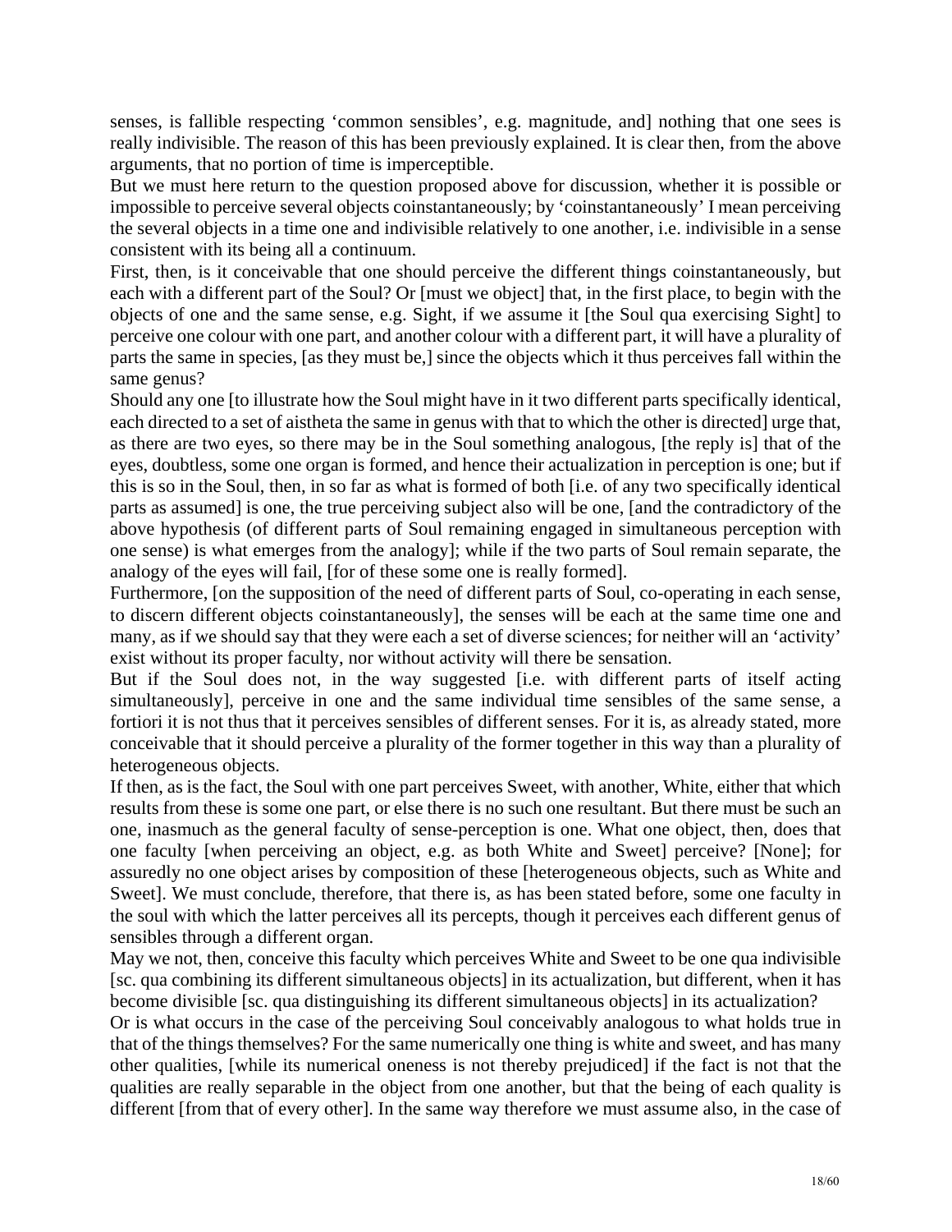senses, is fallible respecting 'common sensibles', e.g. magnitude, and] nothing that one sees is really indivisible. The reason of this has been previously explained. It is clear then, from the above arguments, that no portion of time is imperceptible.

But we must here return to the question proposed above for discussion, whether it is possible or impossible to perceive several objects coinstantaneously; by 'coinstantaneously' I mean perceiving the several objects in a time one and indivisible relatively to one another, i.e. indivisible in a sense consistent with its being all a continuum.

First, then, is it conceivable that one should perceive the different things coinstantaneously, but each with a different part of the Soul? Or [must we object] that, in the first place, to begin with the objects of one and the same sense, e.g. Sight, if we assume it [the Soul qua exercising Sight] to perceive one colour with one part, and another colour with a different part, it will have a plurality of parts the same in species, [as they must be,] since the objects which it thus perceives fall within the same genus?

Should any one [to illustrate how the Soul might have in it two different parts specifically identical, each directed to a set of aistheta the same in genus with that to which the other is directed] urge that, as there are two eyes, so there may be in the Soul something analogous, [the reply is] that of the eyes, doubtless, some one organ is formed, and hence their actualization in perception is one; but if this is so in the Soul, then, in so far as what is formed of both [i.e. of any two specifically identical parts as assumed] is one, the true perceiving subject also will be one, [and the contradictory of the above hypothesis (of different parts of Soul remaining engaged in simultaneous perception with one sense) is what emerges from the analogy]; while if the two parts of Soul remain separate, the analogy of the eyes will fail, [for of these some one is really formed].

Furthermore, [on the supposition of the need of different parts of Soul, co-operating in each sense, to discern different objects coinstantaneously], the senses will be each at the same time one and many, as if we should say that they were each a set of diverse sciences; for neither will an 'activity' exist without its proper faculty, nor without activity will there be sensation.

But if the Soul does not, in the way suggested [i.e. with different parts of itself acting simultaneously], perceive in one and the same individual time sensibles of the same sense, a fortiori it is not thus that it perceives sensibles of different senses. For it is, as already stated, more conceivable that it should perceive a plurality of the former together in this way than a plurality of heterogeneous objects.

If then, as is the fact, the Soul with one part perceives Sweet, with another, White, either that which results from these is some one part, or else there is no such one resultant. But there must be such an one, inasmuch as the general faculty of sense-perception is one. What one object, then, does that one faculty [when perceiving an object, e.g. as both White and Sweet] perceive? [None]; for assuredly no one object arises by composition of these [heterogeneous objects, such as White and Sweet]. We must conclude, therefore, that there is, as has been stated before, some one faculty in the soul with which the latter perceives all its percepts, though it perceives each different genus of sensibles through a different organ.

May we not, then, conceive this faculty which perceives White and Sweet to be one qua indivisible [sc. qua combining its different simultaneous objects] in its actualization, but different, when it has become divisible [sc. qua distinguishing its different simultaneous objects] in its actualization?

Or is what occurs in the case of the perceiving Soul conceivably analogous to what holds true in that of the things themselves? For the same numerically one thing is white and sweet, and has many other qualities, [while its numerical oneness is not thereby prejudiced] if the fact is not that the qualities are really separable in the object from one another, but that the being of each quality is different [from that of every other]. In the same way therefore we must assume also, in the case of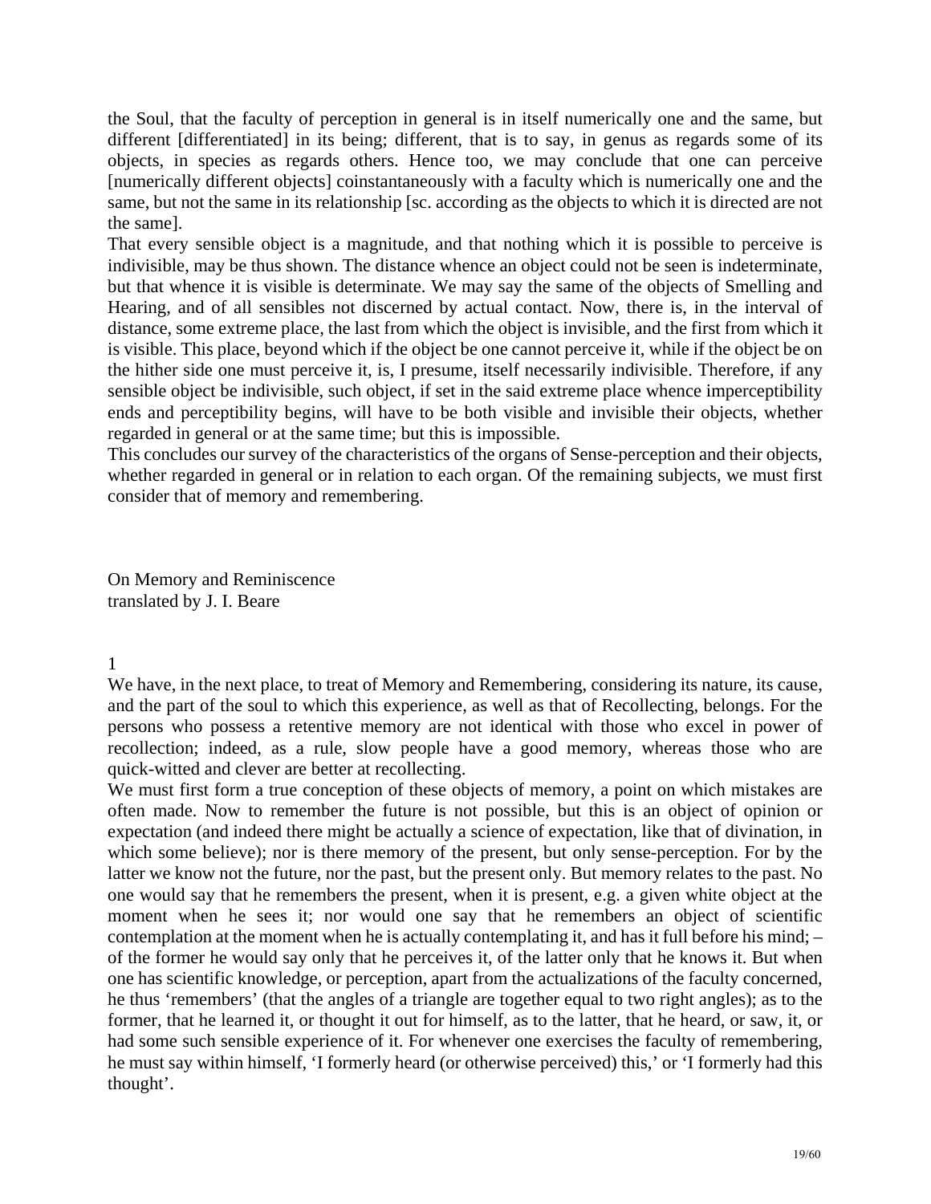the Soul, that the faculty of perception in general is in itself numerically one and the same, but different [differentiated] in its being; different, that is to say, in genus as regards some of its objects, in species as regards others. Hence too, we may conclude that one can perceive [numerically different objects] coinstantaneously with a faculty which is numerically one and the same, but not the same in its relationship [sc. according as the objects to which it is directed are not the same].

That every sensible object is a magnitude, and that nothing which it is possible to perceive is indivisible, may be thus shown. The distance whence an object could not be seen is indeterminate, but that whence it is visible is determinate. We may say the same of the objects of Smelling and Hearing, and of all sensibles not discerned by actual contact. Now, there is, in the interval of distance, some extreme place, the last from which the object is invisible, and the first from which it is visible. This place, beyond which if the object be one cannot perceive it, while if the object be on the hither side one must perceive it, is, I presume, itself necessarily indivisible. Therefore, if any sensible object be indivisible, such object, if set in the said extreme place whence imperceptibility ends and perceptibility begins, will have to be both visible and invisible their objects, whether regarded in general or at the same time; but this is impossible.

This concludes our survey of the characteristics of the organs of Sense-perception and their objects, whether regarded in general or in relation to each organ. Of the remaining subjects, we must first consider that of memory and remembering.

# On Memory and Reminiscence

translated by J. I. Beare

## 1

We have, in the next place, to treat of Memory and Remembering, considering its nature, its cause, and the part of the soul to which this experience, as well as that of Recollecting, belongs. For the persons who possess a retentive memory are not identical with those who excel in power of recollection; indeed, as a rule, slow people have a good memory, whereas those who are quick-witted and clever are better at recollecting.

We must first form a true conception of these objects of memory, a point on which mistakes are often made. Now to remember the future is not possible, but this is an object of opinion or expectation (and indeed there might be actually a science of expectation, like that of divination, in which some believe); nor is there memory of the present, but only sense-perception. For by the latter we know not the future, nor the past, but the present only. But memory relates to the past. No one would say that he remembers the present, when it is present, e.g. a given white object at the moment when he sees it; nor would one say that he remembers an object of scientific contemplation at the moment when he is actually contemplating it, and has it full before his mind; – of the former he would say only that he perceives it, of the latter only that he knows it. But when one has scientific knowledge, or perception, apart from the actualizations of the faculty concerned, he thus 'remembers' (that the angles of a triangle are together equal to two right angles); as to the former, that he learned it, or thought it out for himself, as to the latter, that he heard, or saw, it, or had some such sensible experience of it. For whenever one exercises the faculty of remembering, he must say within himself, 'I formerly heard (or otherwise perceived) this,' or 'I formerly had this thought'.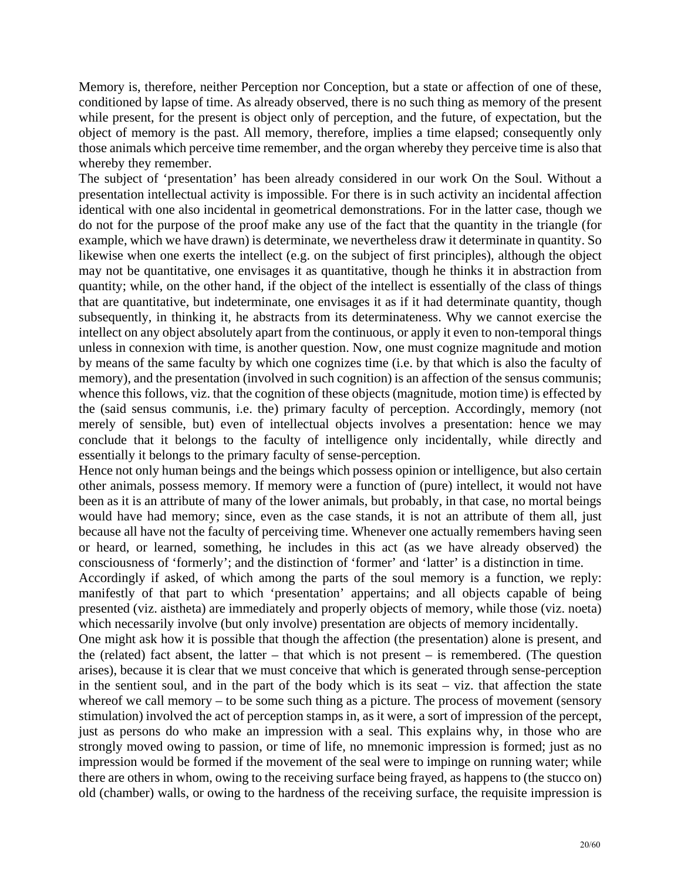Memory is, therefore, neither Perception nor Conception, but a state or affection of one of these, conditioned by lapse of time. As already observed, there is no such thing as memory of the present while present, for the present is object only of perception, and the future, of expectation, but the object of memory is the past. All memory, therefore, implies a time elapsed; consequently only those animals which perceive time remember, and the organ whereby they perceive time is also that whereby they remember.

The subject of 'presentation' has been already considered in our work On the Soul. Without a presentation intellectual activity is impossible. For there is in such activity an incidental affection identical with one also incidental in geometrical demonstrations. For in the latter case, though we do not for the purpose of the proof make any use of the fact that the quantity in the triangle (for example, which we have drawn) is determinate, we nevertheless draw it determinate in quantity. So likewise when one exerts the intellect (e.g. on the subject of first principles), although the object may not be quantitative, one envisages it as quantitative, though he thinks it in abstraction from quantity; while, on the other hand, if the object of the intellect is essentially of the class of things that are quantitative, but indeterminate, one envisages it as if it had determinate quantity, though subsequently, in thinking it, he abstracts from its determinateness. Why we cannot exercise the intellect on any object absolutely apart from the continuous, or apply it even to non-temporal things unless in connexion with time, is another question. Now, one must cognize magnitude and motion by means of the same faculty by which one cognizes time (i.e. by that which is also the faculty of memory), and the presentation (involved in such cognition) is an affection of the sensus communis; whence this follows, viz. that the cognition of these objects (magnitude, motion time) is effected by the (said sensus communis, i.e. the) primary faculty of perception. Accordingly, memory (not merely of sensible, but) even of intellectual objects involves a presentation: hence we may conclude that it belongs to the faculty of intelligence only incidentally, while directly and essentially it belongs to the primary faculty of sense-perception.

Hence not only human beings and the beings which possess opinion or intelligence, but also certain other animals, possess memory. If memory were a function of (pure) intellect, it would not have been as it is an attribute of many of the lower animals, but probably, in that case, no mortal beings would have had memory; since, even as the case stands, it is not an attribute of them all, just because all have not the faculty of perceiving time. Whenever one actually remembers having seen or heard, or learned, something, he includes in this act (as we have already observed) the consciousness of 'formerly'; and the distinction of 'former' and 'latter' is a distinction in time.

Accordingly if asked, of which among the parts of the soul memory is a function, we reply: manifestly of that part to which 'presentation' appertains; and all objects capable of being presented (viz. aistheta) are immediately and properly objects of memory, while those (viz. noeta) which necessarily involve (but only involve) presentation are objects of memory incidentally.

One might ask how it is possible that though the affection (the presentation) alone is present, and the (related) fact absent, the latter – that which is not present – is remembered. (The question arises), because it is clear that we must conceive that which is generated through sense-perception in the sentient soul, and in the part of the body which is its seat – viz. that affection the state whereof we call memory – to be some such thing as a picture. The process of movement (sensory stimulation) involved the act of perception stamps in, as it were, a sort of impression of the percept, just as persons do who make an impression with a seal. This explains why, in those who are strongly moved owing to passion, or time of life, no mnemonic impression is formed; just as no impression would be formed if the movement of the seal were to impinge on running water; while there are others in whom, owing to the receiving surface being frayed, as happens to (the stucco on) old (chamber) walls, or owing to the hardness of the receiving surface, the requisite impression is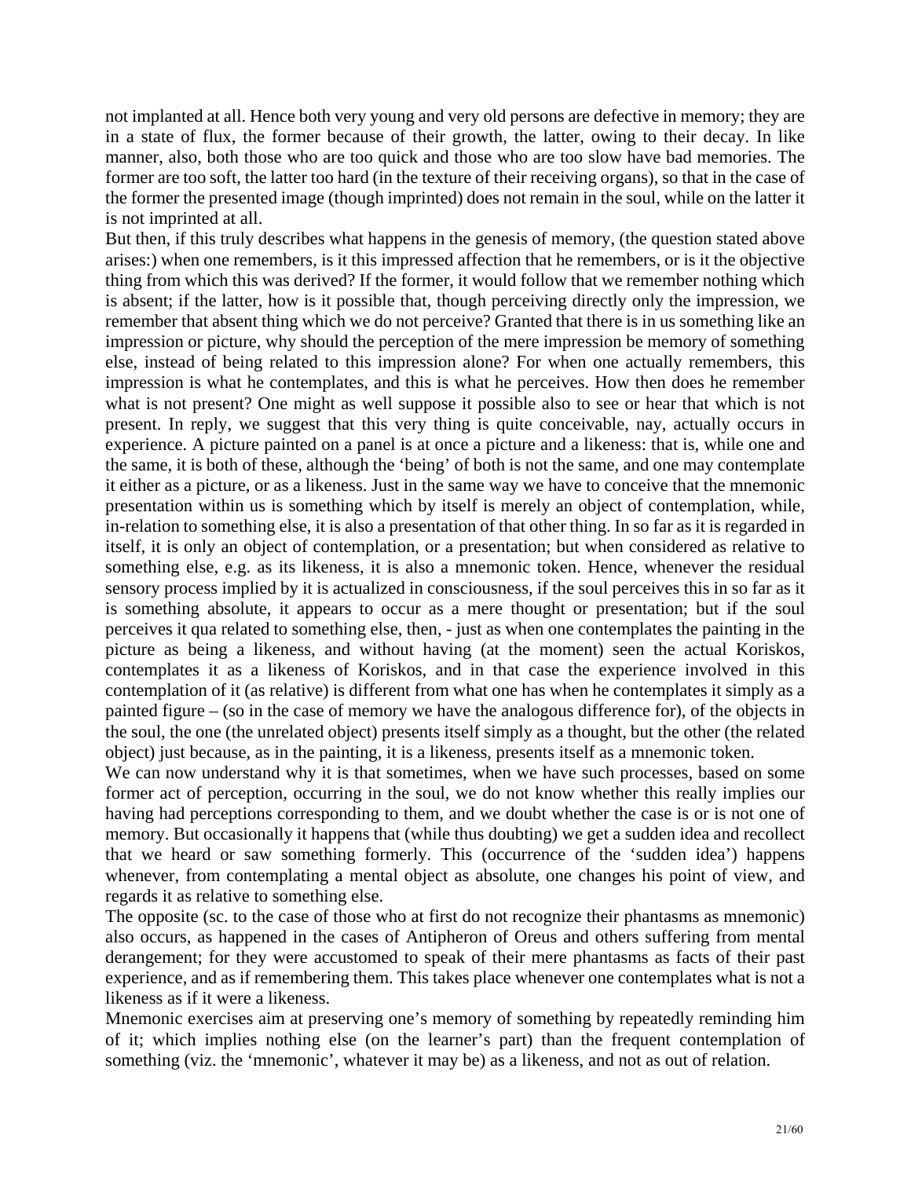not implanted at all. Hence both very young and very old persons are defective in memory; they are in a state of flux, the former because of their growth, the latter, owing to their decay. In like manner, also, both those who are too quick and those who are too slow have bad memories. The former are too soft, the latter too hard (in the texture of their receiving organs), so that in the case of the former the presented image (though imprinted) does not remain in the soul, while on the latter it is not imprinted at all.

But then, if this truly describes what happens in the genesis of memory, (the question stated above arises:) when one remembers, is it this impressed affection that he remembers, or is it the objective thing from which this was derived? If the former, it would follow that we remember nothing which is absent; if the latter, how is it possible that, though perceiving directly only the impression, we remember that absent thing which we do not perceive? Granted that there is in us something like an impression or picture, why should the perception of the mere impression be memory of something else, instead of being related to this impression alone? For when one actually remembers, this impression is what he contemplates, and this is what he perceives. How then does he remember what is not present? One might as well suppose it possible also to see or hear that which is not present. In reply, we suggest that this very thing is quite conceivable, nay, actually occurs in experience. A picture painted on a panel is at once a picture and a likeness: that is, while one and the same, it is both of these, although the 'being' of both is not the same, and one may contemplate it either as a picture, or as a likeness. Just in the same way we have to conceive that the mnemonic presentation within us is something which by itself is merely an object of contemplation, while, in-relation to something else, it is also a presentation of that other thing. In so far as it is regarded in itself, it is only an object of contemplation, or a presentation; but when considered as relative to something else, e.g. as its likeness, it is also a mnemonic token. Hence, whenever the residual sensory process implied by it is actualized in consciousness, if the soul perceives this in so far as it is something absolute, it appears to occur as a mere thought or presentation; but if the soul perceives it qua related to something else, then, - just as when one contemplates the painting in the picture as being a likeness, and without having (at the moment) seen the actual Koriskos, contemplates it as a likeness of Koriskos, and in that case the experience involved in this contemplation of it (as relative) is different from what one has when he contemplates it simply as a painted figure – (so in the case of memory we have the analogous difference for), of the objects in the soul, the one (the unrelated object) presents itself simply as a thought, but the other (the related object) just because, as in the painting, it is a likeness, presents itself as a mnemonic token.

We can now understand why it is that sometimes, when we have such processes, based on some former act of perception, occurring in the soul, we do not know whether this really implies our having had perceptions corresponding to them, and we doubt whether the case is or is not one of memory. But occasionally it happens that (while thus doubting) we get a sudden idea and recollect that we heard or saw something formerly. This (occurrence of the 'sudden idea') happens whenever, from contemplating a mental object as absolute, one changes his point of view, and regards it as relative to something else.

The opposite (sc. to the case of those who at first do not recognize their phantasms as mnemonic) also occurs, as happened in the cases of Antipheron of Oreus and others suffering from mental derangement; for they were accustomed to speak of their mere phantasms as facts of their past experience, and as if remembering them. This takes place whenever one contemplates what is not a likeness as if it were a likeness.

Mnemonic exercises aim at preserving one's memory of something by repeatedly reminding him of it; which implies nothing else (on the learner's part) than the frequent contemplation of something (viz. the 'mnemonic', whatever it may be) as a likeness, and not as out of relation.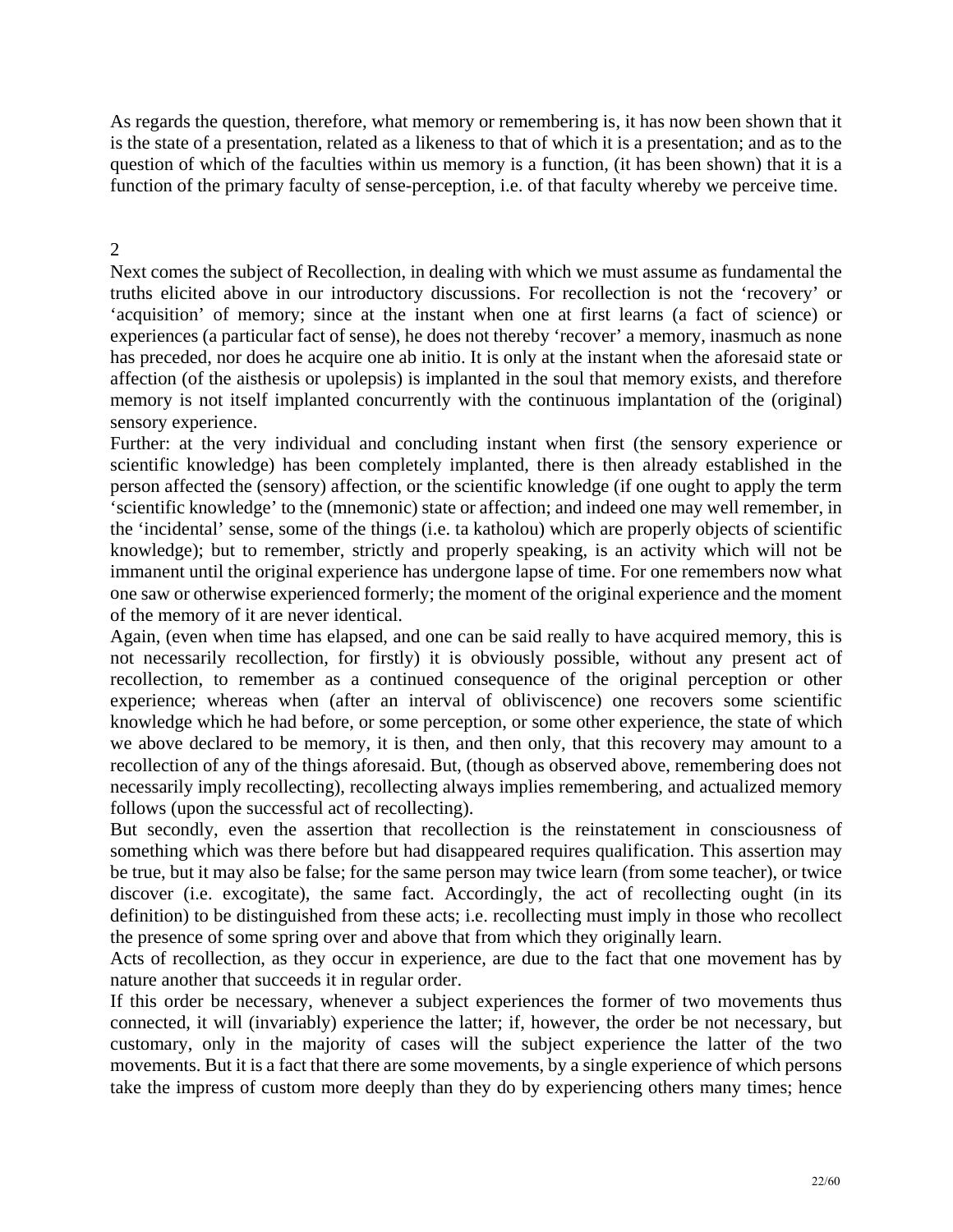As regards the question, therefore, what memory or remembering is, it has now been shown that it is the state of a presentation, related as a likeness to that of which it is a presentation; and as to the question of which of the faculties within us memory is a function, (it has been shown) that it is a function of the primary faculty of sense-perception, i.e. of that faculty whereby we perceive time.

## 2

Next comes the subject of Recollection, in dealing with which we must assume as fundamental the truths elicited above in our introductory discussions. For recollection is not the 'recovery' or 'acquisition' of memory; since at the instant when one at first learns (a fact of science) or experiences (a particular fact of sense), he does not thereby 'recover' a memory, inasmuch as none has preceded, nor does he acquire one ab initio. It is only at the instant when the aforesaid state or affection (of the aisthesis or upolepsis) is implanted in the soul that memory exists, and therefore memory is not itself implanted concurrently with the continuous implantation of the (original) sensory experience.

Further: at the very individual and concluding instant when first (the sensory experience or scientific knowledge) has been completely implanted, there is then already established in the person affected the (sensory) affection, or the scientific knowledge (if one ought to apply the term 'scientific knowledge' to the (mnemonic) state or affection; and indeed one may well remember, in the 'incidental' sense, some of the things (i.e. ta katholou) which are properly objects of scientific knowledge); but to remember, strictly and properly speaking, is an activity which will not be immanent until the original experience has undergone lapse of time. For one remembers now what one saw or otherwise experienced formerly; the moment of the original experience and the moment of the memory of it are never identical.

Again, (even when time has elapsed, and one can be said really to have acquired memory, this is not necessarily recollection, for firstly) it is obviously possible, without any present act of recollection, to remember as a continued consequence of the original perception or other experience; whereas when (after an interval of obliviscence) one recovers some scientific knowledge which he had before, or some perception, or some other experience, the state of which we above declared to be memory, it is then, and then only, that this recovery may amount to a recollection of any of the things aforesaid. But, (though as observed above, remembering does not necessarily imply recollecting), recollecting always implies remembering, and actualized memory follows (upon the successful act of recollecting).

But secondly, even the assertion that recollection is the reinstatement in consciousness of something which was there before but had disappeared requires qualification. This assertion may be true, but it may also be false; for the same person may twice learn (from some teacher), or twice discover (i.e. excogitate), the same fact. Accordingly, the act of recollecting ought (in its definition) to be distinguished from these acts; i.e. recollecting must imply in those who recollect the presence of some spring over and above that from which they originally learn.

Acts of recollection, as they occur in experience, are due to the fact that one movement has by nature another that succeeds it in regular order.

If this order be necessary, whenever a subject experiences the former of two movements thus connected, it will (invariably) experience the latter; if, however, the order be not necessary, but customary, only in the majority of cases will the subject experience the latter of the two movements. But it is a fact that there are some movements, by a single experience of which persons take the impress of custom more deeply than they do by experiencing others many times; hence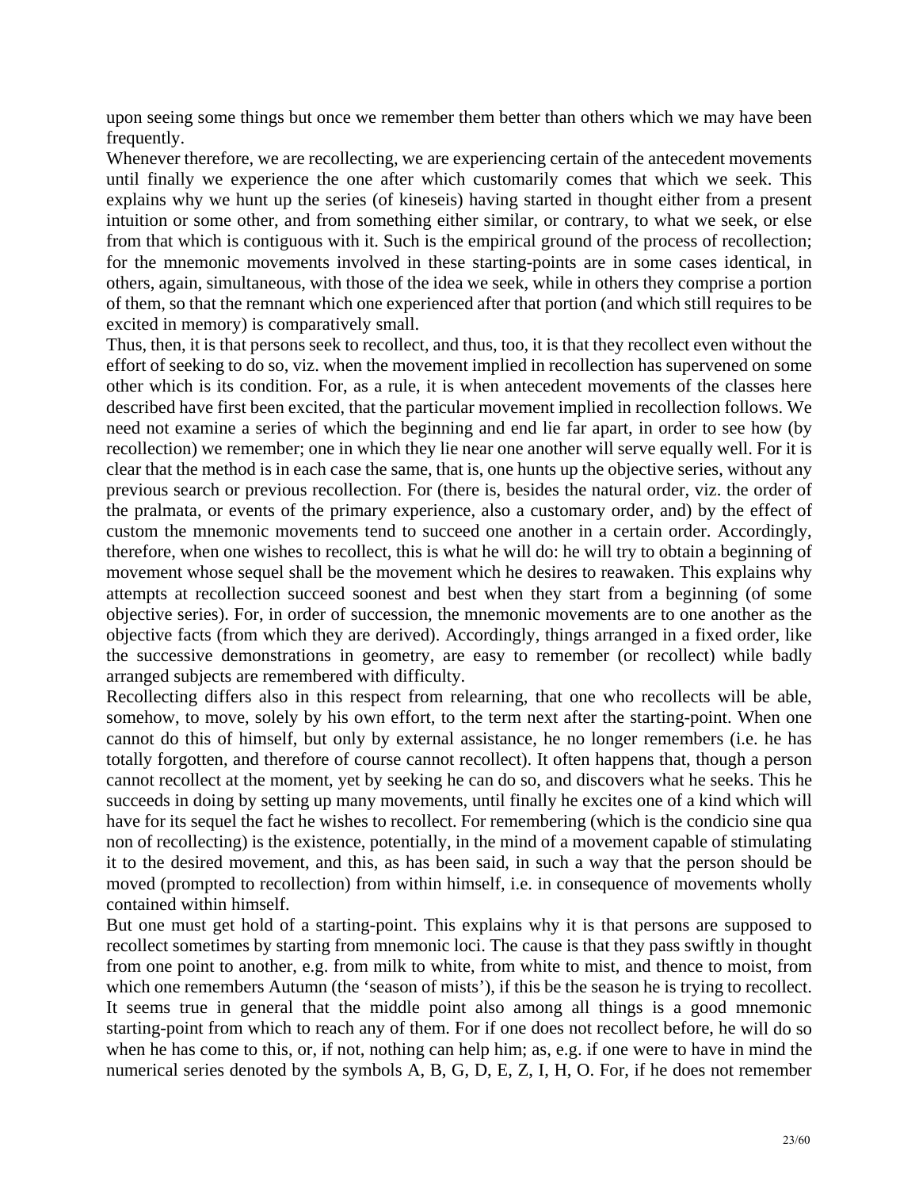upon seeing some things but once we remember them better than others which we may have been frequently.

Whenever therefore, we are recollecting, we are experiencing certain of the antecedent movements until finally we experience the one after which customarily comes that which we seek. This explains why we hunt up the series (of kineseis) having started in thought either from a present intuition or some other, and from something either similar, or contrary, to what we seek, or else from that which is contiguous with it. Such is the empirical ground of the process of recollection; for the mnemonic movements involved in these starting-points are in some cases identical, in others, again, simultaneous, with those of the idea we seek, while in others they comprise a portion of them, so that the remnant which one experienced after that portion (and which still requires to be excited in memory) is comparatively small.

Thus, then, it is that persons seek to recollect, and thus, too, it is that they recollect even without the effort of seeking to do so, viz. when the movement implied in recollection has supervened on some other which is its condition. For, as a rule, it is when antecedent movements of the classes here described have first been excited, that the particular movement implied in recollection follows. We need not examine a series of which the beginning and end lie far apart, in order to see how (by recollection) we remember; one in which they lie near one another will serve equally well. For it is clear that the method is in each case the same, that is, one hunts up the objective series, without any previous search or previous recollection. For (there is, besides the natural order, viz. the order of the pralmata, or events of the primary experience, also a customary order, and) by the effect of custom the mnemonic movements tend to succeed one another in a certain order. Accordingly, therefore, when one wishes to recollect, this is what he will do: he will try to obtain a beginning of movement whose sequel shall be the movement which he desires to reawaken. This explains why attempts at recollection succeed soonest and best when they start from a beginning (of some objective series). For, in order of succession, the mnemonic movements are to one another as the objective facts (from which they are derived). Accordingly, things arranged in a fixed order, like the successive demonstrations in geometry, are easy to remember (or recollect) while badly arranged subjects are remembered with difficulty.

Recollecting differs also in this respect from relearning, that one who recollects will be able, somehow, to move, solely by his own effort, to the term next after the starting-point. When one cannot do this of himself, but only by external assistance, he no longer remembers (i.e. he has totally forgotten, and therefore of course cannot recollect). It often happens that, though a person cannot recollect at the moment, yet by seeking he can do so, and discovers what he seeks. This he succeeds in doing by setting up many movements, until finally he excites one of a kind which will have for its sequel the fact he wishes to recollect. For remembering (which is the condicio sine qua non of recollecting) is the existence, potentially, in the mind of a movement capable of stimulating it to the desired movement, and this, as has been said, in such a way that the person should be moved (prompted to recollection) from within himself, i.e. in consequence of movements wholly contained within himself.

But one must get hold of a starting-point. This explains why it is that persons are supposed to recollect sometimes by starting from mnemonic loci. The cause is that they pass swiftly in thought from one point to another, e.g. from milk to white, from white to mist, and thence to moist, from which one remembers Autumn (the 'season of mists'), if this be the season he is trying to recollect. It seems true in general that the middle point also among all things is a good mnemonic starting-point from which to reach any of them. For if one does not recollect before, he will do so when he has come to this, or, if not, nothing can help him; as, e.g. if one were to have in mind the numerical series denoted by the symbols A, B, G, D, E, Z, I, H, O. For, if he does not remember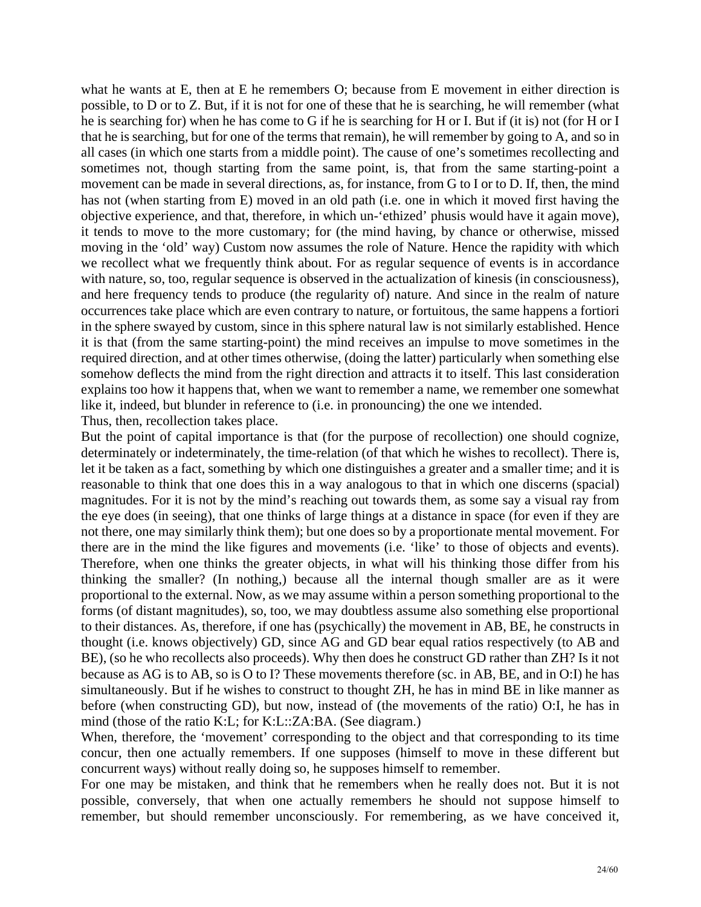what he wants at E, then at E he remembers O; because from E movement in either direction is possible, to D or to Z. But, if it is not for one of these that he is searching, he will remember (what he is searching for) when he has come to G if he is searching for H or I. But if (it is) not (for H or I that he is searching, but for one of the terms that remain), he will remember by going to A, and so in all cases (in which one starts from a middle point). The cause of one's sometimes recollecting and sometimes not, though starting from the same point, is, that from the same starting-point a movement can be made in several directions, as, for instance, from G to I or to D. If, then, the mind has not (when starting from E) moved in an old path (i.e. one in which it moved first having the objective experience, and that, therefore, in which un-'ethized' phusis would have it again move), it tends to move to the more customary; for (the mind having, by chance or otherwise, missed moving in the 'old' way) Custom now assumes the role of Nature. Hence the rapidity with which we recollect what we frequently think about. For as regular sequence of events is in accordance with nature, so, too, regular sequence is observed in the actualization of kinesis (in consciousness), and here frequency tends to produce (the regularity of) nature. And since in the realm of nature occurrences take place which are even contrary to nature, or fortuitous, the same happens a fortiori in the sphere swayed by custom, since in this sphere natural law is not similarly established. Hence it is that (from the same starting-point) the mind receives an impulse to move sometimes in the required direction, and at other times otherwise, (doing the latter) particularly when something else somehow deflects the mind from the right direction and attracts it to itself. This last consideration explains too how it happens that, when we want to remember a name, we remember one somewhat like it, indeed, but blunder in reference to (i.e. in pronouncing) the one we intended.

Thus, then, recollection takes place.

But the point of capital importance is that (for the purpose of recollection) one should cognize, determinately or indeterminately, the time-relation (of that which he wishes to recollect). There is, let it be taken as a fact, something by which one distinguishes a greater and a smaller time; and it is reasonable to think that one does this in a way analogous to that in which one discerns (spacial) magnitudes. For it is not by the mind's reaching out towards them, as some say a visual ray from the eye does (in seeing), that one thinks of large things at a distance in space (for even if they are not there, one may similarly think them); but one does so by a proportionate mental movement. For there are in the mind the like figures and movements (i.e. 'like' to those of objects and events). Therefore, when one thinks the greater objects, in what will his thinking those differ from his thinking the smaller? (In nothing,) because all the internal though smaller are as it were proportional to the external. Now, as we may assume within a person something proportional to the forms (of distant magnitudes), so, too, we may doubtless assume also something else proportional to their distances. As, therefore, if one has (psychically) the movement in AB, BE, he constructs in thought (i.e. knows objectively) GD, since AG and GD bear equal ratios respectively (to AB and BE), (so he who recollects also proceeds). Why then does he construct GD rather than ZH? Is it not because as AG is to AB, so is O to I? These movements therefore (sc. in AB, BE, and in O:I) he has simultaneously. But if he wishes to construct to thought ZH, he has in mind BE in like manner as before (when constructing GD), but now, instead of (the movements of the ratio) O:I, he has in mind (those of the ratio K:L; for K:L::ZA:BA. (See diagram.)

When, therefore, the 'movement' corresponding to the object and that corresponding to its time concur, then one actually remembers. If one supposes (himself to move in these different but concurrent ways) without really doing so, he supposes himself to remember.

For one may be mistaken, and think that he remembers when he really does not. But it is not possible, conversely, that when one actually remembers he should not suppose himself to remember, but should remember unconsciously. For remembering, as we have conceived it,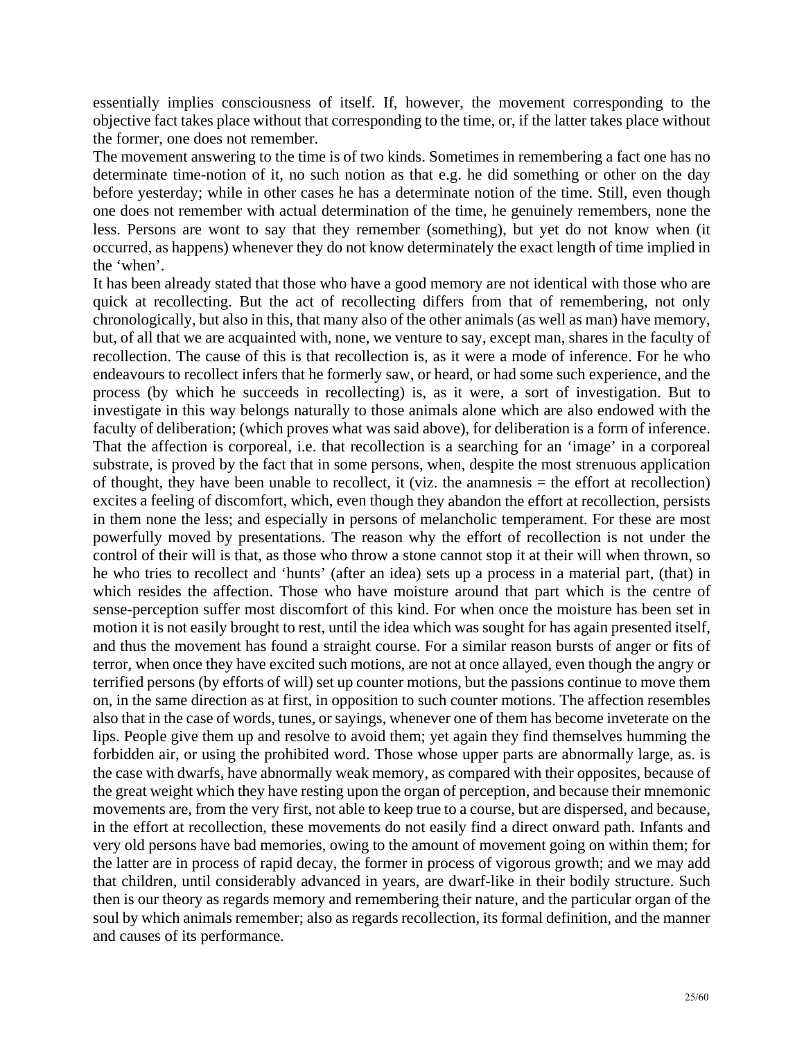essentially implies consciousness of itself. If, however, the movement corresponding to the objective fact takes place without that corresponding to the time, or, if the latter takes place without the former, one does not remember.

The movement answering to the time is of two kinds. Sometimes in remembering a fact one has no determinate time-notion of it, no such notion as that e.g. he did something or other on the day before yesterday; while in other cases he has a determinate notion of the time. Still, even though one does not remember with actual determination of the time, he genuinely remembers, none the less. Persons are wont to say that they remember (something), but yet do not know when (it occurred, as happens) whenever they do not know determinately the exact length of time implied in the 'when'.

It has been already stated that those who have a good memory are not identical with those who are quick at recollecting. But the act of recollecting differs from that of remembering, not only chronologically, but also in this, that many also of the other animals (as well as man) have memory, but, of all that we are acquainted with, none, we venture to say, except man, shares in the faculty of recollection. The cause of this is that recollection is, as it were a mode of inference. For he who endeavours to recollect infers that he formerly saw, or heard, or had some such experience, and the process (by which he succeeds in recollecting) is, as it were, a sort of investigation. But to investigate in this way belongs naturally to those animals alone which are also endowed with the faculty of deliberation; (which proves what was said above), for deliberation is a form of inference. That the affection is corporeal, i.e. that recollection is a searching for an 'image' in a corporeal substrate, is proved by the fact that in some persons, when, despite the most strenuous application of thought, they have been unable to recollect, it (viz. the anamnesis = the effort at recollection) excites a feeling of discomfort, which, even though they abandon the effort at recollection, persists in them none the less; and especially in persons of melancholic temperament. For these are most powerfully moved by presentations. The reason why the effort of recollection is not under the control of their will is that, as those who throw a stone cannot stop it at their will when thrown, so he who tries to recollect and 'hunts' (after an idea) sets up a process in a material part, (that) in which resides the affection. Those who have moisture around that part which is the centre of sense-perception suffer most discomfort of this kind. For when once the moisture has been set in motion it is not easily brought to rest, until the idea which was sought for has again presented itself, and thus the movement has found a straight course. For a similar reason bursts of anger or fits of terror, when once they have excited such motions, are not at once allayed, even though the angry or terrified persons (by efforts of will) set up counter motions, but the passions continue to move them on, in the same direction as at first, in opposition to such counter motions. The affection resembles also that in the case of words, tunes, or sayings, whenever one of them has become inveterate on the lips. People give them up and resolve to avoid them; yet again they find themselves humming the forbidden air, or using the prohibited word. Those whose upper parts are abnormally large, as. is the case with dwarfs, have abnormally weak memory, as compared with their opposites, because of the great weight which they have resting upon the organ of perception, and because their mnemonic movements are, from the very first, not able to keep true to a course, but are dispersed, and because, in the effort at recollection, these movements do not easily find a direct onward path. Infants and very old persons have bad memories, owing to the amount of movement going on within them; for the latter are in process of rapid decay, the former in process of vigorous growth; and we may add that children, until considerably advanced in years, are dwarf-like in their bodily structure. Such then is our theory as regards memory and remembering their nature, and the particular organ of the soul by which animals remember; also as regards recollection, its formal definition, and the manner and causes of its performance.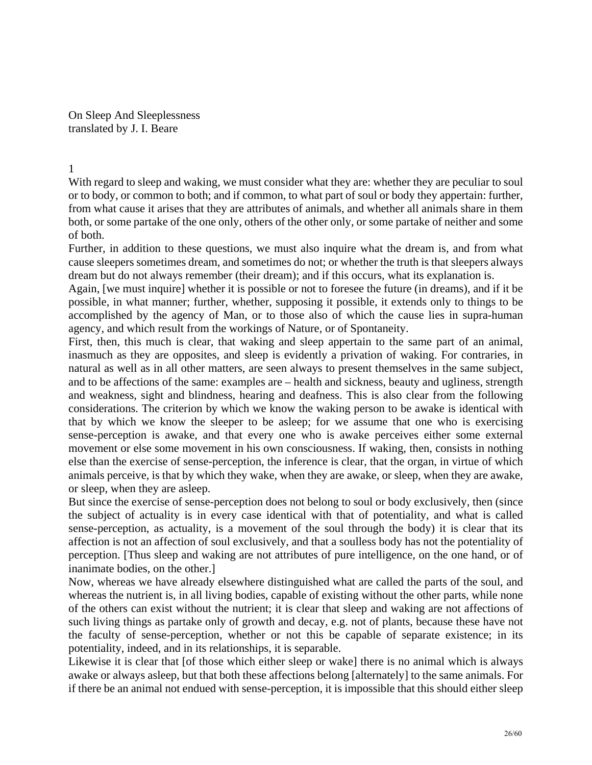# On Sleep And Sleeplessness

translated by J. I. Beare

## 1

With regard to sleep and waking, we must consider what they are: whether they are peculiar to soul or to body, or common to both; and if common, to what part of soul or body they appertain: further, from what cause it arises that they are attributes of animals, and whether all animals share in them both, or some partake of the one only, others of the other only, or some partake of neither and some of both.

Further, in addition to these questions, we must also inquire what the dream is, and from what cause sleepers sometimes dream, and sometimes do not; or whether the truth is that sleepers always dream but do not always remember (their dream); and if this occurs, what its explanation is.

Again, [we must inquire] whether it is possible or not to foresee the future (in dreams), and if it be possible, in what manner; further, whether, supposing it possible, it extends only to things to be accomplished by the agency of Man, or to those also of which the cause lies in supra-human agency, and which result from the workings of Nature, or of Spontaneity.

First, then, this much is clear, that waking and sleep appertain to the same part of an animal, inasmuch as they are opposites, and sleep is evidently a privation of waking. For contraries, in natural as well as in all other matters, are seen always to present themselves in the same subject, and to be affections of the same: examples are – health and sickness, beauty and ugliness, strength and weakness, sight and blindness, hearing and deafness. This is also clear from the following considerations. The criterion by which we know the waking person to be awake is identical with that by which we know the sleeper to be asleep; for we assume that one who is exercising sense-perception is awake, and that every one who is awake perceives either some external movement or else some movement in his own consciousness. If waking, then, consists in nothing else than the exercise of sense-perception, the inference is clear, that the organ, in virtue of which animals perceive, is that by which they wake, when they are awake, or sleep, when they are awake, or sleep, when they are asleep.

But since the exercise of sense-perception does not belong to soul or body exclusively, then (since the subject of actuality is in every case identical with that of potentiality, and what is called sense-perception, as actuality, is a movement of the soul through the body) it is clear that its affection is not an affection of soul exclusively, and that a soulless body has not the potentiality of perception. [Thus sleep and waking are not attributes of pure intelligence, on the one hand, or of inanimate bodies, on the other.]

Now, whereas we have already elsewhere distinguished what are called the parts of the soul, and whereas the nutrient is, in all living bodies, capable of existing without the other parts, while none of the others can exist without the nutrient; it is clear that sleep and waking are not affections of such living things as partake only of growth and decay, e.g. not of plants, because these have not the faculty of sense-perception, whether or not this be capable of separate existence; in its potentiality, indeed, and in its relationships, it is separable.

Likewise it is clear that [of those which either sleep or wake] there is no animal which is always awake or always asleep, but that both these affections belong [alternately] to the same animals. For if there be an animal not endued with sense-perception, it is impossible that this should either sleep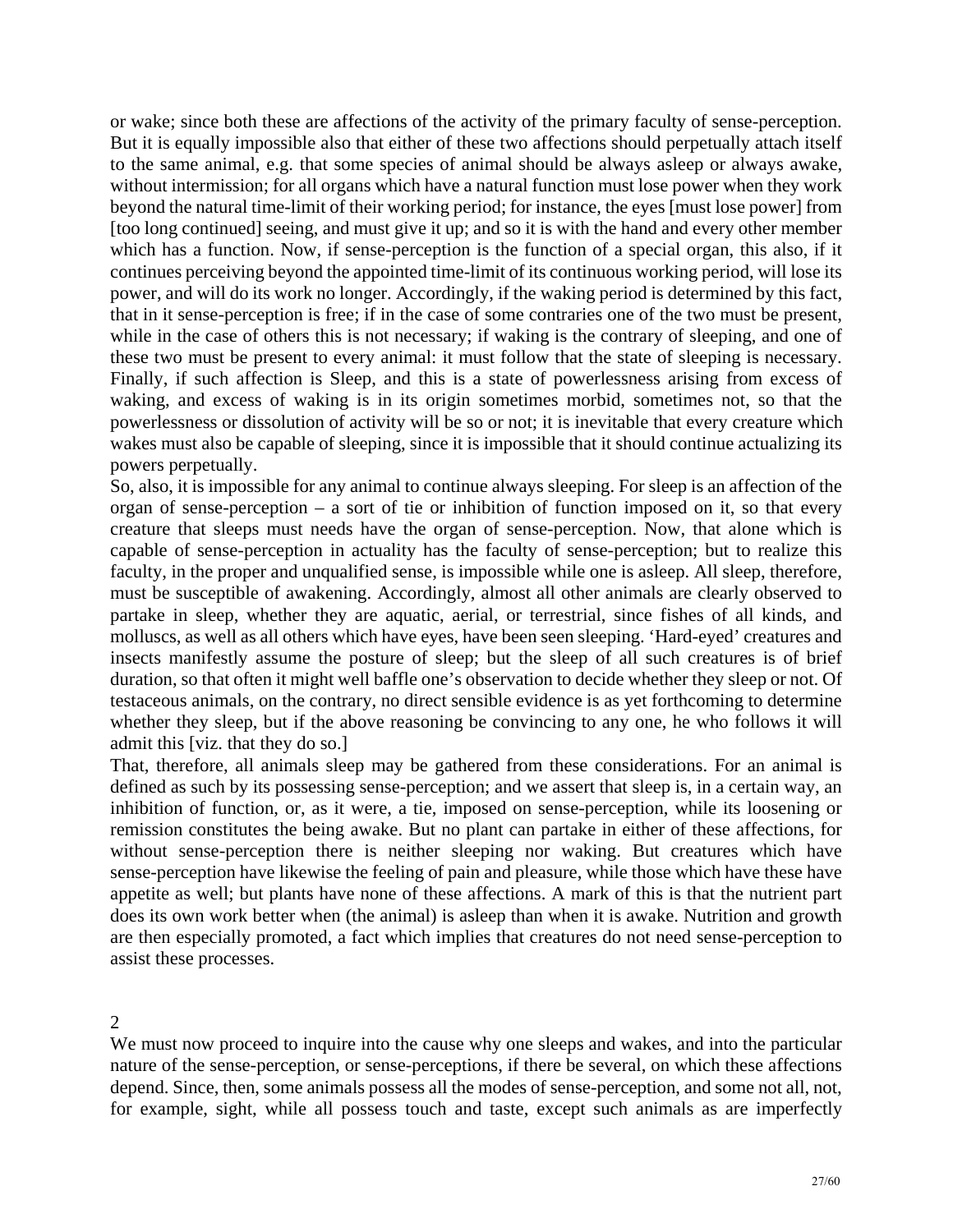or wake; since both these are affections of the activity of the primary faculty of sense-perception. But it is equally impossible also that either of these two affections should perpetually attach itself to the same animal, e.g. that some species of animal should be always asleep or always awake, without intermission; for all organs which have a natural function must lose power when they work beyond the natural time-limit of their working period; for instance, the eyes [must lose power] from [too long continued] seeing, and must give it up; and so it is with the hand and every other member which has a function. Now, if sense-perception is the function of a special organ, this also, if it continues perceiving beyond the appointed time-limit of its continuous working period, will lose its power, and will do its work no longer. Accordingly, if the waking period is determined by this fact, that in it sense-perception is free; if in the case of some contraries one of the two must be present, while in the case of others this is not necessary; if waking is the contrary of sleeping, and one of these two must be present to every animal: it must follow that the state of sleeping is necessary. Finally, if such affection is Sleep, and this is a state of powerlessness arising from excess of waking, and excess of waking is in its origin sometimes morbid, sometimes not, so that the powerlessness or dissolution of activity will be so or not; it is inevitable that every creature which wakes must also be capable of sleeping, since it is impossible that it should continue actualizing its powers perpetually.

So, also, it is impossible for any animal to continue always sleeping. For sleep is an affection of the organ of sense-perception – a sort of tie or inhibition of function imposed on it, so that every creature that sleeps must needs have the organ of sense-perception. Now, that alone which is capable of sense-perception in actuality has the faculty of sense-perception; but to realize this faculty, in the proper and unqualified sense, is impossible while one is asleep. All sleep, therefore, must be susceptible of awakening. Accordingly, almost all other animals are clearly observed to partake in sleep, whether they are aquatic, aerial, or terrestrial, since fishes of all kinds, and molluscs, as well as all others which have eyes, have been seen sleeping. 'Hard-eyed' creatures and insects manifestly assume the posture of sleep; but the sleep of all such creatures is of brief duration, so that often it might well baffle one's observation to decide whether they sleep or not. Of testaceous animals, on the contrary, no direct sensible evidence is as yet forthcoming to determine whether they sleep, but if the above reasoning be convincing to any one, he who follows it will admit this [viz. that they do so.]

That, therefore, all animals sleep may be gathered from these considerations. For an animal is defined as such by its possessing sense-perception; and we assert that sleep is, in a certain way, an inhibition of function, or, as it were, a tie, imposed on sense-perception, while its loosening or remission constitutes the being awake. But no plant can partake in either of these affections, for without sense-perception there is neither sleeping nor waking. But creatures which have sense-perception have likewise the feeling of pain and pleasure, while those which have these have appetite as well; but plants have none of these affections. A mark of this is that the nutrient part does its own work better when (the animal) is asleep than when it is awake. Nutrition and growth are then especially promoted, a fact which implies that creatures do not need sense-perception to assist these processes.

## 2

We must now proceed to inquire into the cause why one sleeps and wakes, and into the particular nature of the sense-perception, or sense-perceptions, if there be several, on which these affections depend. Since, then, some animals possess all the modes of sense-perception, and some not all, not, for example, sight, while all possess touch and taste, except such animals as are imperfectly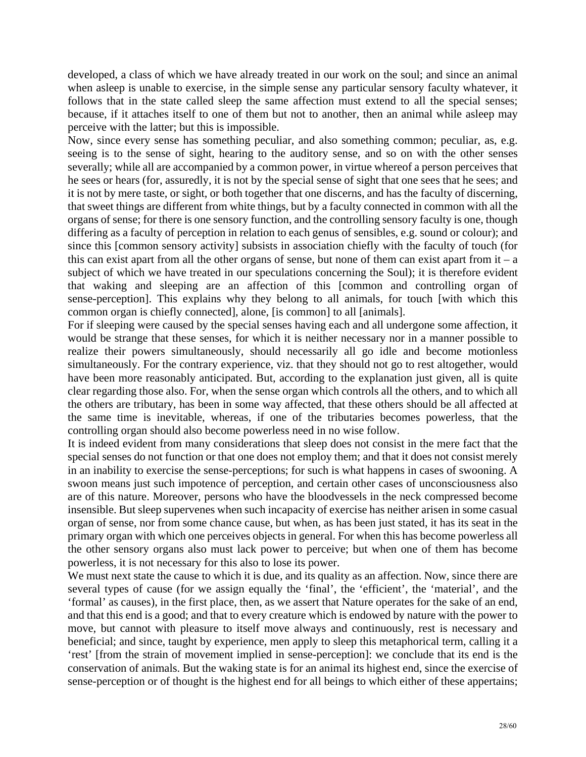developed, a class of which we have already treated in our work on the soul; and since an animal when asleep is unable to exercise, in the simple sense any particular sensory faculty whatever, it follows that in the state called sleep the same affection must extend to all the special senses; because, if it attaches itself to one of them but not to another, then an animal while asleep may perceive with the latter; but this is impossible.

Now, since every sense has something peculiar, and also something common; peculiar, as, e.g. seeing is to the sense of sight, hearing to the auditory sense, and so on with the other senses severally; while all are accompanied by a common power, in virtue whereof a person perceives that he sees or hears (for, assuredly, it is not by the special sense of sight that one sees that he sees; and it is not by mere taste, or sight, or both together that one discerns, and has the faculty of discerning, that sweet things are different from white things, but by a faculty connected in common with all the organs of sense; for there is one sensory function, and the controlling sensory faculty is one, though differing as a faculty of perception in relation to each genus of sensibles, e.g. sound or colour); and since this [common sensory activity] subsists in association chiefly with the faculty of touch (for this can exist apart from all the other organs of sense, but none of them can exist apart from it – a subject of which we have treated in our speculations concerning the Soul); it is therefore evident that waking and sleeping are an affection of this [common and controlling organ of sense-perception]. This explains why they belong to all animals, for touch [with which this common organ is chiefly connected], alone, [is common] to all [animals].

For if sleeping were caused by the special senses having each and all undergone some affection, it would be strange that these senses, for which it is neither necessary nor in a manner possible to realize their powers simultaneously, should necessarily all go idle and become motionless simultaneously. For the contrary experience, viz. that they should not go to rest altogether, would have been more reasonably anticipated. But, according to the explanation just given, all is quite clear regarding those also. For, when the sense organ which controls all the others, and to which all the others are tributary, has been in some way affected, that these others should be all affected at the same time is inevitable, whereas, if one of the tributaries becomes powerless, that the controlling organ should also become powerless need in no wise follow.

It is indeed evident from many considerations that sleep does not consist in the mere fact that the special senses do not function or that one does not employ them; and that it does not consist merely in an inability to exercise the sense-perceptions; for such is what happens in cases of swooning. A swoon means just such impotence of perception, and certain other cases of unconsciousness also are of this nature. Moreover, persons who have the bloodvessels in the neck compressed become insensible. But sleep supervenes when such incapacity of exercise has neither arisen in some casual organ of sense, nor from some chance cause, but when, as has been just stated, it has its seat in the primary organ with which one perceives objects in general. For when this has become powerless all the other sensory organs also must lack power to perceive; but when one of them has become powerless, it is not necessary for this also to lose its power.

We must next state the cause to which it is due, and its quality as an affection. Now, since there are several types of cause (for we assign equally the 'final', the 'efficient', the 'material', and the 'formal' as causes), in the first place, then, as we assert that Nature operates for the sake of an end, and that this end is a good; and that to every creature which is endowed by nature with the power to move, but cannot with pleasure to itself move always and continuously, rest is necessary and beneficial; and since, taught by experience, men apply to sleep this metaphorical term, calling it a 'rest' [from the strain of movement implied in sense-perception]: we conclude that its end is the conservation of animals. But the waking state is for an animal its highest end, since the exercise of sense-perception or of thought is the highest end for all beings to which either of these appertains;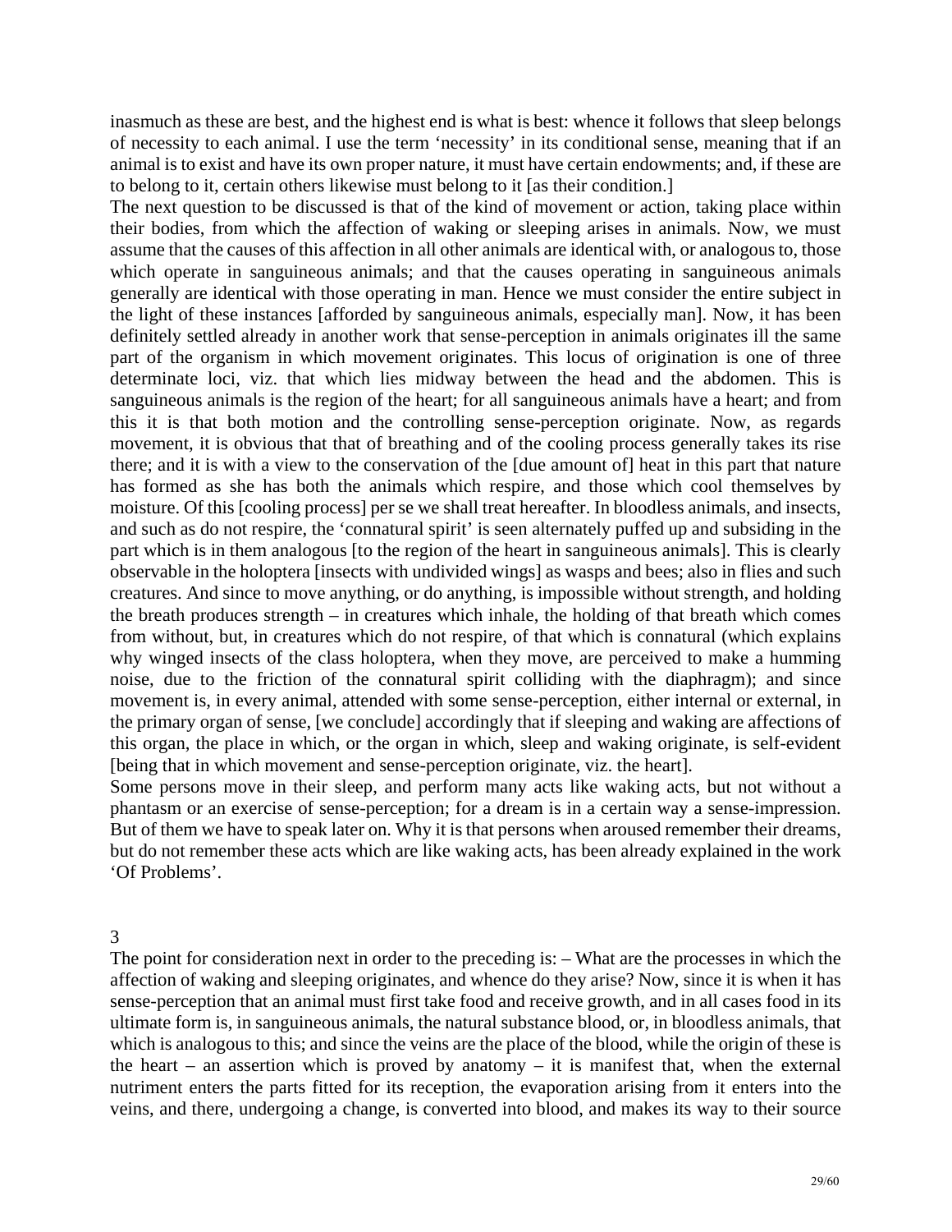inasmuch as these are best, and the highest end is what is best: whence it follows that sleep belongs of necessity to each animal. I use the term 'necessity' in its conditional sense, meaning that if an animal is to exist and have its own proper nature, it must have certain endowments; and, if these are to belong to it, certain others likewise must belong to it [as their condition.]

The next question to be discussed is that of the kind of movement or action, taking place within their bodies, from which the affection of waking or sleeping arises in animals. Now, we must assume that the causes of this affection in all other animals are identical with, or analogous to, those which operate in sanguineous animals; and that the causes operating in sanguineous animals generally are identical with those operating in man. Hence we must consider the entire subject in the light of these instances [afforded by sanguineous animals, especially man]. Now, it has been definitely settled already in another work that sense-perception in animals originates ill the same part of the organism in which movement originates. This locus of origination is one of three determinate loci, viz. that which lies midway between the head and the abdomen. This is sanguineous animals is the region of the heart; for all sanguineous animals have a heart; and from this it is that both motion and the controlling sense-perception originate. Now, as regards movement, it is obvious that that of breathing and of the cooling process generally takes its rise there; and it is with a view to the conservation of the [due amount of] heat in this part that nature has formed as she has both the animals which respire, and those which cool themselves by moisture. Of this [cooling process] per se we shall treat hereafter. In bloodless animals, and insects, and such as do not respire, the 'connatural spirit' is seen alternately puffed up and subsiding in the part which is in them analogous [to the region of the heart in sanguineous animals]. This is clearly observable in the holoptera [insects with undivided wings] as wasps and bees; also in flies and such creatures. And since to move anything, or do anything, is impossible without strength, and holding the breath produces strength – in creatures which inhale, the holding of that breath which comes from without, but, in creatures which do not respire, of that which is connatural (which explains why winged insects of the class holoptera, when they move, are perceived to make a humming noise, due to the friction of the connatural spirit colliding with the diaphragm); and since movement is, in every animal, attended with some sense-perception, either internal or external, in the primary organ of sense, [we conclude] accordingly that if sleeping and waking are affections of this organ, the place in which, or the organ in which, sleep and waking originate, is self-evident [being that in which movement and sense-perception originate, viz. the heart].

Some persons move in their sleep, and perform many acts like waking acts, but not without a phantasm or an exercise of sense-perception; for a dream is in a certain way a sense-impression. But of them we have to speak later on. Why it is that persons when aroused remember their dreams, but do not remember these acts which are like waking acts, has been already explained in the work 'Of Problems'.

## 3

The point for consideration next in order to the preceding is: – What are the processes in which the affection of waking and sleeping originates, and whence do they arise? Now, since it is when it has sense-perception that an animal must first take food and receive growth, and in all cases food in its ultimate form is, in sanguineous animals, the natural substance blood, or, in bloodless animals, that which is analogous to this; and since the veins are the place of the blood, while the origin of these is the heart – an assertion which is proved by anatomy – it is manifest that, when the external nutriment enters the parts fitted for its reception, the evaporation arising from it enters into the veins, and there, undergoing a change, is converted into blood, and makes its way to their source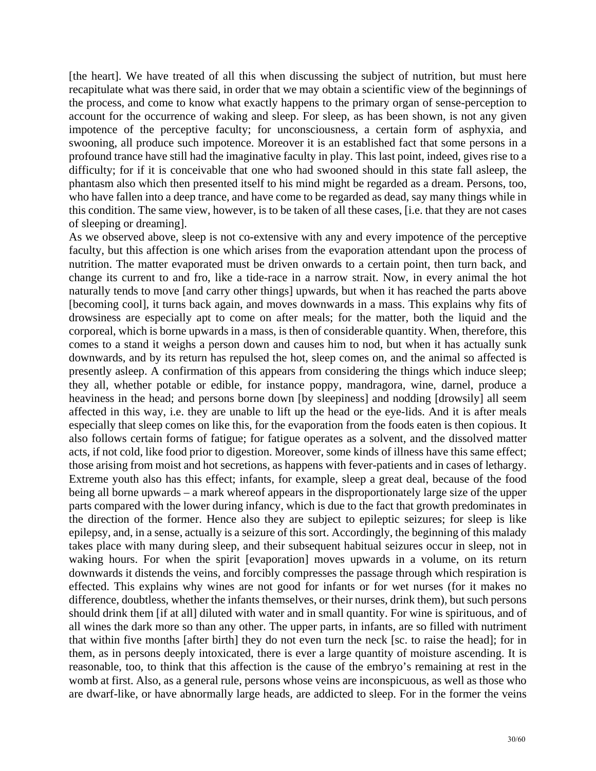[the heart]. We have treated of all this when discussing the subject of nutrition, but must here recapitulate what was there said, in order that we may obtain a scientific view of the beginnings of the process, and come to know what exactly happens to the primary organ of sense-perception to account for the occurrence of waking and sleep. For sleep, as has been shown, is not any given impotence of the perceptive faculty; for unconsciousness, a certain form of asphyxia, and swooning, all produce such impotence. Moreover it is an established fact that some persons in a profound trance have still had the imaginative faculty in play. This last point, indeed, gives rise to a difficulty; for if it is conceivable that one who had swooned should in this state fall asleep, the phantasm also which then presented itself to his mind might be regarded as a dream. Persons, too, who have fallen into a deep trance, and have come to be regarded as dead, say many things while in this condition. The same view, however, is to be taken of all these cases, [i.e. that they are not cases of sleeping or dreaming].

As we observed above, sleep is not co-extensive with any and every impotence of the perceptive faculty, but this affection is one which arises from the evaporation attendant upon the process of nutrition. The matter evaporated must be driven onwards to a certain point, then turn back, and change its current to and fro, like a tide-race in a narrow strait. Now, in every animal the hot naturally tends to move [and carry other things] upwards, but when it has reached the parts above [becoming cool], it turns back again, and moves downwards in a mass. This explains why fits of drowsiness are especially apt to come on after meals; for the matter, both the liquid and the corporeal, which is borne upwards in a mass, is then of considerable quantity. When, therefore, this comes to a stand it weighs a person down and causes him to nod, but when it has actually sunk downwards, and by its return has repulsed the hot, sleep comes on, and the animal so affected is presently asleep. A confirmation of this appears from considering the things which induce sleep; they all, whether potable or edible, for instance poppy, mandragora, wine, darnel, produce a heaviness in the head; and persons borne down [by sleepiness] and nodding [drowsily] all seem affected in this way, i.e. they are unable to lift up the head or the eye-lids. And it is after meals especially that sleep comes on like this, for the evaporation from the foods eaten is then copious. It also follows certain forms of fatigue; for fatigue operates as a solvent, and the dissolved matter acts, if not cold, like food prior to digestion. Moreover, some kinds of illness have this same effect; those arising from moist and hot secretions, as happens with fever-patients and in cases of lethargy. Extreme youth also has this effect; infants, for example, sleep a great deal, because of the food being all borne upwards – a mark whereof appears in the disproportionately large size of the upper parts compared with the lower during infancy, which is due to the fact that growth predominates in the direction of the former. Hence also they are subject to epileptic seizures; for sleep is like epilepsy, and, in a sense, actually is a seizure of this sort. Accordingly, the beginning of this malady takes place with many during sleep, and their subsequent habitual seizures occur in sleep, not in waking hours. For when the spirit [evaporation] moves upwards in a volume, on its return downwards it distends the veins, and forcibly compresses the passage through which respiration is effected. This explains why wines are not good for infants or for wet nurses (for it makes no difference, doubtless, whether the infants themselves, or their nurses, drink them), but such persons should drink them [if at all] diluted with water and in small quantity. For wine is spirituous, and of all wines the dark more so than any other. The upper parts, in infants, are so filled with nutriment that within five months [after birth] they do not even turn the neck [sc. to raise the head]; for in them, as in persons deeply intoxicated, there is ever a large quantity of moisture ascending. It is reasonable, too, to think that this affection is the cause of the embryo's remaining at rest in the womb at first. Also, as a general rule, persons whose veins are inconspicuous, as well as those who are dwarf-like, or have abnormally large heads, are addicted to sleep. For in the former the veins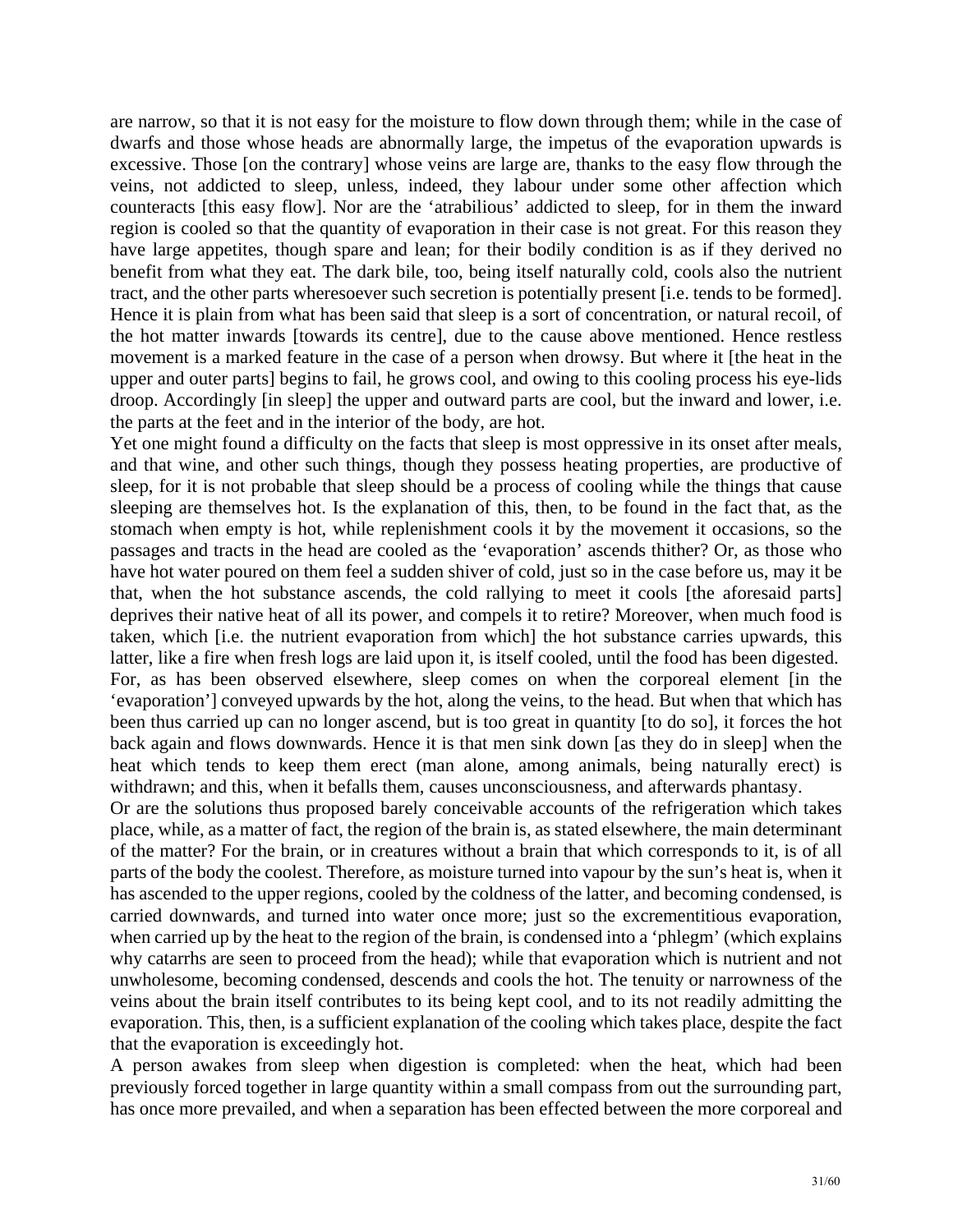are narrow, so that it is not easy for the moisture to flow down through them; while in the case of dwarfs and those whose heads are abnormally large, the impetus of the evaporation upwards is excessive. Those [on the contrary] whose veins are large are, thanks to the easy flow through the veins, not addicted to sleep, unless, indeed, they labour under some other affection which counteracts [this easy flow]. Nor are the 'atrabilious' addicted to sleep, for in them the inward region is cooled so that the quantity of evaporation in their case is not great. For this reason they have large appetites, though spare and lean; for their bodily condition is as if they derived no benefit from what they eat. The dark bile, too, being itself naturally cold, cools also the nutrient tract, and the other parts wheresoever such secretion is potentially present [i.e. tends to be formed]. Hence it is plain from what has been said that sleep is a sort of concentration, or natural recoil, of the hot matter inwards [towards its centre], due to the cause above mentioned. Hence restless movement is a marked feature in the case of a person when drowsy. But where it [the heat in the upper and outer parts] begins to fail, he grows cool, and owing to this cooling process his eye-lids droop. Accordingly [in sleep] the upper and outward parts are cool, but the inward and lower, i.e. the parts at the feet and in the interior of the body, are hot.

Yet one might found a difficulty on the facts that sleep is most oppressive in its onset after meals, and that wine, and other such things, though they possess heating properties, are productive of sleep, for it is not probable that sleep should be a process of cooling while the things that cause sleeping are themselves hot. Is the explanation of this, then, to be found in the fact that, as the stomach when empty is hot, while replenishment cools it by the movement it occasions, so the passages and tracts in the head are cooled as the 'evaporation' ascends thither? Or, as those who have hot water poured on them feel a sudden shiver of cold, just so in the case before us, may it be that, when the hot substance ascends, the cold rallying to meet it cools [the aforesaid parts] deprives their native heat of all its power, and compels it to retire? Moreover, when much food is taken, which [i.e. the nutrient evaporation from which] the hot substance carries upwards, this latter, like a fire when fresh logs are laid upon it, is itself cooled, until the food has been digested. For, as has been observed elsewhere, sleep comes on when the corporeal element [in the 'evaporation'] conveyed upwards by the hot, along the veins, to the head. But when that which has been thus carried up can no longer ascend, but is too great in quantity [to do so], it forces the hot back again and flows downwards. Hence it is that men sink down [as they do in sleep] when the heat which tends to keep them erect (man alone, among animals, being naturally erect) is withdrawn; and this, when it befalls them, causes unconsciousness, and afterwards phantasy.

Or are the solutions thus proposed barely conceivable accounts of the refrigeration which takes place, while, as a matter of fact, the region of the brain is, as stated elsewhere, the main determinant of the matter? For the brain, or in creatures without a brain that which corresponds to it, is of all parts of the body the coolest. Therefore, as moisture turned into vapour by the sun's heat is, when it has ascended to the upper regions, cooled by the coldness of the latter, and becoming condensed, is carried downwards, and turned into water once more; just so the excrementitious evaporation, when carried up by the heat to the region of the brain, is condensed into a 'phlegm' (which explains why catarrhs are seen to proceed from the head); while that evaporation which is nutrient and not unwholesome, becoming condensed, descends and cools the hot. The tenuity or narrowness of the veins about the brain itself contributes to its being kept cool, and to its not readily admitting the evaporation. This, then, is a sufficient explanation of the cooling which takes place, despite the fact that the evaporation is exceedingly hot.

A person awakes from sleep when digestion is completed: when the heat, which had been previously forced together in large quantity within a small compass from out the surrounding part, has once more prevailed, and when a separation has been effected between the more corporeal and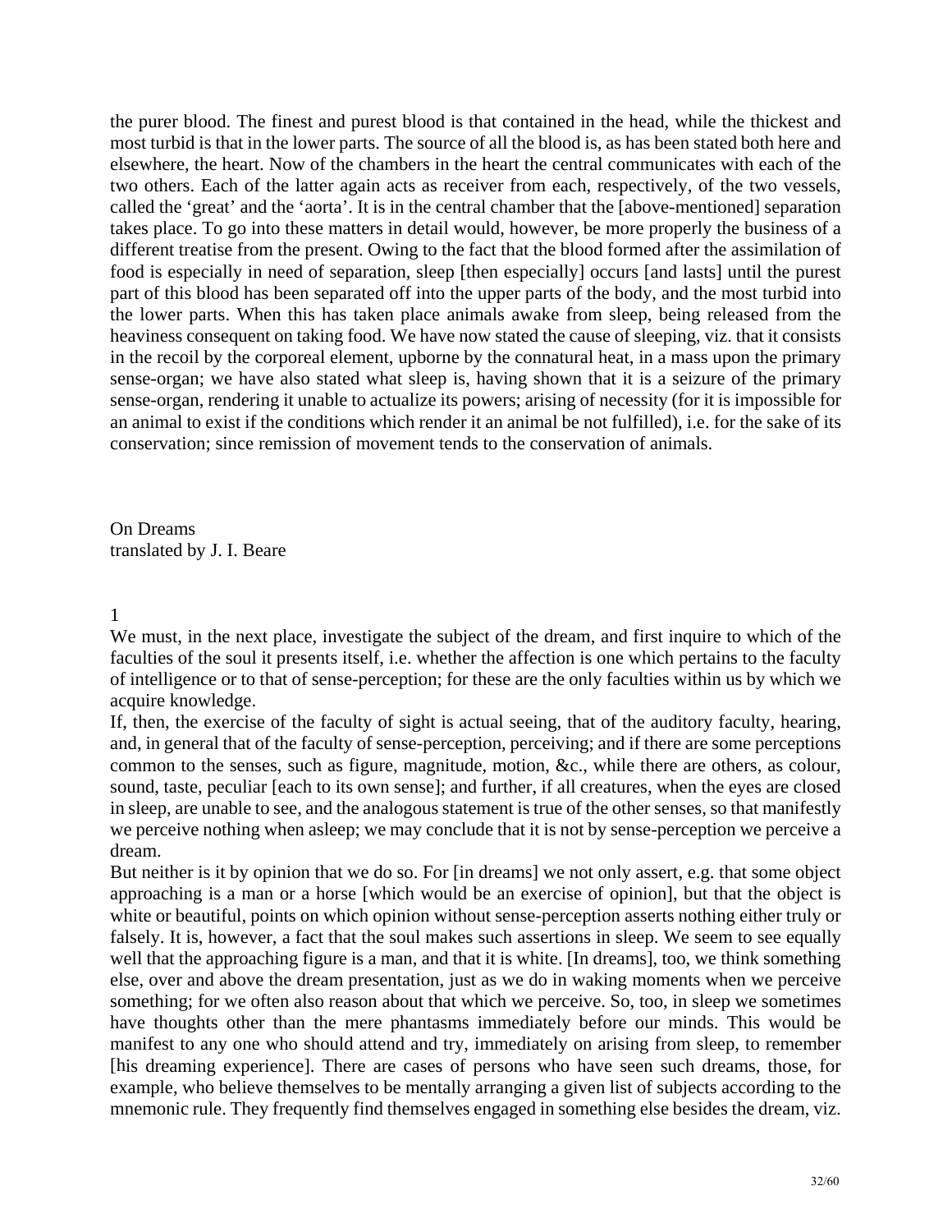the purer blood. The finest and purest blood is that contained in the head, while the thickest and most turbid is that in the lower parts. The source of all the blood is, as has been stated both here and elsewhere, the heart. Now of the chambers in the heart the central communicates with each of the two others. Each of the latter again acts as receiver from each, respectively, of the two vessels, called the 'great' and the 'aorta'. It is in the central chamber that the [above-mentioned] separation takes place. To go into these matters in detail would, however, be more properly the business of a different treatise from the present. Owing to the fact that the blood formed after the assimilation of food is especially in need of separation, sleep [then especially] occurs [and lasts] until the purest part of this blood has been separated off into the upper parts of the body, and the most turbid into the lower parts. When this has taken place animals awake from sleep, being released from the heaviness consequent on taking food. We have now stated the cause of sleeping, viz. that it consists in the recoil by the corporeal element, upborne by the connatural heat, in a mass upon the primary sense-organ; we have also stated what sleep is, having shown that it is a seizure of the primary sense-organ, rendering it unable to actualize its powers; arising of necessity (for it is impossible for an animal to exist if the conditions which render it an animal be not fulfilled), i.e. for the sake of its conservation; since remission of movement tends to the conservation of animals.

# On Dreams

translated by J. I. Beare

## 1

We must, in the next place, investigate the subject of the dream, and first inquire to which of the faculties of the soul it presents itself, i.e. whether the affection is one which pertains to the faculty of intelligence or to that of sense-perception; for these are the only faculties within us by which we acquire knowledge.

If, then, the exercise of the faculty of sight is actual seeing, that of the auditory faculty, hearing, and, in general that of the faculty of sense-perception, perceiving; and if there are some perceptions common to the senses, such as figure, magnitude, motion, &c., while there are others, as colour, sound, taste, peculiar [each to its own sense]; and further, if all creatures, when the eyes are closed in sleep, are unable to see, and the analogous statement is true of the other senses, so that manifestly we perceive nothing when asleep; we may conclude that it is not by sense-perception we perceive a dream.

But neither is it by opinion that we do so. For [in dreams] we not only assert, e.g. that some object approaching is a man or a horse [which would be an exercise of opinion], but that the object is white or beautiful, points on which opinion without sense-perception asserts nothing either truly or falsely. It is, however, a fact that the soul makes such assertions in sleep. We seem to see equally well that the approaching figure is a man, and that it is white. [In dreams], too, we think something else, over and above the dream presentation, just as we do in waking moments when we perceive something; for we often also reason about that which we perceive. So, too, in sleep we sometimes have thoughts other than the mere phantasms immediately before our minds. This would be manifest to any one who should attend and try, immediately on arising from sleep, to remember [his dreaming experience]. There are cases of persons who have seen such dreams, those, for example, who believe themselves to be mentally arranging a given list of subjects according to the mnemonic rule. They frequently find themselves engaged in something else besides the dream, viz.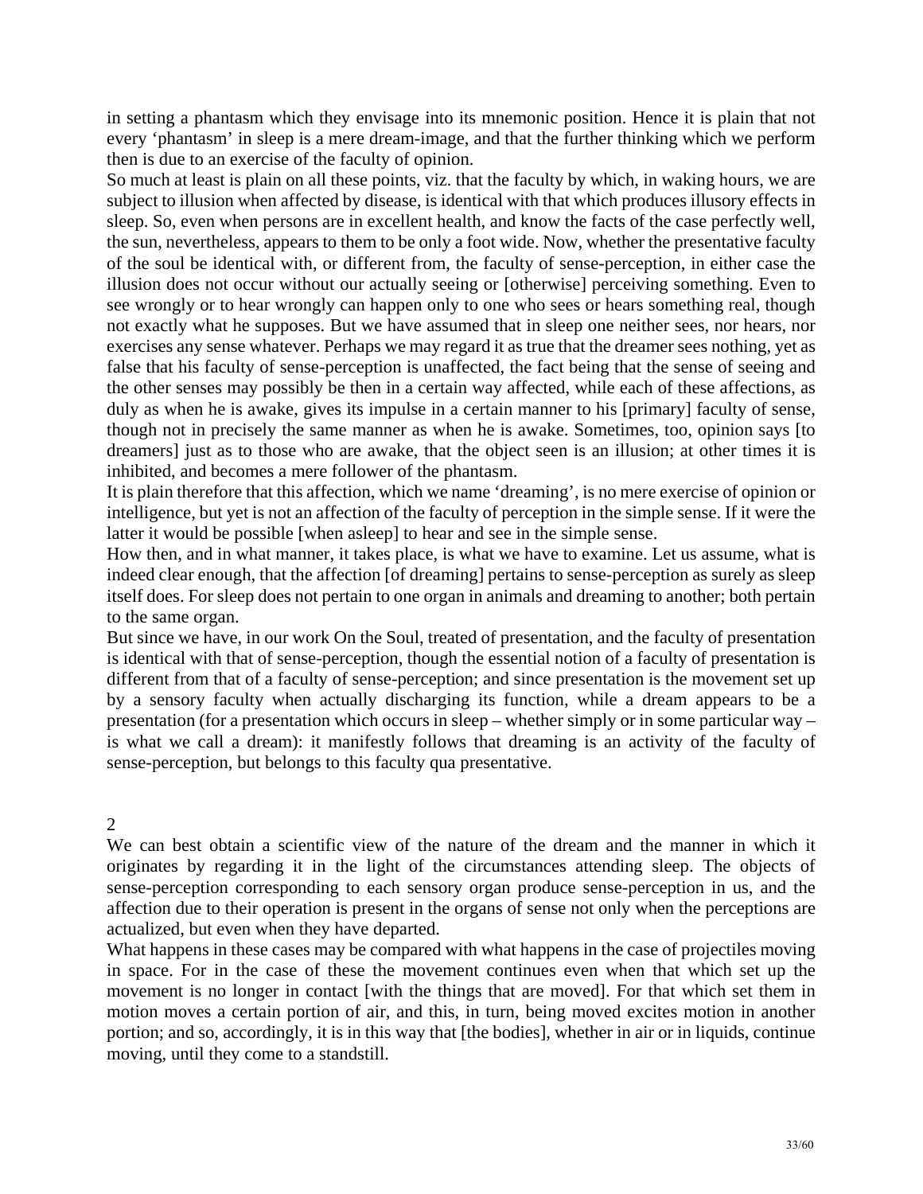in setting a phantasm which they envisage into its mnemonic position. Hence it is plain that not every 'phantasm' in sleep is a mere dream-image, and that the further thinking which we perform then is due to an exercise of the faculty of opinion.

So much at least is plain on all these points, viz. that the faculty by which, in waking hours, we are subject to illusion when affected by disease, is identical with that which produces illusory effects in sleep. So, even when persons are in excellent health, and know the facts of the case perfectly well, the sun, nevertheless, appears to them to be only a foot wide. Now, whether the presentative faculty of the soul be identical with, or different from, the faculty of sense-perception, in either case the illusion does not occur without our actually seeing or [otherwise] perceiving something. Even to see wrongly or to hear wrongly can happen only to one who sees or hears something real, though not exactly what he supposes. But we have assumed that in sleep one neither sees, nor hears, nor exercises any sense whatever. Perhaps we may regard it as true that the dreamer sees nothing, yet as false that his faculty of sense-perception is unaffected, the fact being that the sense of seeing and the other senses may possibly be then in a certain way affected, while each of these affections, as duly as when he is awake, gives its impulse in a certain manner to his [primary] faculty of sense, though not in precisely the same manner as when he is awake. Sometimes, too, opinion says [to dreamers] just as to those who are awake, that the object seen is an illusion; at other times it is inhibited, and becomes a mere follower of the phantasm.

It is plain therefore that this affection, which we name 'dreaming', is no mere exercise of opinion or intelligence, but yet is not an affection of the faculty of perception in the simple sense. If it were the latter it would be possible [when asleep] to hear and see in the simple sense.

How then, and in what manner, it takes place, is what we have to examine. Let us assume, what is indeed clear enough, that the affection [of dreaming] pertains to sense-perception as surely as sleep itself does. For sleep does not pertain to one organ in animals and dreaming to another; both pertain to the same organ.

But since we have, in our work On the Soul, treated of presentation, and the faculty of presentation is identical with that of sense-perception, though the essential notion of a faculty of presentation is different from that of a faculty of sense-perception; and since presentation is the movement set up by a sensory faculty when actually discharging its function, while a dream appears to be a presentation (for a presentation which occurs in sleep – whether simply or in some particular way – is what we call a dream): it manifestly follows that dreaming is an activity of the faculty of sense-perception, but belongs to this faculty qua presentative.

## 2

We can best obtain a scientific view of the nature of the dream and the manner in which it originates by regarding it in the light of the circumstances attending sleep. The objects of sense-perception corresponding to each sensory organ produce sense-perception in us, and the affection due to their operation is present in the organs of sense not only when the perceptions are actualized, but even when they have departed.

What happens in these cases may be compared with what happens in the case of projectiles moving in space. For in the case of these the movement continues even when that which set up the movement is no longer in contact [with the things that are moved]. For that which set them in motion moves a certain portion of air, and this, in turn, being moved excites motion in another portion; and so, accordingly, it is in this way that [the bodies], whether in air or in liquids, continue moving, until they come to a standstill.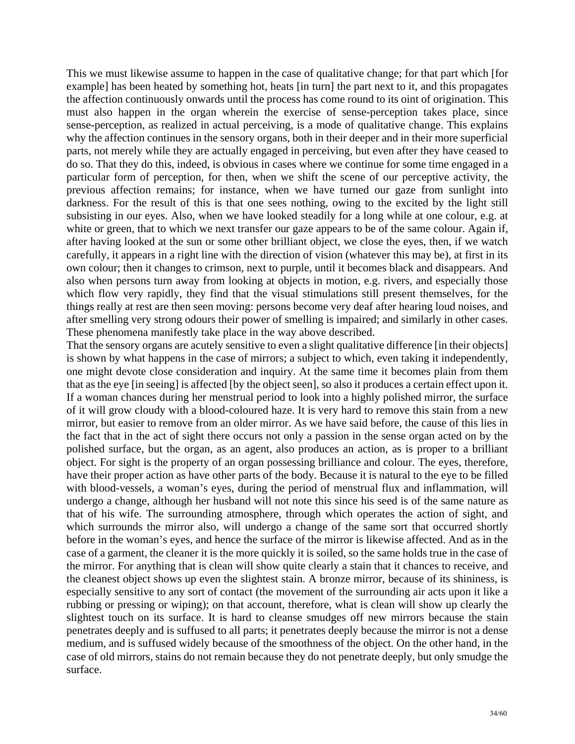This we must likewise assume to happen in the case of qualitative change; for that part which [for example] has been heated by something hot, heats [in turn] the part next to it, and this propagates the affection continuously onwards until the process has come round to its oint of origination. This must also happen in the organ wherein the exercise of sense-perception takes place, since sense-perception, as realized in actual perceiving, is a mode of qualitative change. This explains why the affection continues in the sensory organs, both in their deeper and in their more superficial parts, not merely while they are actually engaged in perceiving, but even after they have ceased to do so. That they do this, indeed, is obvious in cases where we continue for some time engaged in a particular form of perception, for then, when we shift the scene of our perceptive activity, the previous affection remains; for instance, when we have turned our gaze from sunlight into darkness. For the result of this is that one sees nothing, owing to the excited by the light still subsisting in our eyes. Also, when we have looked steadily for a long while at one colour, e.g. at white or green, that to which we next transfer our gaze appears to be of the same colour. Again if, after having looked at the sun or some other brilliant object, we close the eyes, then, if we watch carefully, it appears in a right line with the direction of vision (whatever this may be), at first in its own colour; then it changes to crimson, next to purple, until it becomes black and disappears. And also when persons turn away from looking at objects in motion, e.g. rivers, and especially those which flow very rapidly, they find that the visual stimulations still present themselves, for the things really at rest are then seen moving: persons become very deaf after hearing loud noises, and after smelling very strong odours their power of smelling is impaired; and similarly in other cases. These phenomena manifestly take place in the way above described.

That the sensory organs are acutely sensitive to even a slight qualitative difference [in their objects] is shown by what happens in the case of mirrors; a subject to which, even taking it independently, one might devote close consideration and inquiry. At the same time it becomes plain from them that as the eye [in seeing] is affected [by the object seen], so also it produces a certain effect upon it. If a woman chances during her menstrual period to look into a highly polished mirror, the surface of it will grow cloudy with a blood-coloured haze. It is very hard to remove this stain from a new mirror, but easier to remove from an older mirror. As we have said before, the cause of this lies in the fact that in the act of sight there occurs not only a passion in the sense organ acted on by the polished surface, but the organ, as an agent, also produces an action, as is proper to a brilliant object. For sight is the property of an organ possessing brilliance and colour. The eyes, therefore, have their proper action as have other parts of the body. Because it is natural to the eye to be filled with blood-vessels, a woman's eyes, during the period of menstrual flux and inflammation, will undergo a change, although her husband will not note this since his seed is of the same nature as that of his wife. The surrounding atmosphere, through which operates the action of sight, and which surrounds the mirror also, will undergo a change of the same sort that occurred shortly before in the woman's eyes, and hence the surface of the mirror is likewise affected. And as in the case of a garment, the cleaner it is the more quickly it is soiled, so the same holds true in the case of the mirror. For anything that is clean will show quite clearly a stain that it chances to receive, and the cleanest object shows up even the slightest stain. A bronze mirror, because of its shininess, is especially sensitive to any sort of contact (the movement of the surrounding air acts upon it like a rubbing or pressing or wiping); on that account, therefore, what is clean will show up clearly the slightest touch on its surface. It is hard to cleanse smudges off new mirrors because the stain penetrates deeply and is suffused to all parts; it penetrates deeply because the mirror is not a dense medium, and is suffused widely because of the smoothness of the object. On the other hand, in the case of old mirrors, stains do not remain because they do not penetrate deeply, but only smudge the surface.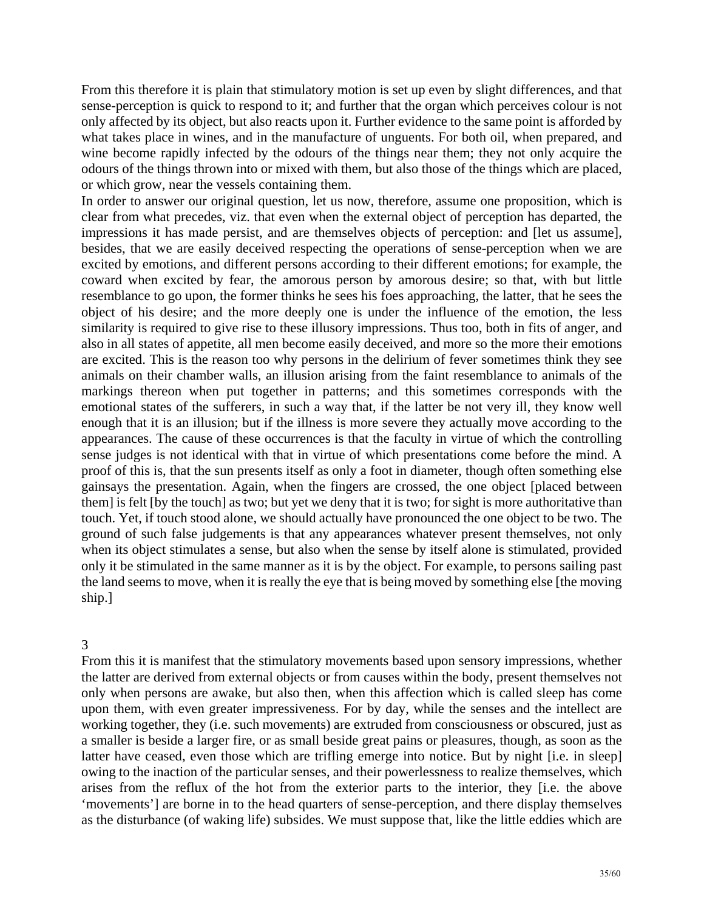From this therefore it is plain that stimulatory motion is set up even by slight differences, and that sense-perception is quick to respond to it; and further that the organ which perceives colour is not only affected by its object, but also reacts upon it. Further evidence to the same point is afforded by what takes place in wines, and in the manufacture of unguents. For both oil, when prepared, and wine become rapidly infected by the odours of the things near them; they not only acquire the odours of the things thrown into or mixed with them, but also those of the things which are placed, or which grow, near the vessels containing them.

In order to answer our original question, let us now, therefore, assume one proposition, which is clear from what precedes, viz. that even when the external object of perception has departed, the impressions it has made persist, and are themselves objects of perception: and [let us assume], besides, that we are easily deceived respecting the operations of sense-perception when we are excited by emotions, and different persons according to their different emotions; for example, the coward when excited by fear, the amorous person by amorous desire; so that, with but little resemblance to go upon, the former thinks he sees his foes approaching, the latter, that he sees the object of his desire; and the more deeply one is under the influence of the emotion, the less similarity is required to give rise to these illusory impressions. Thus too, both in fits of anger, and also in all states of appetite, all men become easily deceived, and more so the more their emotions are excited. This is the reason too why persons in the delirium of fever sometimes think they see animals on their chamber walls, an illusion arising from the faint resemblance to animals of the markings thereon when put together in patterns; and this sometimes corresponds with the emotional states of the sufferers, in such a way that, if the latter be not very ill, they know well enough that it is an illusion; but if the illness is more severe they actually move according to the appearances. The cause of these occurrences is that the faculty in virtue of which the controlling sense judges is not identical with that in virtue of which presentations come before the mind. A proof of this is, that the sun presents itself as only a foot in diameter, though often something else gainsays the presentation. Again, when the fingers are crossed, the one object [placed between them] is felt [by the touch] as two; but yet we deny that it is two; for sight is more authoritative than touch. Yet, if touch stood alone, we should actually have pronounced the one object to be two. The ground of such false judgements is that any appearances whatever present themselves, not only when its object stimulates a sense, but also when the sense by itself alone is stimulated, provided only it be stimulated in the same manner as it is by the object. For example, to persons sailing past the land seems to move, when it is really the eye that is being moved by something else [the moving ship.]

3

From this it is manifest that the stimulatory movements based upon sensory impressions, whether the latter are derived from external objects or from causes within the body, present themselves not only when persons are awake, but also then, when this affection which is called sleep has come upon them, with even greater impressiveness. For by day, while the senses and the intellect are working together, they (i.e. such movements) are extruded from consciousness or obscured, just as a smaller is beside a larger fire, or as small beside great pains or pleasures, though, as soon as the latter have ceased, even those which are trifling emerge into notice. But by night [i.e. in sleep] owing to the inaction of the particular senses, and their powerlessness to realize themselves, which arises from the reflux of the hot from the exterior parts to the interior, they [i.e. the above 'movements'] are borne in to the head quarters of sense-perception, and there display themselves as the disturbance (of waking life) subsides. We must suppose that, like the little eddies which are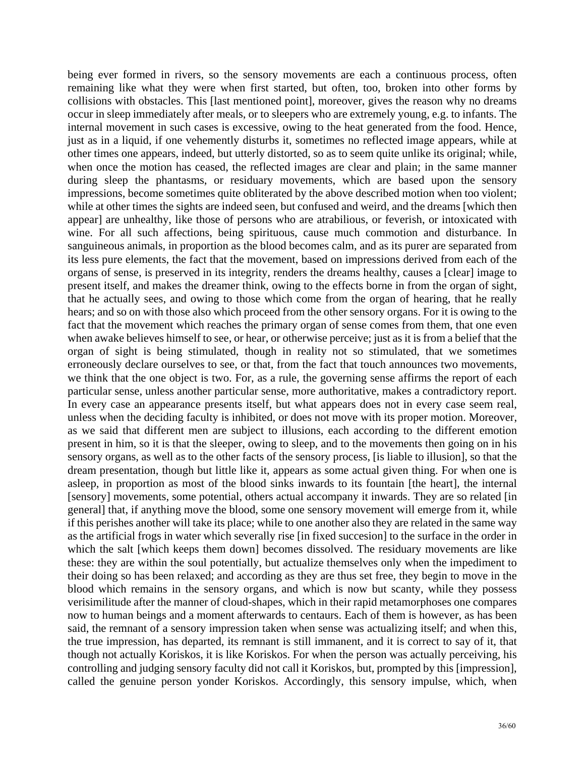being ever formed in rivers, so the sensory movements are each a continuous process, often remaining like what they were when first started, but often, too, broken into other forms by collisions with obstacles. This [last mentioned point], moreover, gives the reason why no dreams occur in sleep immediately after meals, or to sleepers who are extremely young, e.g. to infants. The internal movement in such cases is excessive, owing to the heat generated from the food. Hence, just as in a liquid, if one vehemently disturbs it, sometimes no reflected image appears, while at other times one appears, indeed, but utterly distorted, so as to seem quite unlike its original; while, when once the motion has ceased, the reflected images are clear and plain; in the same manner during sleep the phantasms, or residuary movements, which are based upon the sensory impressions, become sometimes quite obliterated by the above described motion when too violent; while at other times the sights are indeed seen, but confused and weird, and the dreams [which then appear] are unhealthy, like those of persons who are atrabilious, or feverish, or intoxicated with wine. For all such affections, being spirituous, cause much commotion and disturbance. In sanguineous animals, in proportion as the blood becomes calm, and as its purer are separated from its less pure elements, the fact that the movement, based on impressions derived from each of the organs of sense, is preserved in its integrity, renders the dreams healthy, causes a [clear] image to present itself, and makes the dreamer think, owing to the effects borne in from the organ of sight, that he actually sees, and owing to those which come from the organ of hearing, that he really hears; and so on with those also which proceed from the other sensory organs. For it is owing to the fact that the movement which reaches the primary organ of sense comes from them, that one even when awake believes himself to see, or hear, or otherwise perceive; just as it is from a belief that the organ of sight is being stimulated, though in reality not so stimulated, that we sometimes erroneously declare ourselves to see, or that, from the fact that touch announces two movements, we think that the one object is two. For, as a rule, the governing sense affirms the report of each particular sense, unless another particular sense, more authoritative, makes a contradictory report. In every case an appearance presents itself, but what appears does not in every case seem real, unless when the deciding faculty is inhibited, or does not move with its proper motion. Moreover, as we said that different men are subject to illusions, each according to the different emotion present in him, so it is that the sleeper, owing to sleep, and to the movements then going on in his sensory organs, as well as to the other facts of the sensory process, [is liable to illusion], so that the dream presentation, though but little like it, appears as some actual given thing. For when one is asleep, in proportion as most of the blood sinks inwards to its fountain [the heart], the internal [sensory] movements, some potential, others actual accompany it inwards. They are so related [in general] that, if anything move the blood, some one sensory movement will emerge from it, while if this perishes another will take its place; while to one another also they are related in the same way as the artificial frogs in water which severally rise [in fixed succesion] to the surface in the order in which the salt [which keeps them down] becomes dissolved. The residuary movements are like these: they are within the soul potentially, but actualize themselves only when the impediment to their doing so has been relaxed; and according as they are thus set free, they begin to move in the blood which remains in the sensory organs, and which is now but scanty, while they possess verisimilitude after the manner of cloud-shapes, which in their rapid metamorphoses one compares now to human beings and a moment afterwards to centaurs. Each of them is however, as has been said, the remnant of a sensory impression taken when sense was actualizing itself; and when this, the true impression, has departed, its remnant is still immanent, and it is correct to say of it, that though not actually Koriskos, it is like Koriskos. For when the person was actually perceiving, his controlling and judging sensory faculty did not call it Koriskos, but, prompted by this [impression], called the genuine person yonder Koriskos. Accordingly, this sensory impulse, which, when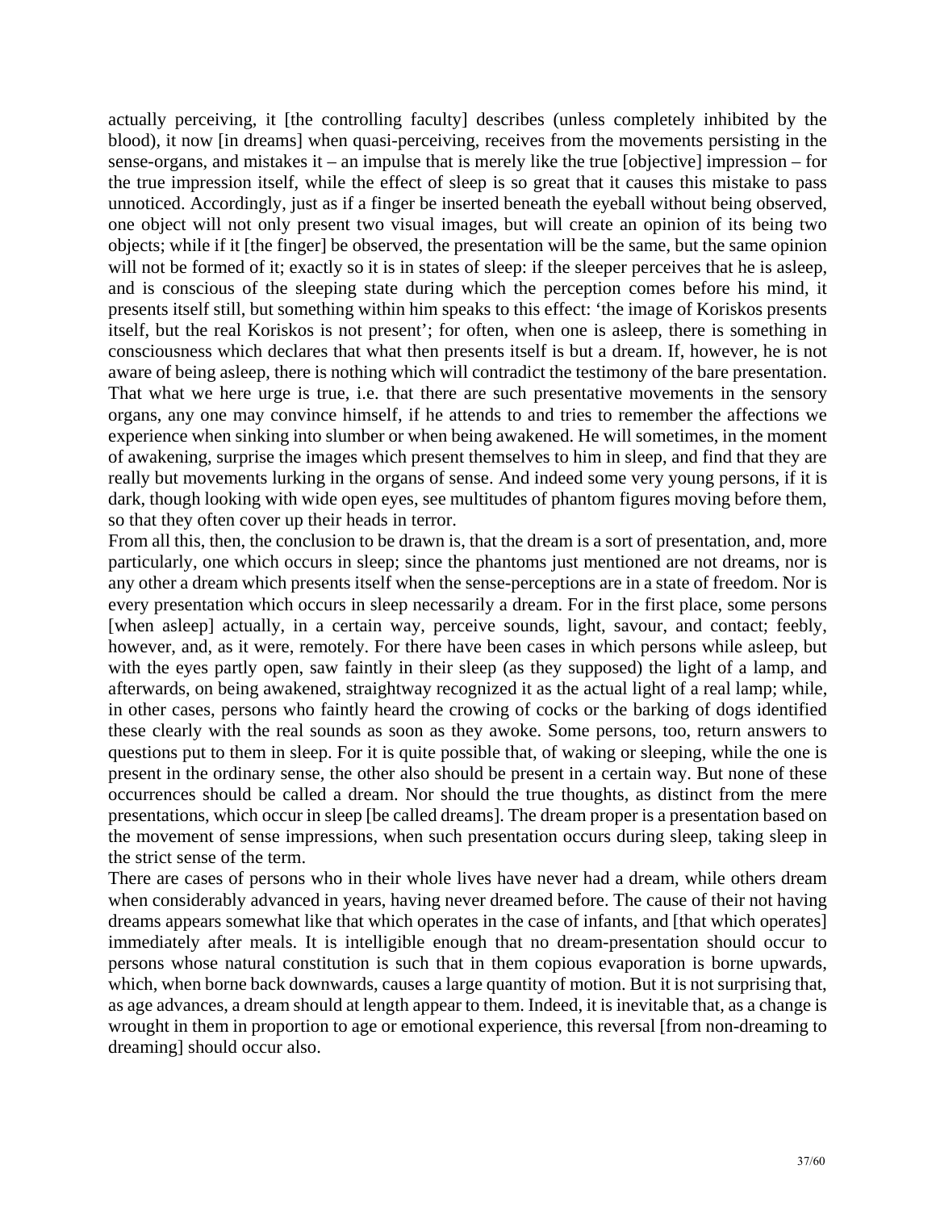actually perceiving, it [the controlling faculty] describes (unless completely inhibited by the blood), it now [in dreams] when quasi-perceiving, receives from the movements persisting in the sense-organs, and mistakes it – an impulse that is merely like the true [objective] impression – for the true impression itself, while the effect of sleep is so great that it causes this mistake to pass unnoticed. Accordingly, just as if a finger be inserted beneath the eyeball without being observed, one object will not only present two visual images, but will create an opinion of its being two objects; while if it [the finger] be observed, the presentation will be the same, but the same opinion will not be formed of it; exactly so it is in states of sleep: if the sleeper perceives that he is asleep, and is conscious of the sleeping state during which the perception comes before his mind, it presents itself still, but something within him speaks to this effect: 'the image of Koriskos presents itself, but the real Koriskos is not present'; for often, when one is asleep, there is something in consciousness which declares that what then presents itself is but a dream. If, however, he is not aware of being asleep, there is nothing which will contradict the testimony of the bare presentation. That what we here urge is true, i.e. that there are such presentative movements in the sensory organs, any one may convince himself, if he attends to and tries to remember the affections we experience when sinking into slumber or when being awakened. He will sometimes, in the moment of awakening, surprise the images which present themselves to him in sleep, and find that they are really but movements lurking in the organs of sense. And indeed some very young persons, if it is dark, though looking with wide open eyes, see multitudes of phantom figures moving before them, so that they often cover up their heads in terror.

From all this, then, the conclusion to be drawn is, that the dream is a sort of presentation, and, more particularly, one which occurs in sleep; since the phantoms just mentioned are not dreams, nor is any other a dream which presents itself when the sense-perceptions are in a state of freedom. Nor is every presentation which occurs in sleep necessarily a dream. For in the first place, some persons [when asleep] actually, in a certain way, perceive sounds, light, savour, and contact; feebly, however, and, as it were, remotely. For there have been cases in which persons while asleep, but with the eyes partly open, saw faintly in their sleep (as they supposed) the light of a lamp, and afterwards, on being awakened, straightway recognized it as the actual light of a real lamp; while, in other cases, persons who faintly heard the crowing of cocks or the barking of dogs identified these clearly with the real sounds as soon as they awoke. Some persons, too, return answers to questions put to them in sleep. For it is quite possible that, of waking or sleeping, while the one is present in the ordinary sense, the other also should be present in a certain way. But none of these occurrences should be called a dream. Nor should the true thoughts, as distinct from the mere presentations, which occur in sleep [be called dreams]. The dream proper is a presentation based on the movement of sense impressions, when such presentation occurs during sleep, taking sleep in the strict sense of the term.

There are cases of persons who in their whole lives have never had a dream, while others dream when considerably advanced in years, having never dreamed before. The cause of their not having dreams appears somewhat like that which operates in the case of infants, and [that which operates] immediately after meals. It is intelligible enough that no dream-presentation should occur to persons whose natural constitution is such that in them copious evaporation is borne upwards, which, when borne back downwards, causes a large quantity of motion. But it is not surprising that, as age advances, a dream should at length appear to them. Indeed, it is inevitable that, as a change is wrought in them in proportion to age or emotional experience, this reversal [from non-dreaming to dreaming] should occur also.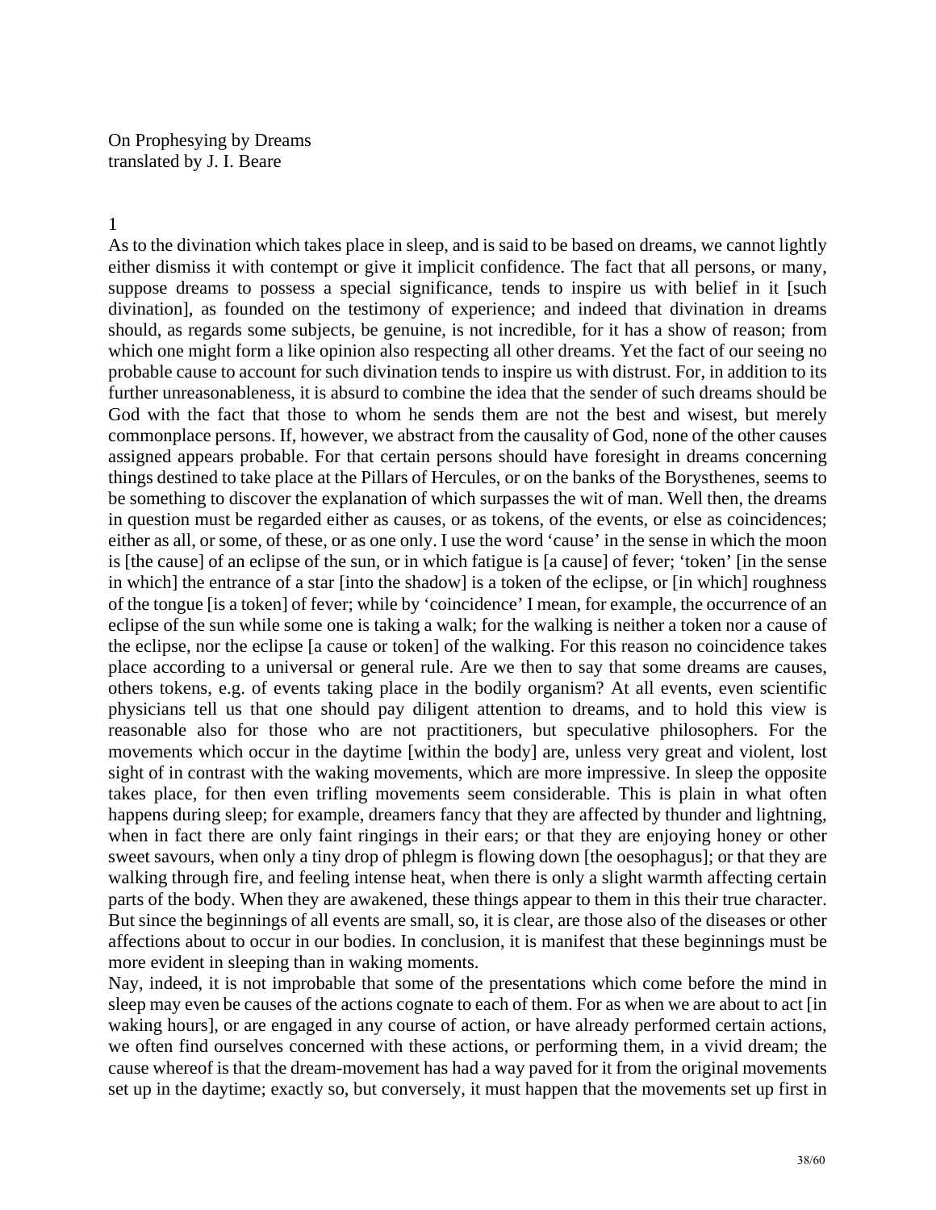On Prophesying by Dreams
translated by J. I. Beare

## 1

As to the divination which takes place in sleep, and is said to be based on dreams, we cannot lightly either dismiss it with contempt or give it implicit confidence. The fact that all persons, or many, suppose dreams to possess a special significance, tends to inspire us with belief in it [such divination], as founded on the testimony of experience; and indeed that divination in dreams should, as regards some subjects, be genuine, is not incredible, for it has a show of reason; from which one might form a like opinion also respecting all other dreams. Yet the fact of our seeing no probable cause to account for such divination tends to inspire us with distrust. For, in addition to its further unreasonableness, it is absurd to combine the idea that the sender of such dreams should be God with the fact that those to whom he sends them are not the best and wisest, but merely commonplace persons. If, however, we abstract from the causality of God, none of the other causes assigned appears probable. For that certain persons should have foresight in dreams concerning things destined to take place at the Pillars of Hercules, or on the banks of the Borysthenes, seems to be something to discover the explanation of which surpasses the wit of man. Well then, the dreams in question must be regarded either as causes, or as tokens, of the events, or else as coincidences; either as all, or some, of these, or as one only. I use the word 'cause' in the sense in which the moon is [the cause] of an eclipse of the sun, or in which fatigue is [a cause] of fever; 'token' [in the sense in which] the entrance of a star [into the shadow] is a token of the eclipse, or [in which] roughness of the tongue [is a token] of fever; while by 'coincidence' I mean, for example, the occurrence of an eclipse of the sun while some one is taking a walk; for the walking is neither a token nor a cause of the eclipse, nor the eclipse [a cause or token] of the walking. For this reason no coincidence takes place according to a universal or general rule. Are we then to say that some dreams are causes, others tokens, e.g. of events taking place in the bodily organism? At all events, even scientific physicians tell us that one should pay diligent attention to dreams, and to hold this view is reasonable also for those who are not practitioners, but speculative philosophers. For the movements which occur in the daytime [within the body] are, unless very great and violent, lost sight of in contrast with the waking movements, which are more impressive. In sleep the opposite takes place, for then even trifling movements seem considerable. This is plain in what often happens during sleep; for example, dreamers fancy that they are affected by thunder and lightning, when in fact there are only faint ringings in their ears; or that they are enjoying honey or other sweet savours, when only a tiny drop of phlegm is flowing down [the oesophagus]; or that they are walking through fire, and feeling intense heat, when there is only a slight warmth affecting certain parts of the body. When they are awakened, these things appear to them in this their true character. But since the beginnings of all events are small, so, it is clear, are those also of the diseases or other affections about to occur in our bodies. In conclusion, it is manifest that these beginnings must be more evident in sleeping than in waking moments.

Nay, indeed, it is not improbable that some of the presentations which come before the mind in sleep may even be causes of the actions cognate to each of them. For as when we are about to act [in waking hours], or are engaged in any course of action, or have already performed certain actions, we often find ourselves concerned with these actions, or performing them, in a vivid dream; the cause whereof is that the dream-movement has had a way paved for it from the original movements set up in the daytime; exactly so, but conversely, it must happen that the movements set up first in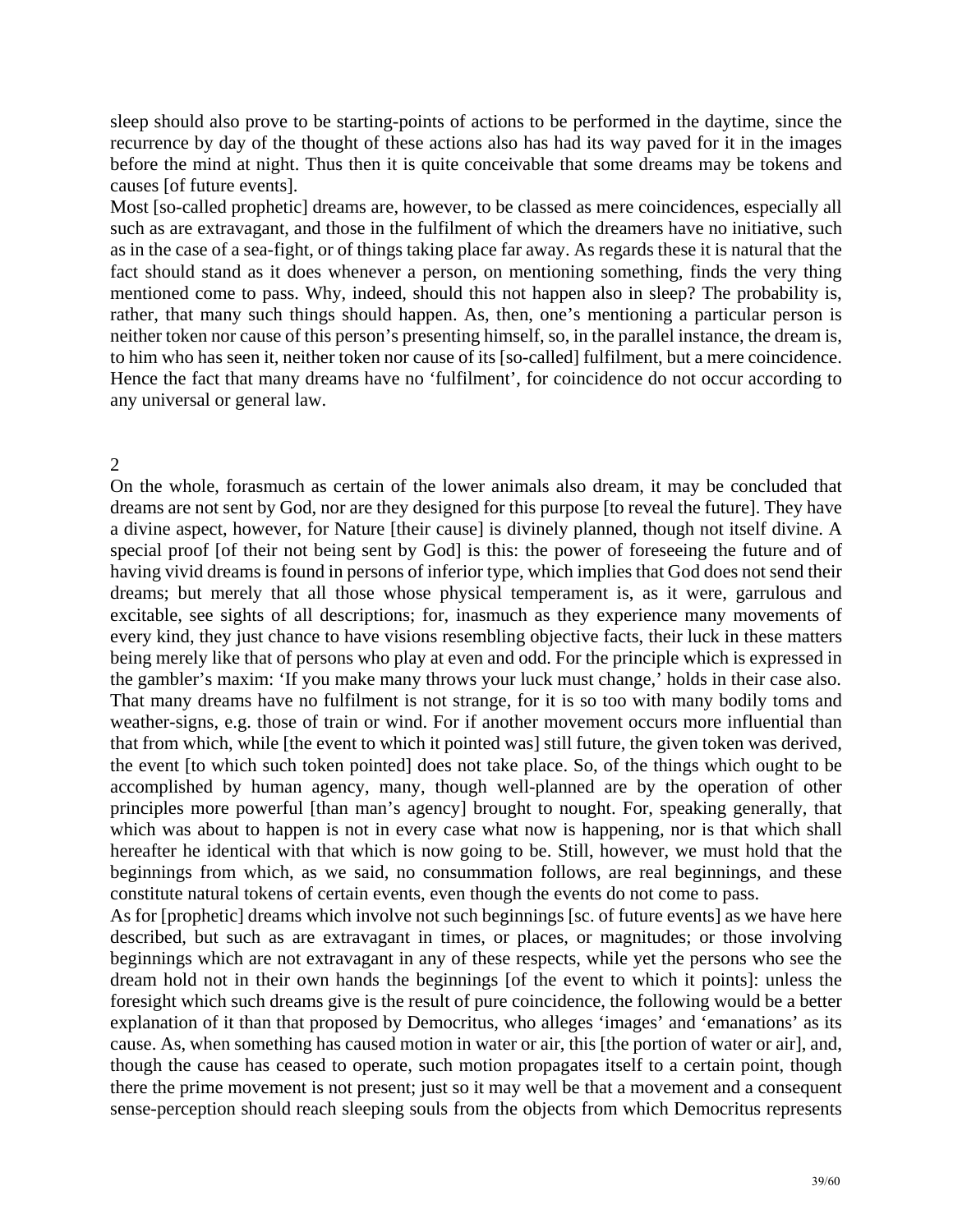sleep should also prove to be starting-points of actions to be performed in the daytime, since the recurrence by day of the thought of these actions also has had its way paved for it in the images before the mind at night. Thus then it is quite conceivable that some dreams may be tokens and causes [of future events].

Most [so-called prophetic] dreams are, however, to be classed as mere coincidences, especially all such as are extravagant, and those in the fulfilment of which the dreamers have no initiative, such as in the case of a sea-fight, or of things taking place far away. As regards these it is natural that the fact should stand as it does whenever a person, on mentioning something, finds the very thing mentioned come to pass. Why, indeed, should this not happen also in sleep? The probability is, rather, that many such things should happen. As, then, one's mentioning a particular person is neither token nor cause of this person's presenting himself, so, in the parallel instance, the dream is, to him who has seen it, neither token nor cause of its [so-called] fulfilment, but a mere coincidence. Hence the fact that many dreams have no 'fulfilment', for coincidence do not occur according to any universal or general law.

## 2

On the whole, forasmuch as certain of the lower animals also dream, it may be concluded that dreams are not sent by God, nor are they designed for this purpose [to reveal the future]. They have a divine aspect, however, for Nature [their cause] is divinely planned, though not itself divine. A special proof [of their not being sent by God] is this: the power of foreseeing the future and of having vivid dreams is found in persons of inferior type, which implies that God does not send their dreams; but merely that all those whose physical temperament is, as it were, garrulous and excitable, see sights of all descriptions; for, inasmuch as they experience many movements of every kind, they just chance to have visions resembling objective facts, their luck in these matters being merely like that of persons who play at even and odd. For the principle which is expressed in the gambler's maxim: 'If you make many throws your luck must change,' holds in their case also. That many dreams have no fulfilment is not strange, for it is so too with many bodily toms and weather-signs, e.g. those of train or wind. For if another movement occurs more influential than that from which, while [the event to which it pointed was] still future, the given token was derived, the event [to which such token pointed] does not take place. So, of the things which ought to be accomplished by human agency, many, though well-planned are by the operation of other principles more powerful [than man's agency] brought to nought. For, speaking generally, that which was about to happen is not in every case what now is happening, nor is that which shall hereafter he identical with that which is now going to be. Still, however, we must hold that the beginnings from which, as we said, no consummation follows, are real beginnings, and these constitute natural tokens of certain events, even though the events do not come to pass.

As for [prophetic] dreams which involve not such beginnings [sc. of future events] as we have here described, but such as are extravagant in times, or places, or magnitudes; or those involving beginnings which are not extravagant in any of these respects, while yet the persons who see the dream hold not in their own hands the beginnings [of the event to which it points]: unless the foresight which such dreams give is the result of pure coincidence, the following would be a better explanation of it than that proposed by Democritus, who alleges 'images' and 'emanations' as its cause. As, when something has caused motion in water or air, this [the portion of water or air], and, though the cause has ceased to operate, such motion propagates itself to a certain point, though there the prime movement is not present; just so it may well be that a movement and a consequent sense-perception should reach sleeping souls from the objects from which Democritus represents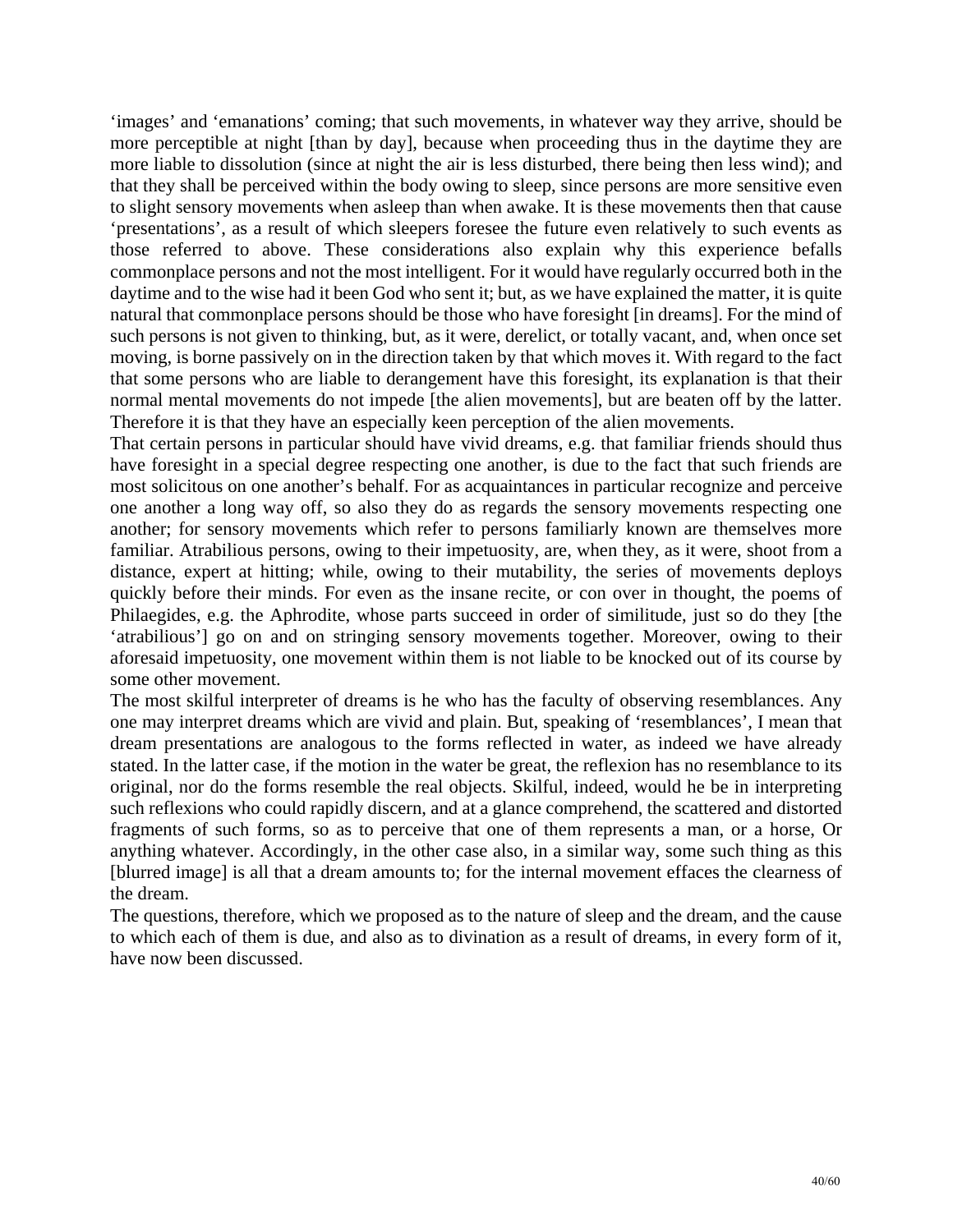'images' and 'emanations' coming; that such movements, in whatever way they arrive, should be more perceptible at night [than by day], because when proceeding thus in the daytime they are more liable to dissolution (since at night the air is less disturbed, there being then less wind); and that they shall be perceived within the body owing to sleep, since persons are more sensitive even to slight sensory movements when asleep than when awake. It is these movements then that cause 'presentations', as a result of which sleepers foresee the future even relatively to such events as those referred to above. These considerations also explain why this experience befalls commonplace persons and not the most intelligent. For it would have regularly occurred both in the daytime and to the wise had it been God who sent it; but, as we have explained the matter, it is quite natural that commonplace persons should be those who have foresight [in dreams]. For the mind of such persons is not given to thinking, but, as it were, derelict, or totally vacant, and, when once set moving, is borne passively on in the direction taken by that which moves it. With regard to the fact that some persons who are liable to derangement have this foresight, its explanation is that their normal mental movements do not impede [the alien movements], but are beaten off by the latter. Therefore it is that they have an especially keen perception of the alien movements.

That certain persons in particular should have vivid dreams, e.g. that familiar friends should thus have foresight in a special degree respecting one another, is due to the fact that such friends are most solicitous on one another's behalf. For as acquaintances in particular recognize and perceive one another a long way off, so also they do as regards the sensory movements respecting one another; for sensory movements which refer to persons familiarly known are themselves more familiar. Atrabilious persons, owing to their impetuosity, are, when they, as it were, shoot from a distance, expert at hitting; while, owing to their mutability, the series of movements deploys quickly before their minds. For even as the insane recite, or con over in thought, the poems of Philaegides, e.g. the Aphrodite, whose parts succeed in order of similitude, just so do they [the 'atrabilious'] go on and on stringing sensory movements together. Moreover, owing to their aforesaid impetuosity, one movement within them is not liable to be knocked out of its course by some other movement.

The most skilful interpreter of dreams is he who has the faculty of observing resemblances. Any one may interpret dreams which are vivid and plain. But, speaking of 'resemblances', I mean that dream presentations are analogous to the forms reflected in water, as indeed we have already stated. In the latter case, if the motion in the water be great, the reflexion has no resemblance to its original, nor do the forms resemble the real objects. Skilful, indeed, would he be in interpreting such reflexions who could rapidly discern, and at a glance comprehend, the scattered and distorted fragments of such forms, so as to perceive that one of them represents a man, or a horse, Or anything whatever. Accordingly, in the other case also, in a similar way, some such thing as this [blurred image] is all that a dream amounts to; for the internal movement effaces the clearness of the dream.

The questions, therefore, which we proposed as to the nature of sleep and the dream, and the cause to which each of them is due, and also as to divination as a result of dreams, in every form of it, have now been discussed.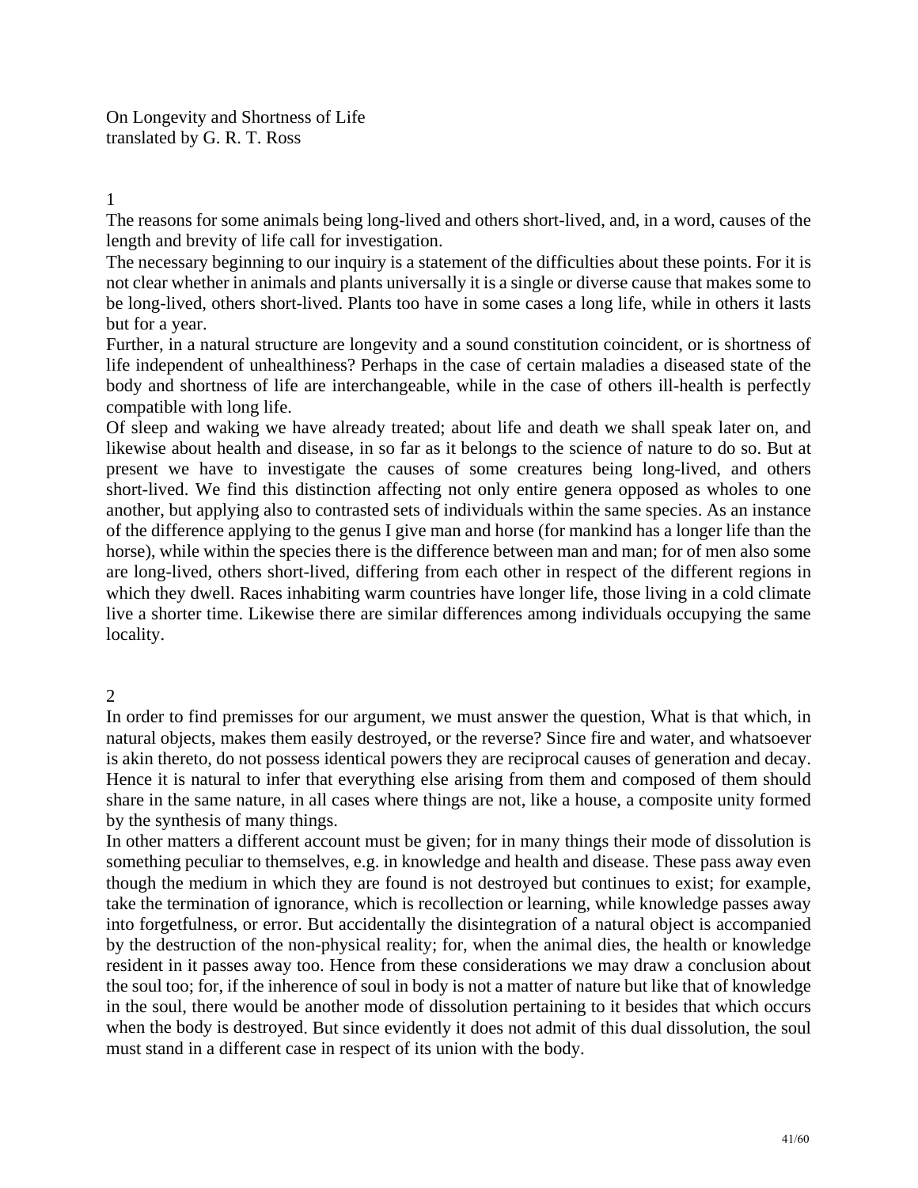# On Longevity and Shortness of Life

translated by G. R. T. Ross

## 1

The reasons for some animals being long-lived and others short-lived, and, in a word, causes of the length and brevity of life call for investigation.

The necessary beginning to our inquiry is a statement of the difficulties about these points. For it is not clear whether in animals and plants universally it is a single or diverse cause that makes some to be long-lived, others short-lived. Plants too have in some cases a long life, while in others it lasts but for a year.

Further, in a natural structure are longevity and a sound constitution coincident, or is shortness of life independent of unhealthiness? Perhaps in the case of certain maladies a diseased state of the body and shortness of life are interchangeable, while in the case of others ill-health is perfectly compatible with long life.

Of sleep and waking we have already treated; about life and death we shall speak later on, and likewise about health and disease, in so far as it belongs to the science of nature to do so. But at present we have to investigate the causes of some creatures being long-lived, and others short-lived. We find this distinction affecting not only entire genera opposed as wholes to one another, but applying also to contrasted sets of individuals within the same species. As an instance of the difference applying to the genus I give man and horse (for mankind has a longer life than the horse), while within the species there is the difference between man and man; for of men also some are long-lived, others short-lived, differing from each other in respect of the different regions in which they dwell. Races inhabiting warm countries have longer life, those living in a cold climate live a shorter time. Likewise there are similar differences among individuals occupying the same locality.

## 2

In order to find premisses for our argument, we must answer the question, What is that which, in natural objects, makes them easily destroyed, or the reverse? Since fire and water, and whatsoever is akin thereto, do not possess identical powers they are reciprocal causes of generation and decay. Hence it is natural to infer that everything else arising from them and composed of them should share in the same nature, in all cases where things are not, like a house, a composite unity formed by the synthesis of many things.

In other matters a different account must be given; for in many things their mode of dissolution is something peculiar to themselves, e.g. in knowledge and health and disease. These pass away even though the medium in which they are found is not destroyed but continues to exist; for example, take the termination of ignorance, which is recollection or learning, while knowledge passes away into forgetfulness, or error. But accidentally the disintegration of a natural object is accompanied by the destruction of the non-physical reality; for, when the animal dies, the health or knowledge resident in it passes away too. Hence from these considerations we may draw a conclusion about the soul too; for, if the inherence of soul in body is not a matter of nature but like that of knowledge in the soul, there would be another mode of dissolution pertaining to it besides that which occurs when the body is destroyed. But since evidently it does not admit of this dual dissolution, the soul must stand in a different case in respect of its union with the body.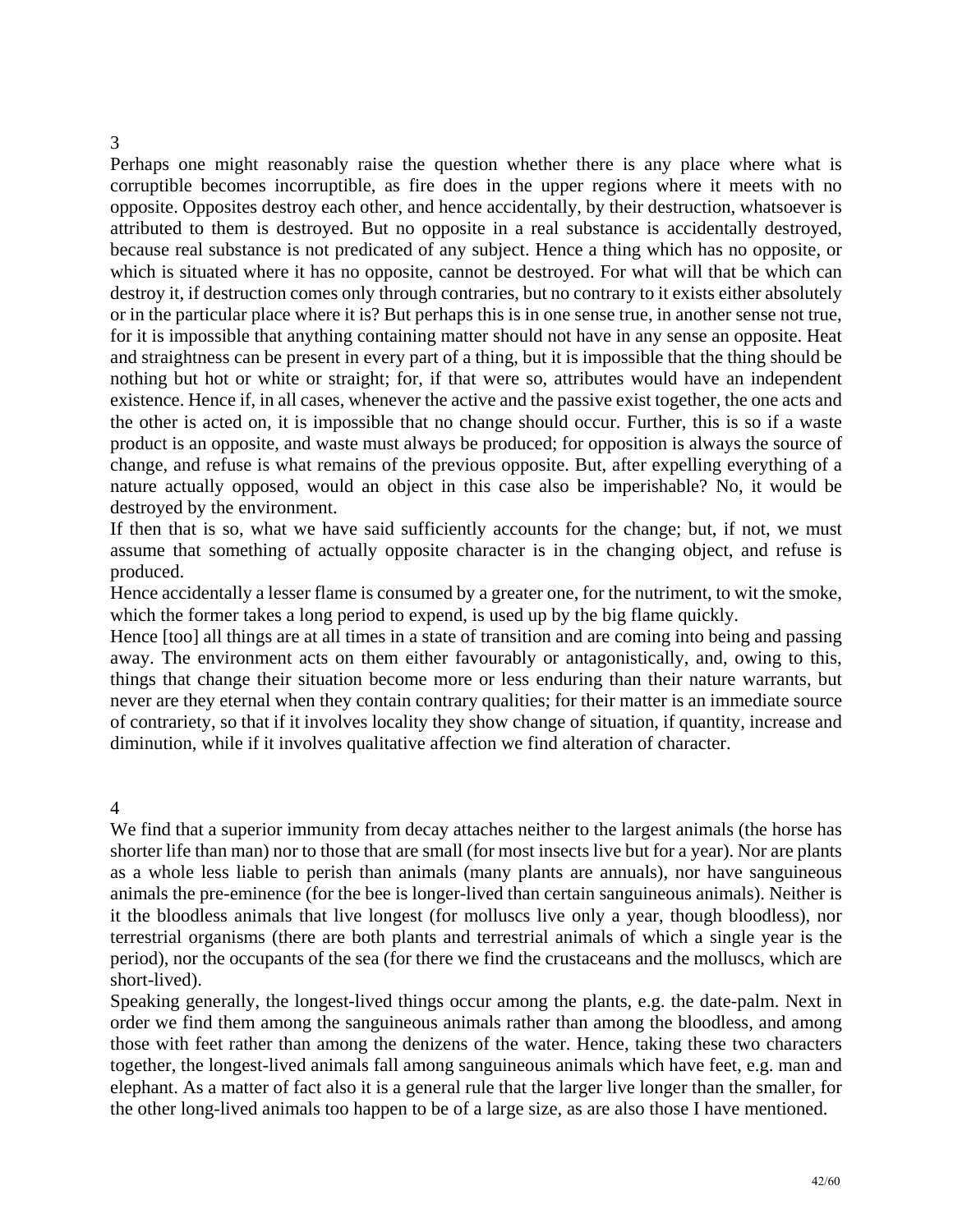3

Perhaps one might reasonably raise the question whether there is any place where what is corruptible becomes incorruptible, as fire does in the upper regions where it meets with no opposite. Opposites destroy each other, and hence accidentally, by their destruction, whatsoever is attributed to them is destroyed. But no opposite in a real substance is accidentally destroyed, because real substance is not predicated of any subject. Hence a thing which has no opposite, or which is situated where it has no opposite, cannot be destroyed. For what will that be which can destroy it, if destruction comes only through contraries, but no contrary to it exists either absolutely or in the particular place where it is? But perhaps this is in one sense true, in another sense not true, for it is impossible that anything containing matter should not have in any sense an opposite. Heat and straightness can be present in every part of a thing, but it is impossible that the thing should be nothing but hot or white or straight; for, if that were so, attributes would have an independent existence. Hence if, in all cases, whenever the active and the passive exist together, the one acts and the other is acted on, it is impossible that no change should occur. Further, this is so if a waste product is an opposite, and waste must always be produced; for opposition is always the source of change, and refuse is what remains of the previous opposite. But, after expelling everything of a nature actually opposed, would an object in this case also be imperishable? No, it would be destroyed by the environment.

If then that is so, what we have said sufficiently accounts for the change; but, if not, we must assume that something of actually opposite character is in the changing object, and refuse is produced.

Hence accidentally a lesser flame is consumed by a greater one, for the nutriment, to wit the smoke, which the former takes a long period to expend, is used up by the big flame quickly.

Hence [too] all things are at all times in a state of transition and are coming into being and passing away. The environment acts on them either favourably or antagonistically, and, owing to this, things that change their situation become more or less enduring than their nature warrants, but never are they eternal when they contain contrary qualities; for their matter is an immediate source of contrariety, so that if it involves locality they show change of situation, if quantity, increase and diminution, while if it involves qualitative affection we find alteration of character.

4

We find that a superior immunity from decay attaches neither to the largest animals (the horse has shorter life than man) nor to those that are small (for most insects live but for a year). Nor are plants as a whole less liable to perish than animals (many plants are annuals), nor have sanguineous animals the pre-eminence (for the bee is longer-lived than certain sanguineous animals). Neither is it the bloodless animals that live longest (for molluscs live only a year, though bloodless), nor terrestrial organisms (there are both plants and terrestrial animals of which a single year is the period), nor the occupants of the sea (for there we find the crustaceans and the molluscs, which are short-lived).

Speaking generally, the longest-lived things occur among the plants, e.g. the date-palm. Next in order we find them among the sanguineous animals rather than among the bloodless, and among those with feet rather than among the denizens of the water. Hence, taking these two characters together, the longest-lived animals fall among sanguineous animals which have feet, e.g. man and elephant. As a matter of fact also it is a general rule that the larger live longer than the smaller, for the other long-lived animals too happen to be of a large size, as are also those I have mentioned.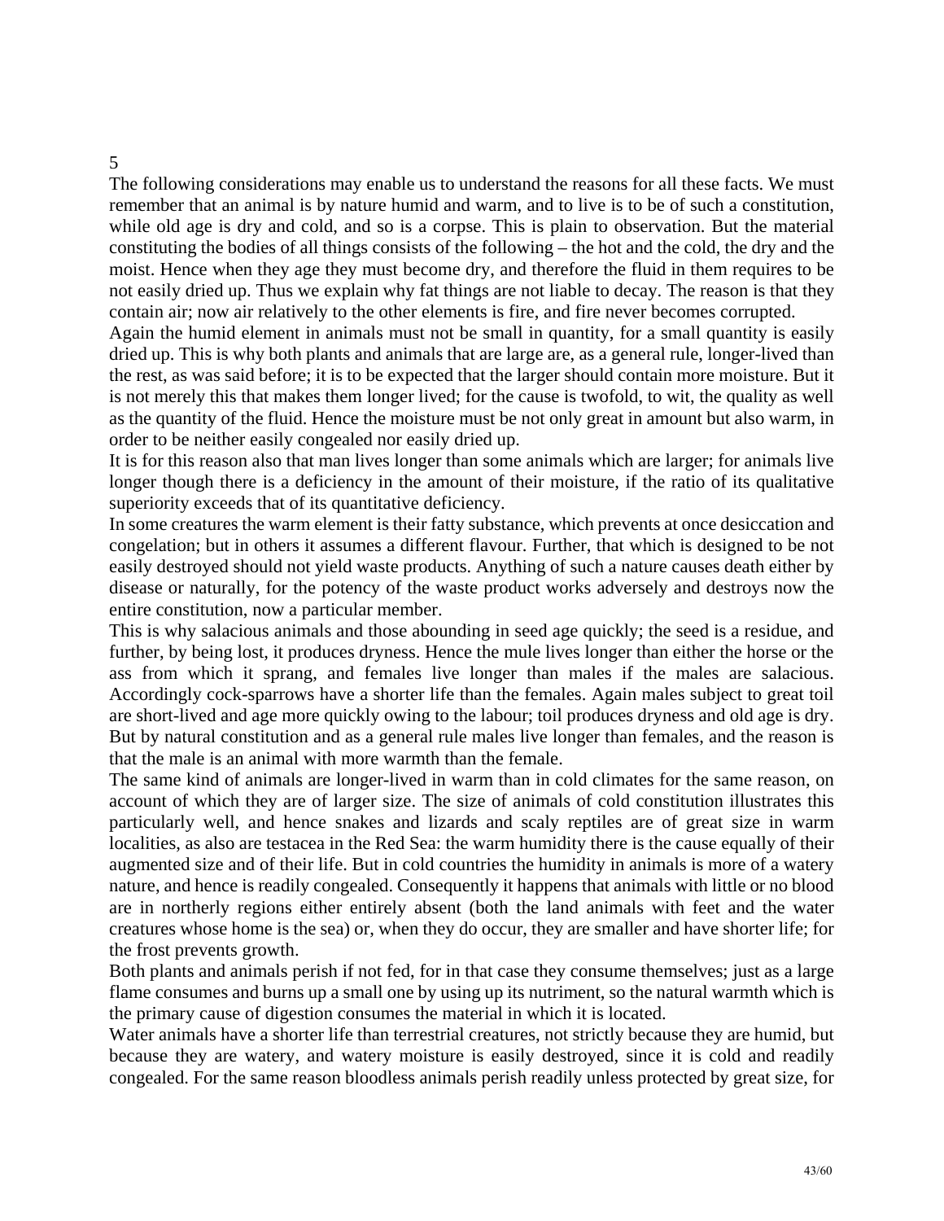5

The following considerations may enable us to understand the reasons for all these facts. We must remember that an animal is by nature humid and warm, and to live is to be of such a constitution, while old age is dry and cold, and so is a corpse. This is plain to observation. But the material constituting the bodies of all things consists of the following – the hot and the cold, the dry and the moist. Hence when they age they must become dry, and therefore the fluid in them requires to be not easily dried up. Thus we explain why fat things are not liable to decay. The reason is that they contain air; now air relatively to the other elements is fire, and fire never becomes corrupted.

Again the humid element in animals must not be small in quantity, for a small quantity is easily dried up. This is why both plants and animals that are large are, as a general rule, longer-lived than the rest, as was said before; it is to be expected that the larger should contain more moisture. But it is not merely this that makes them longer lived; for the cause is twofold, to wit, the quality as well as the quantity of the fluid. Hence the moisture must be not only great in amount but also warm, in order to be neither easily congealed nor easily dried up.

It is for this reason also that man lives longer than some animals which are larger; for animals live longer though there is a deficiency in the amount of their moisture, if the ratio of its qualitative superiority exceeds that of its quantitative deficiency.

In some creatures the warm element is their fatty substance, which prevents at once desiccation and congelation; but in others it assumes a different flavour. Further, that which is designed to be not easily destroyed should not yield waste products. Anything of such a nature causes death either by disease or naturally, for the potency of the waste product works adversely and destroys now the entire constitution, now a particular member.

This is why salacious animals and those abounding in seed age quickly; the seed is a residue, and further, by being lost, it produces dryness. Hence the mule lives longer than either the horse or the ass from which it sprang, and females live longer than males if the males are salacious. Accordingly cock-sparrows have a shorter life than the females. Again males subject to great toil are short-lived and age more quickly owing to the labour; toil produces dryness and old age is dry. But by natural constitution and as a general rule males live longer than females, and the reason is that the male is an animal with more warmth than the female.

The same kind of animals are longer-lived in warm than in cold climates for the same reason, on account of which they are of larger size. The size of animals of cold constitution illustrates this particularly well, and hence snakes and lizards and scaly reptiles are of great size in warm localities, as also are testacea in the Red Sea: the warm humidity there is the cause equally of their augmented size and of their life. But in cold countries the humidity in animals is more of a watery nature, and hence is readily congealed. Consequently it happens that animals with little or no blood are in northerly regions either entirely absent (both the land animals with feet and the water creatures whose home is the sea) or, when they do occur, they are smaller and have shorter life; for the frost prevents growth.

Both plants and animals perish if not fed, for in that case they consume themselves; just as a large flame consumes and burns up a small one by using up its nutriment, so the natural warmth which is the primary cause of digestion consumes the material in which it is located.

Water animals have a shorter life than terrestrial creatures, not strictly because they are humid, but because they are watery, and watery moisture is easily destroyed, since it is cold and readily congealed. For the same reason bloodless animals perish readily unless protected by great size, for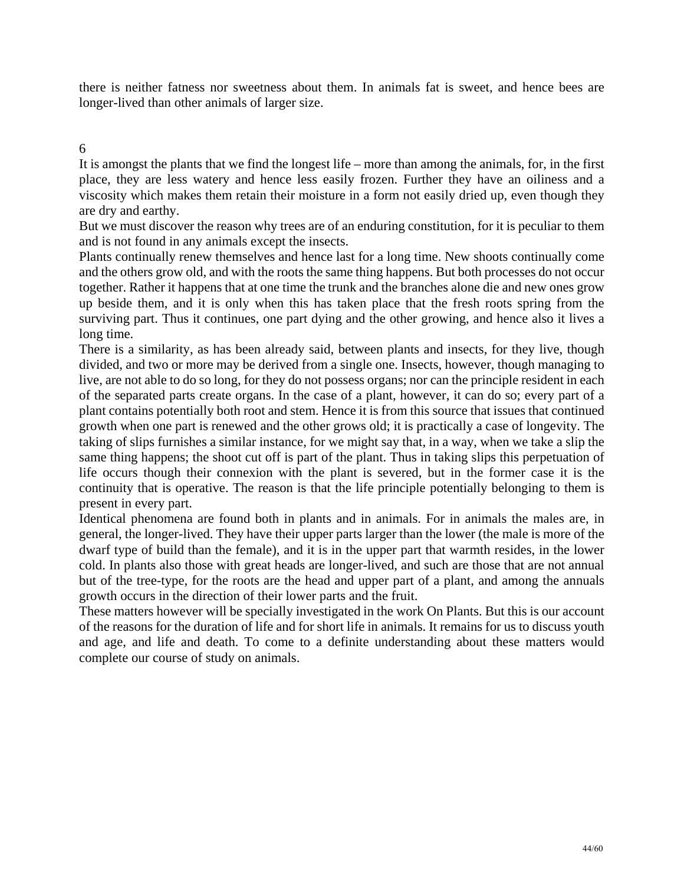there is neither fatness nor sweetness about them. In animals fat is sweet, and hence bees are longer-lived than other animals of larger size.

## 6

It is amongst the plants that we find the longest life – more than among the animals, for, in the first place, they are less watery and hence less easily frozen. Further they have an oiliness and a viscosity which makes them retain their moisture in a form not easily dried up, even though they are dry and earthy.

But we must discover the reason why trees are of an enduring constitution, for it is peculiar to them and is not found in any animals except the insects.

Plants continually renew themselves and hence last for a long time. New shoots continually come and the others grow old, and with the roots the same thing happens. But both processes do not occur together. Rather it happens that at one time the trunk and the branches alone die and new ones grow up beside them, and it is only when this has taken place that the fresh roots spring from the surviving part. Thus it continues, one part dying and the other growing, and hence also it lives a long time.

There is a similarity, as has been already said, between plants and insects, for they live, though divided, and two or more may be derived from a single one. Insects, however, though managing to live, are not able to do so long, for they do not possess organs; nor can the principle resident in each of the separated parts create organs. In the case of a plant, however, it can do so; every part of a plant contains potentially both root and stem. Hence it is from this source that issues that continued growth when one part is renewed and the other grows old; it is practically a case of longevity. The taking of slips furnishes a similar instance, for we might say that, in a way, when we take a slip the same thing happens; the shoot cut off is part of the plant. Thus in taking slips this perpetuation of life occurs though their connexion with the plant is severed, but in the former case it is the continuity that is operative. The reason is that the life principle potentially belonging to them is present in every part.

Identical phenomena are found both in plants and in animals. For in animals the males are, in general, the longer-lived. They have their upper parts larger than the lower (the male is more of the dwarf type of build than the female), and it is in the upper part that warmth resides, in the lower cold. In plants also those with great heads are longer-lived, and such are those that are not annual but of the tree-type, for the roots are the head and upper part of a plant, and among the annuals growth occurs in the direction of their lower parts and the fruit.

These matters however will be specially investigated in the work On Plants. But this is our account of the reasons for the duration of life and for short life in animals. It remains for us to discuss youth and age, and life and death. To come to a definite understanding about these matters would complete our course of study on animals.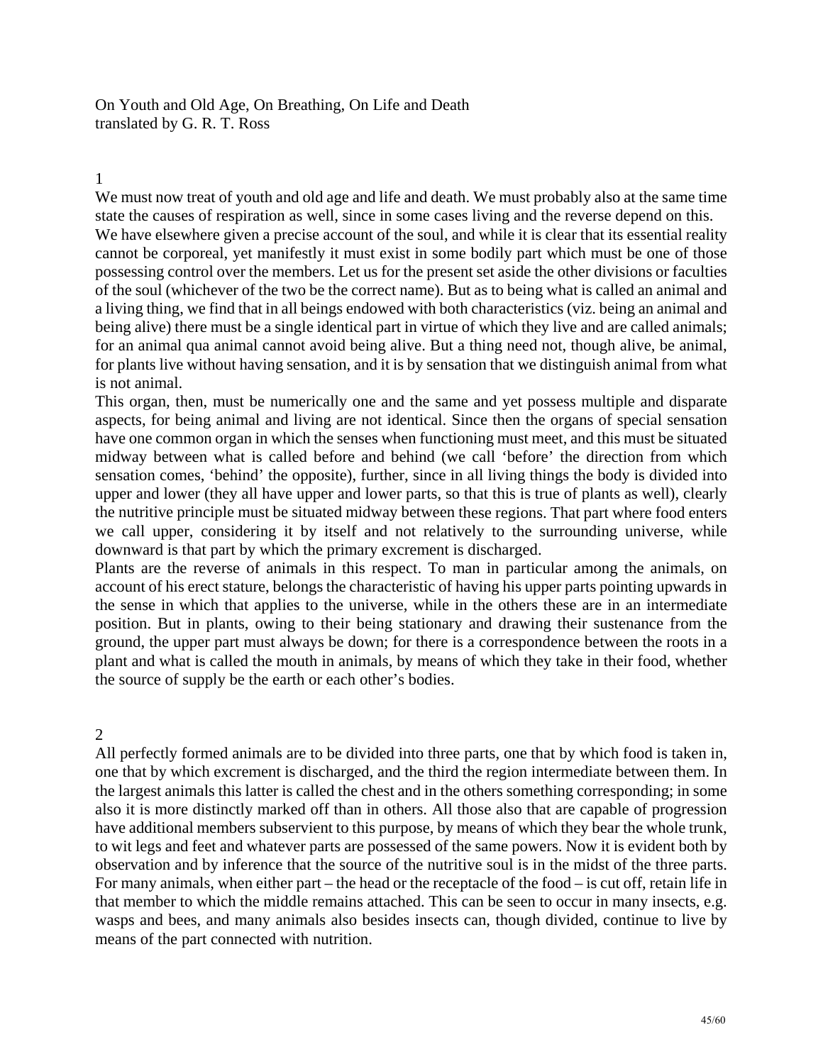On Youth and Old Age, On Breathing, On Life and Death
translated by G. R. T. Ross

## 1

We must now treat of youth and old age and life and death. We must probably also at the same time state the causes of respiration as well, since in some cases living and the reverse depend on this.

We have elsewhere given a precise account of the soul, and while it is clear that its essential reality cannot be corporeal, yet manifestly it must exist in some bodily part which must be one of those possessing control over the members. Let us for the present set aside the other divisions or faculties of the soul (whichever of the two be the correct name). But as to being what is called an animal and a living thing, we find that in all beings endowed with both characteristics (viz. being an animal and being alive) there must be a single identical part in virtue of which they live and are called animals; for an animal qua animal cannot avoid being alive. But a thing need not, though alive, be animal, for plants live without having sensation, and it is by sensation that we distinguish animal from what is not animal.

This organ, then, must be numerically one and the same and yet possess multiple and disparate aspects, for being animal and living are not identical. Since then the organs of special sensation have one common organ in which the senses when functioning must meet, and this must be situated midway between what is called before and behind (we call 'before' the direction from which sensation comes, 'behind' the opposite), further, since in all living things the body is divided into upper and lower (they all have upper and lower parts, so that this is true of plants as well), clearly the nutritive principle must be situated midway between these regions. That part where food enters we call upper, considering it by itself and not relatively to the surrounding universe, while downward is that part by which the primary excrement is discharged.

Plants are the reverse of animals in this respect. To man in particular among the animals, on account of his erect stature, belongs the characteristic of having his upper parts pointing upwards in the sense in which that applies to the universe, while in the others these are in an intermediate position. But in plants, owing to their being stationary and drawing their sustenance from the ground, the upper part must always be down; for there is a correspondence between the roots in a plant and what is called the mouth in animals, by means of which they take in their food, whether the source of supply be the earth or each other's bodies.

## 2

All perfectly formed animals are to be divided into three parts, one that by which food is taken in, one that by which excrement is discharged, and the third the region intermediate between them. In the largest animals this latter is called the chest and in the others something corresponding; in some also it is more distinctly marked off than in others. All those also that are capable of progression have additional members subservient to this purpose, by means of which they bear the whole trunk, to wit legs and feet and whatever parts are possessed of the same powers. Now it is evident both by observation and by inference that the source of the nutritive soul is in the midst of the three parts. For many animals, when either part – the head or the receptacle of the food – is cut off, retain life in that member to which the middle remains attached. This can be seen to occur in many insects, e.g. wasps and bees, and many animals also besides insects can, though divided, continue to live by means of the part connected with nutrition.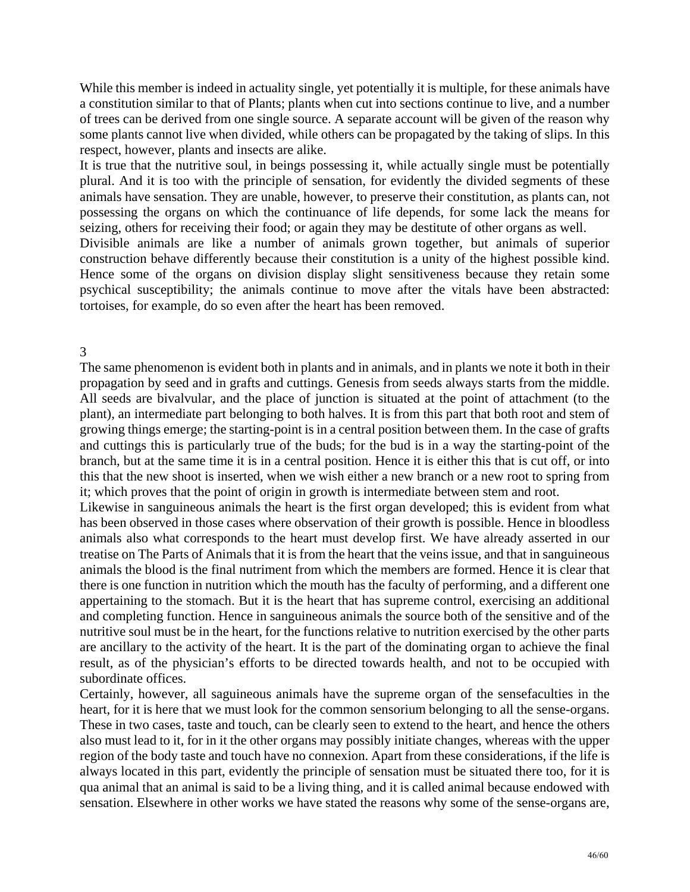While this member is indeed in actuality single, yet potentially it is multiple, for these animals have a constitution similar to that of Plants; plants when cut into sections continue to live, and a number of trees can be derived from one single source. A separate account will be given of the reason why some plants cannot live when divided, while others can be propagated by the taking of slips. In this respect, however, plants and insects are alike.

It is true that the nutritive soul, in beings possessing it, while actually single must be potentially plural. And it is too with the principle of sensation, for evidently the divided segments of these animals have sensation. They are unable, however, to preserve their constitution, as plants can, not possessing the organs on which the continuance of life depends, for some lack the means for seizing, others for receiving their food; or again they may be destitute of other organs as well.

Divisible animals are like a number of animals grown together, but animals of superior construction behave differently because their constitution is a unity of the highest possible kind. Hence some of the organs on division display slight sensitiveness because they retain some psychical susceptibility; the animals continue to move after the vitals have been abstracted: tortoises, for example, do so even after the heart has been removed.

## 3

The same phenomenon is evident both in plants and in animals, and in plants we note it both in their propagation by seed and in grafts and cuttings. Genesis from seeds always starts from the middle. All seeds are bivalvular, and the place of junction is situated at the point of attachment (to the plant), an intermediate part belonging to both halves. It is from this part that both root and stem of growing things emerge; the starting-point is in a central position between them. In the case of grafts and cuttings this is particularly true of the buds; for the bud is in a way the starting-point of the branch, but at the same time it is in a central position. Hence it is either this that is cut off, or into this that the new shoot is inserted, when we wish either a new branch or a new root to spring from it; which proves that the point of origin in growth is intermediate between stem and root.

Likewise in sanguineous animals the heart is the first organ developed; this is evident from what has been observed in those cases where observation of their growth is possible. Hence in bloodless animals also what corresponds to the heart must develop first. We have already asserted in our treatise on The Parts of Animals that it is from the heart that the veins issue, and that in sanguineous animals the blood is the final nutriment from which the members are formed. Hence it is clear that there is one function in nutrition which the mouth has the faculty of performing, and a different one appertaining to the stomach. But it is the heart that has supreme control, exercising an additional and completing function. Hence in sanguineous animals the source both of the sensitive and of the nutritive soul must be in the heart, for the functions relative to nutrition exercised by the other parts are ancillary to the activity of the heart. It is the part of the dominating organ to achieve the final result, as of the physician's efforts to be directed towards health, and not to be occupied with subordinate offices.

Certainly, however, all saguineous animals have the supreme organ of the sensefaculties in the heart, for it is here that we must look for the common sensorium belonging to all the sense-organs. These in two cases, taste and touch, can be clearly seen to extend to the heart, and hence the others also must lead to it, for in it the other organs may possibly initiate changes, whereas with the upper region of the body taste and touch have no connexion. Apart from these considerations, if the life is always located in this part, evidently the principle of sensation must be situated there too, for it is qua animal that an animal is said to be a living thing, and it is called animal because endowed with sensation. Elsewhere in other works we have stated the reasons why some of the sense-organs are,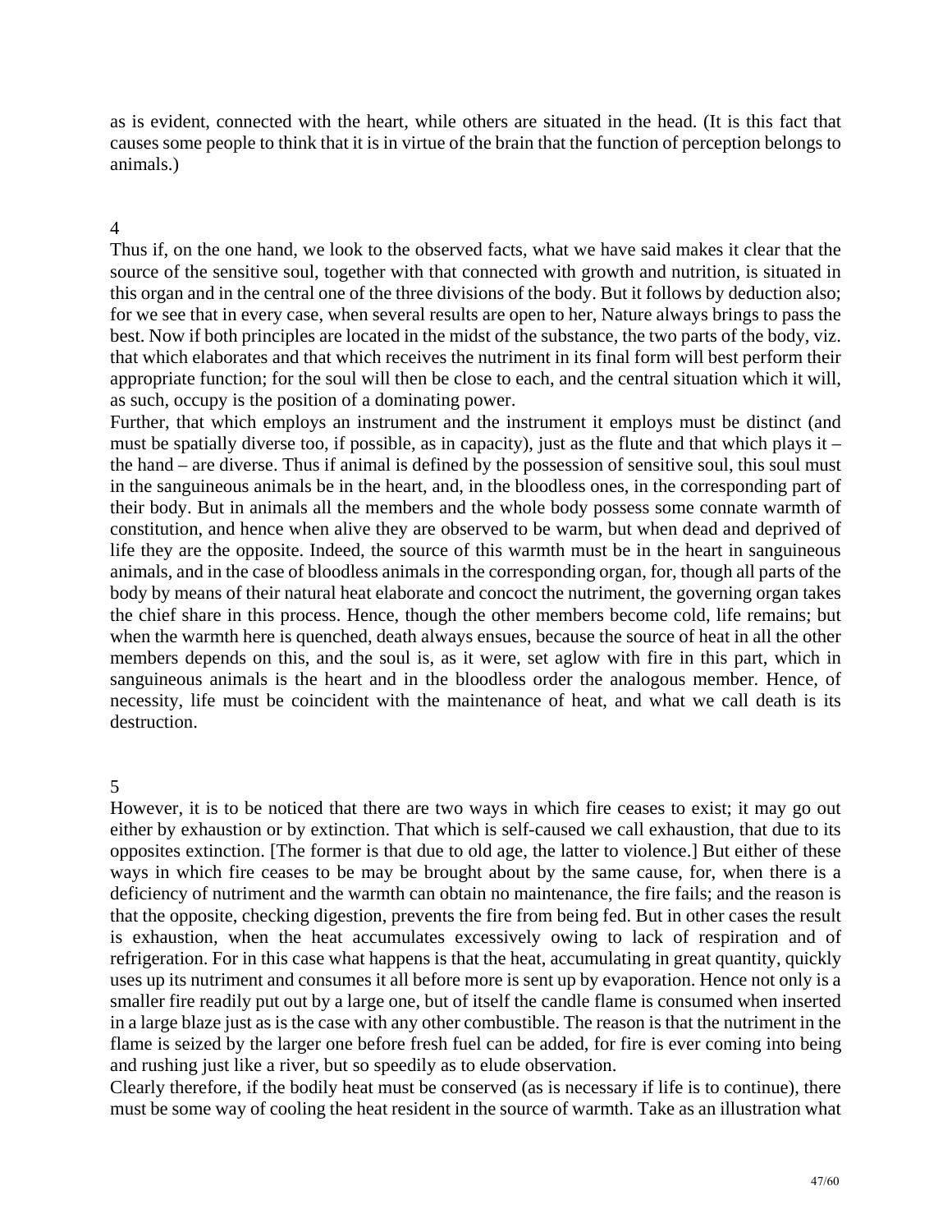as is evident, connected with the heart, while others are situated in the head. (It is this fact that causes some people to think that it is in virtue of the brain that the function of perception belongs to animals.)

4

Thus if, on the one hand, we look to the observed facts, what we have said makes it clear that the source of the sensitive soul, together with that connected with growth and nutrition, is situated in this organ and in the central one of the three divisions of the body. But it follows by deduction also; for we see that in every case, when several results are open to her, Nature always brings to pass the best. Now if both principles are located in the midst of the substance, the two parts of the body, viz. that which elaborates and that which receives the nutriment in its final form will best perform their appropriate function; for the soul will then be close to each, and the central situation which it will, as such, occupy is the position of a dominating power.

Further, that which employs an instrument and the instrument it employs must be distinct (and must be spatially diverse too, if possible, as in capacity), just as the flute and that which plays it – the hand – are diverse. Thus if animal is defined by the possession of sensitive soul, this soul must in the sanguineous animals be in the heart, and, in the bloodless ones, in the corresponding part of their body. But in animals all the members and the whole body possess some connate warmth of constitution, and hence when alive they are observed to be warm, but when dead and deprived of life they are the opposite. Indeed, the source of this warmth must be in the heart in sanguineous animals, and in the case of bloodless animals in the corresponding organ, for, though all parts of the body by means of their natural heat elaborate and concoct the nutriment, the governing organ takes the chief share in this process. Hence, though the other members become cold, life remains; but when the warmth here is quenched, death always ensues, because the source of heat in all the other members depends on this, and the soul is, as it were, set aglow with fire in this part, which in sanguineous animals is the heart and in the bloodless order the analogous member. Hence, of necessity, life must be coincident with the maintenance of heat, and what we call death is its destruction.

5

However, it is to be noticed that there are two ways in which fire ceases to exist; it may go out either by exhaustion or by extinction. That which is self-caused we call exhaustion, that due to its opposites extinction. [The former is that due to old age, the latter to violence.] But either of these ways in which fire ceases to be may be brought about by the same cause, for, when there is a deficiency of nutriment and the warmth can obtain no maintenance, the fire fails; and the reason is that the opposite, checking digestion, prevents the fire from being fed. But in other cases the result is exhaustion, when the heat accumulates excessively owing to lack of respiration and of refrigeration. For in this case what happens is that the heat, accumulating in great quantity, quickly uses up its nutriment and consumes it all before more is sent up by evaporation. Hence not only is a smaller fire readily put out by a large one, but of itself the candle flame is consumed when inserted in a large blaze just as is the case with any other combustible. The reason is that the nutriment in the flame is seized by the larger one before fresh fuel can be added, for fire is ever coming into being and rushing just like a river, but so speedily as to elude observation.

Clearly therefore, if the bodily heat must be conserved (as is necessary if life is to continue), there must be some way of cooling the heat resident in the source of warmth. Take as an illustration what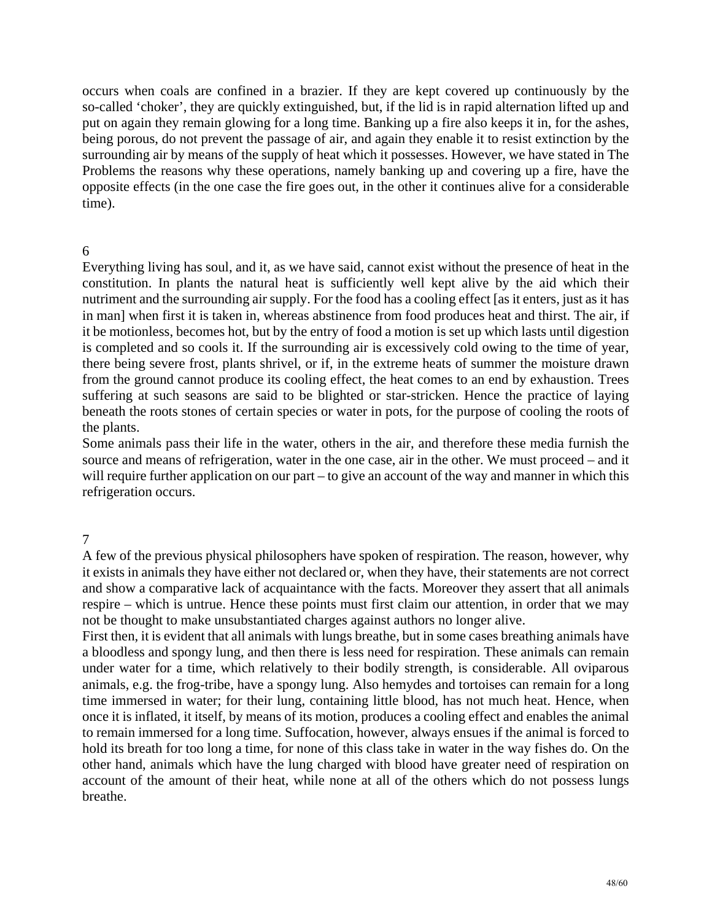occurs when coals are confined in a brazier. If they are kept covered up continuously by the so-called 'choker', they are quickly extinguished, but, if the lid is in rapid alternation lifted up and put on again they remain glowing for a long time. Banking up a fire also keeps it in, for the ashes, being porous, do not prevent the passage of air, and again they enable it to resist extinction by the surrounding air by means of the supply of heat which it possesses. However, we have stated in The Problems the reasons why these operations, namely banking up and covering up a fire, have the opposite effects (in the one case the fire goes out, in the other it continues alive for a considerable time).

## 6

Everything living has soul, and it, as we have said, cannot exist without the presence of heat in the constitution. In plants the natural heat is sufficiently well kept alive by the aid which their nutriment and the surrounding air supply. For the food has a cooling effect [as it enters, just as it has in man] when first it is taken in, whereas abstinence from food produces heat and thirst. The air, if it be motionless, becomes hot, but by the entry of food a motion is set up which lasts until digestion is completed and so cools it. If the surrounding air is excessively cold owing to the time of year, there being severe frost, plants shrivel, or if, in the extreme heats of summer the moisture drawn from the ground cannot produce its cooling effect, the heat comes to an end by exhaustion. Trees suffering at such seasons are said to be blighted or star-stricken. Hence the practice of laying beneath the roots stones of certain species or water in pots, for the purpose of cooling the roots of the plants.

Some animals pass their life in the water, others in the air, and therefore these media furnish the source and means of refrigeration, water in the one case, air in the other. We must proceed – and it will require further application on our part – to give an account of the way and manner in which this refrigeration occurs.

## 7

A few of the previous physical philosophers have spoken of respiration. The reason, however, why it exists in animals they have either not declared or, when they have, their statements are not correct and show a comparative lack of acquaintance with the facts. Moreover they assert that all animals respire – which is untrue. Hence these points must first claim our attention, in order that we may not be thought to make unsubstantiated charges against authors no longer alive.

First then, it is evident that all animals with lungs breathe, but in some cases breathing animals have a bloodless and spongy lung, and then there is less need for respiration. These animals can remain under water for a time, which relatively to their bodily strength, is considerable. All oviparous animals, e.g. the frog-tribe, have a spongy lung. Also hemydes and tortoises can remain for a long time immersed in water; for their lung, containing little blood, has not much heat. Hence, when once it is inflated, it itself, by means of its motion, produces a cooling effect and enables the animal to remain immersed for a long time. Suffocation, however, always ensues if the animal is forced to hold its breath for too long a time, for none of this class take in water in the way fishes do. On the other hand, animals which have the lung charged with blood have greater need of respiration on account of the amount of their heat, while none at all of the others which do not possess lungs breathe.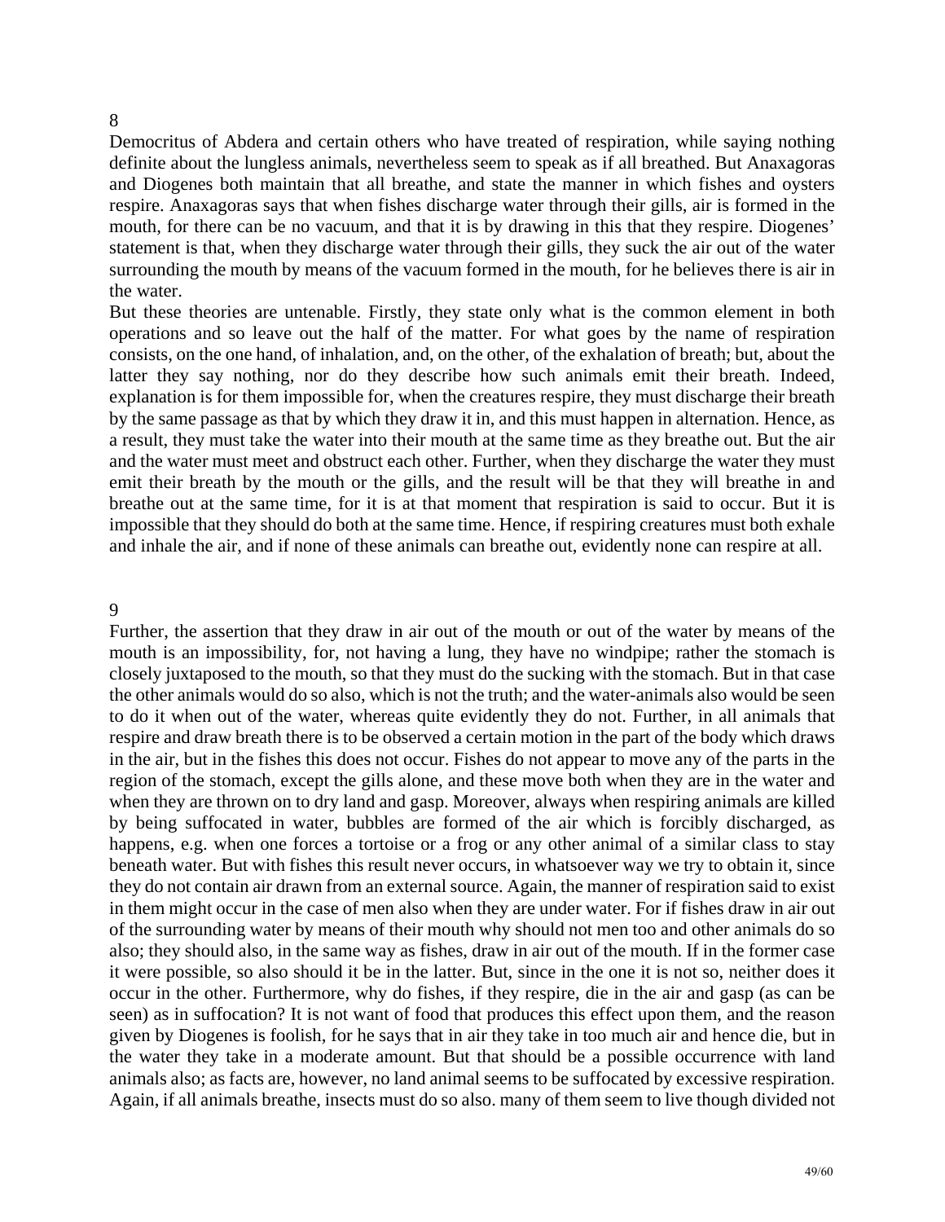8

Democritus of Abdera and certain others who have treated of respiration, while saying nothing definite about the lungless animals, nevertheless seem to speak as if all breathed. But Anaxagoras and Diogenes both maintain that all breathe, and state the manner in which fishes and oysters respire. Anaxagoras says that when fishes discharge water through their gills, air is formed in the mouth, for there can be no vacuum, and that it is by drawing in this that they respire. Diogenes' statement is that, when they discharge water through their gills, they suck the air out of the water surrounding the mouth by means of the vacuum formed in the mouth, for he believes there is air in the water.

But these theories are untenable. Firstly, they state only what is the common element in both operations and so leave out the half of the matter. For what goes by the name of respiration consists, on the one hand, of inhalation, and, on the other, of the exhalation of breath; but, about the latter they say nothing, nor do they describe how such animals emit their breath. Indeed, explanation is for them impossible for, when the creatures respire, they must discharge their breath by the same passage as that by which they draw it in, and this must happen in alternation. Hence, as a result, they must take the water into their mouth at the same time as they breathe out. But the air and the water must meet and obstruct each other. Further, when they discharge the water they must emit their breath by the mouth or the gills, and the result will be that they will breathe in and breathe out at the same time, for it is at that moment that respiration is said to occur. But it is impossible that they should do both at the same time. Hence, if respiring creatures must both exhale and inhale the air, and if none of these animals can breathe out, evidently none can respire at all.

9

Further, the assertion that they draw in air out of the mouth or out of the water by means of the mouth is an impossibility, for, not having a lung, they have no windpipe; rather the stomach is closely juxtaposed to the mouth, so that they must do the sucking with the stomach. But in that case the other animals would do so also, which is not the truth; and the water-animals also would be seen to do it when out of the water, whereas quite evidently they do not. Further, in all animals that respire and draw breath there is to be observed a certain motion in the part of the body which draws in the air, but in the fishes this does not occur. Fishes do not appear to move any of the parts in the region of the stomach, except the gills alone, and these move both when they are in the water and when they are thrown on to dry land and gasp. Moreover, always when respiring animals are killed by being suffocated in water, bubbles are formed of the air which is forcibly discharged, as happens, e.g. when one forces a tortoise or a frog or any other animal of a similar class to stay beneath water. But with fishes this result never occurs, in whatsoever way we try to obtain it, since they do not contain air drawn from an external source. Again, the manner of respiration said to exist in them might occur in the case of men also when they are under water. For if fishes draw in air out of the surrounding water by means of their mouth why should not men too and other animals do so also; they should also, in the same way as fishes, draw in air out of the mouth. If in the former case it were possible, so also should it be in the latter. But, since in the one it is not so, neither does it occur in the other. Furthermore, why do fishes, if they respire, die in the air and gasp (as can be seen) as in suffocation? It is not want of food that produces this effect upon them, and the reason given by Diogenes is foolish, for he says that in air they take in too much air and hence die, but in the water they take in a moderate amount. But that should be a possible occurrence with land animals also; as facts are, however, no land animal seems to be suffocated by excessive respiration. Again, if all animals breathe, insects must do so also. many of them seem to live though divided not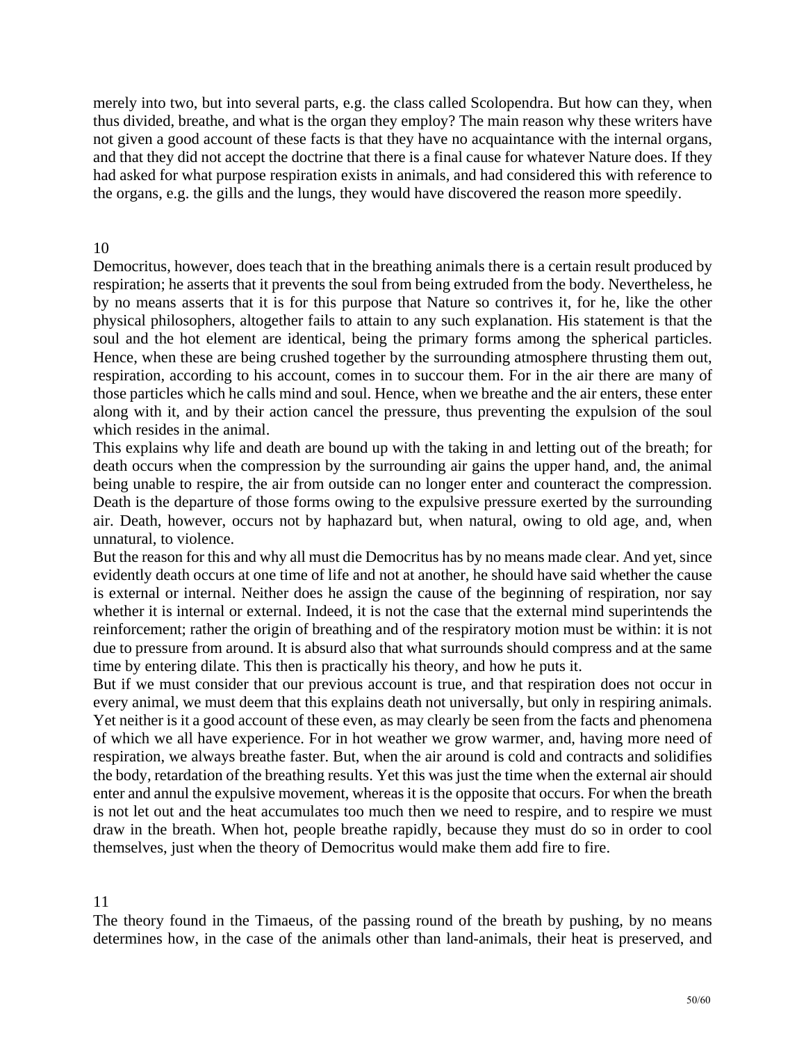merely into two, but into several parts, e.g. the class called Scolopendra. But how can they, when thus divided, breathe, and what is the organ they employ? The main reason why these writers have not given a good account of these facts is that they have no acquaintance with the internal organs, and that they did not accept the doctrine that there is a final cause for whatever Nature does. If they had asked for what purpose respiration exists in animals, and had considered this with reference to the organs, e.g. the gills and the lungs, they would have discovered the reason more speedily.

## 10

Democritus, however, does teach that in the breathing animals there is a certain result produced by respiration; he asserts that it prevents the soul from being extruded from the body. Nevertheless, he by no means asserts that it is for this purpose that Nature so contrives it, for he, like the other physical philosophers, altogether fails to attain to any such explanation. His statement is that the soul and the hot element are identical, being the primary forms among the spherical particles. Hence, when these are being crushed together by the surrounding atmosphere thrusting them out, respiration, according to his account, comes in to succour them. For in the air there are many of those particles which he calls mind and soul. Hence, when we breathe and the air enters, these enter along with it, and by their action cancel the pressure, thus preventing the expulsion of the soul which resides in the animal.

This explains why life and death are bound up with the taking in and letting out of the breath; for death occurs when the compression by the surrounding air gains the upper hand, and, the animal being unable to respire, the air from outside can no longer enter and counteract the compression. Death is the departure of those forms owing to the expulsive pressure exerted by the surrounding air. Death, however, occurs not by haphazard but, when natural, owing to old age, and, when unnatural, to violence.

But the reason for this and why all must die Democritus has by no means made clear. And yet, since evidently death occurs at one time of life and not at another, he should have said whether the cause is external or internal. Neither does he assign the cause of the beginning of respiration, nor say whether it is internal or external. Indeed, it is not the case that the external mind superintends the reinforcement; rather the origin of breathing and of the respiratory motion must be within: it is not due to pressure from around. It is absurd also that what surrounds should compress and at the same time by entering dilate. This then is practically his theory, and how he puts it.

But if we must consider that our previous account is true, and that respiration does not occur in every animal, we must deem that this explains death not universally, but only in respiring animals. Yet neither is it a good account of these even, as may clearly be seen from the facts and phenomena of which we all have experience. For in hot weather we grow warmer, and, having more need of respiration, we always breathe faster. But, when the air around is cold and contracts and solidifies the body, retardation of the breathing results. Yet this was just the time when the external air should enter and annul the expulsive movement, whereas it is the opposite that occurs. For when the breath is not let out and the heat accumulates too much then we need to respire, and to respire we must draw in the breath. When hot, people breathe rapidly, because they must do so in order to cool themselves, just when the theory of Democritus would make them add fire to fire.

## 11

The theory found in the Timaeus, of the passing round of the breath by pushing, by no means determines how, in the case of the animals other than land-animals, their heat is preserved, and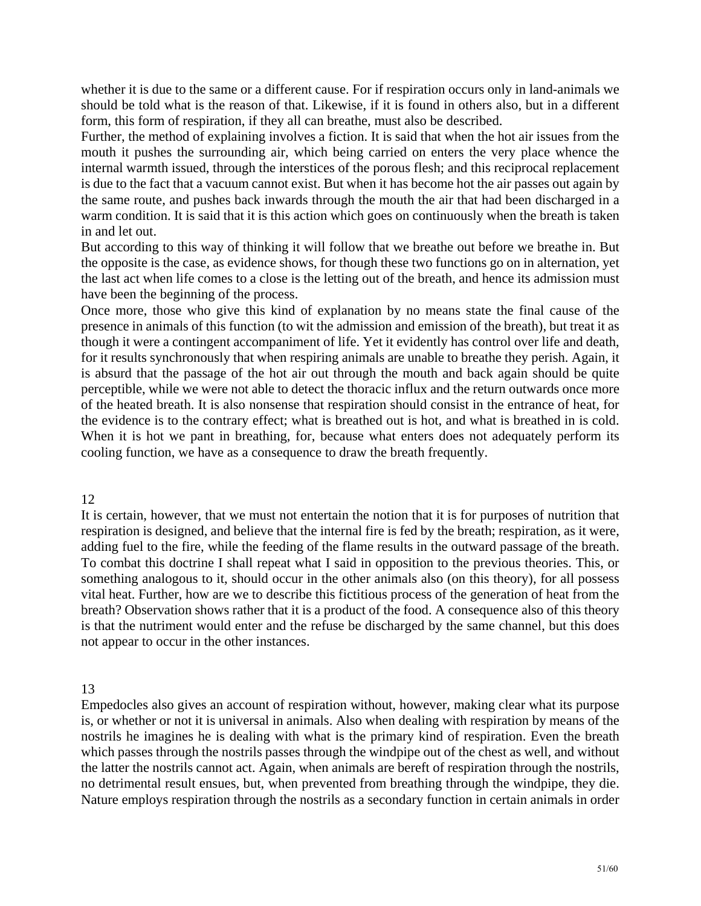whether it is due to the same or a different cause. For if respiration occurs only in land-animals we should be told what is the reason of that. Likewise, if it is found in others also, but in a different form, this form of respiration, if they all can breathe, must also be described.

Further, the method of explaining involves a fiction. It is said that when the hot air issues from the mouth it pushes the surrounding air, which being carried on enters the very place whence the internal warmth issued, through the interstices of the porous flesh; and this reciprocal replacement is due to the fact that a vacuum cannot exist. But when it has become hot the air passes out again by the same route, and pushes back inwards through the mouth the air that had been discharged in a warm condition. It is said that it is this action which goes on continuously when the breath is taken in and let out.

But according to this way of thinking it will follow that we breathe out before we breathe in. But the opposite is the case, as evidence shows, for though these two functions go on in alternation, yet the last act when life comes to a close is the letting out of the breath, and hence its admission must have been the beginning of the process.

Once more, those who give this kind of explanation by no means state the final cause of the presence in animals of this function (to wit the admission and emission of the breath), but treat it as though it were a contingent accompaniment of life. Yet it evidently has control over life and death, for it results synchronously that when respiring animals are unable to breathe they perish. Again, it is absurd that the passage of the hot air out through the mouth and back again should be quite perceptible, while we were not able to detect the thoracic influx and the return outwards once more of the heated breath. It is also nonsense that respiration should consist in the entrance of heat, for the evidence is to the contrary effect; what is breathed out is hot, and what is breathed in is cold. When it is hot we pant in breathing, for, because what enters does not adequately perform its cooling function, we have as a consequence to draw the breath frequently.

## 12

It is certain, however, that we must not entertain the notion that it is for purposes of nutrition that respiration is designed, and believe that the internal fire is fed by the breath; respiration, as it were, adding fuel to the fire, while the feeding of the flame results in the outward passage of the breath. To combat this doctrine I shall repeat what I said in opposition to the previous theories. This, or something analogous to it, should occur in the other animals also (on this theory), for all possess vital heat. Further, how are we to describe this fictitious process of the generation of heat from the breath? Observation shows rather that it is a product of the food. A consequence also of this theory is that the nutriment would enter and the refuse be discharged by the same channel, but this does not appear to occur in the other instances.

## 13

Empedocles also gives an account of respiration without, however, making clear what its purpose is, or whether or not it is universal in animals. Also when dealing with respiration by means of the nostrils he imagines he is dealing with what is the primary kind of respiration. Even the breath which passes through the nostrils passes through the windpipe out of the chest as well, and without the latter the nostrils cannot act. Again, when animals are bereft of respiration through the nostrils, no detrimental result ensues, but, when prevented from breathing through the windpipe, they die. Nature employs respiration through the nostrils as a secondary function in certain animals in order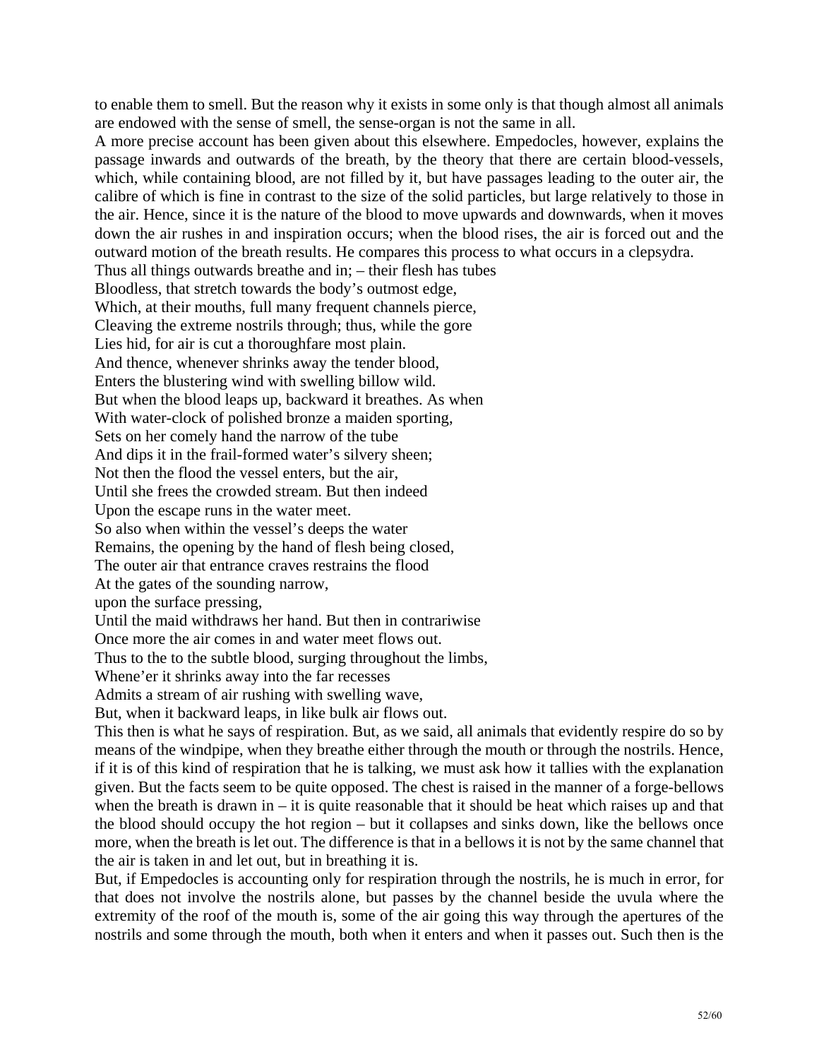to enable them to smell. But the reason why it exists in some only is that though almost all animals are endowed with the sense of smell, the sense-organ is not the same in all.

A more precise account has been given about this elsewhere. Empedocles, however, explains the passage inwards and outwards of the breath, by the theory that there are certain blood-vessels, which, while containing blood, are not filled by it, but have passages leading to the outer air, the calibre of which is fine in contrast to the size of the solid particles, but large relatively to those in the air. Hence, since it is the nature of the blood to move upwards and downwards, when it moves down the air rushes in and inspiration occurs; when the blood rises, the air is forced out and the outward motion of the breath results. He compares this process to what occurs in a clepsydra.

Thus all things outwards breathe and in; – their flesh has tubes
Bloodless, that stretch towards the body's outmost edge,
Which, at their mouths, full many frequent channels pierce,
Cleaving the extreme nostrils through; thus, while the gore
Lies hid, for air is cut a thoroughfare most plain.
And thence, whenever shrinks away the tender blood,
Enters the blustering wind with swelling billow wild.
But when the blood leaps up, backward it breathes. As when
With water-clock of polished bronze a maiden sporting,
Sets on her comely hand the narrow of the tube
And dips it in the frail-formed water's silvery sheen;
Not then the flood the vessel enters, but the air,
Until she frees the crowded stream. But then indeed
Upon the escape runs in the water meet.
So also when within the vessel's deeps the water
Remains, the opening by the hand of flesh being closed,
The outer air that entrance craves restrains the flood
At the gates of the sounding narrow,
upon the surface pressing,
Until the maid withdraws her hand. But then in contrariwise
Once more the air comes in and water meet flows out.
Thus to the to the subtle blood, surging throughout the limbs,
Whene'er it shrinks away into the far recesses
Admits a stream of air rushing with swelling wave,
But, when it backward leaps, in like bulk air flows out.

This then is what he says of respiration. But, as we said, all animals that evidently respire do so by means of the windpipe, when they breathe either through the mouth or through the nostrils. Hence, if it is of this kind of respiration that he is talking, we must ask how it tallies with the explanation given. But the facts seem to be quite opposed. The chest is raised in the manner of a forge-bellows when the breath is drawn in – it is quite reasonable that it should be heat which raises up and that the blood should occupy the hot region – but it collapses and sinks down, like the bellows once more, when the breath is let out. The difference is that in a bellows it is not by the same channel that the air is taken in and let out, but in breathing it is.

But, if Empedocles is accounting only for respiration through the nostrils, he is much in error, for that does not involve the nostrils alone, but passes by the channel beside the uvula where the extremity of the roof of the mouth is, some of the air going this way through the apertures of the nostrils and some through the mouth, both when it enters and when it passes out. Such then is the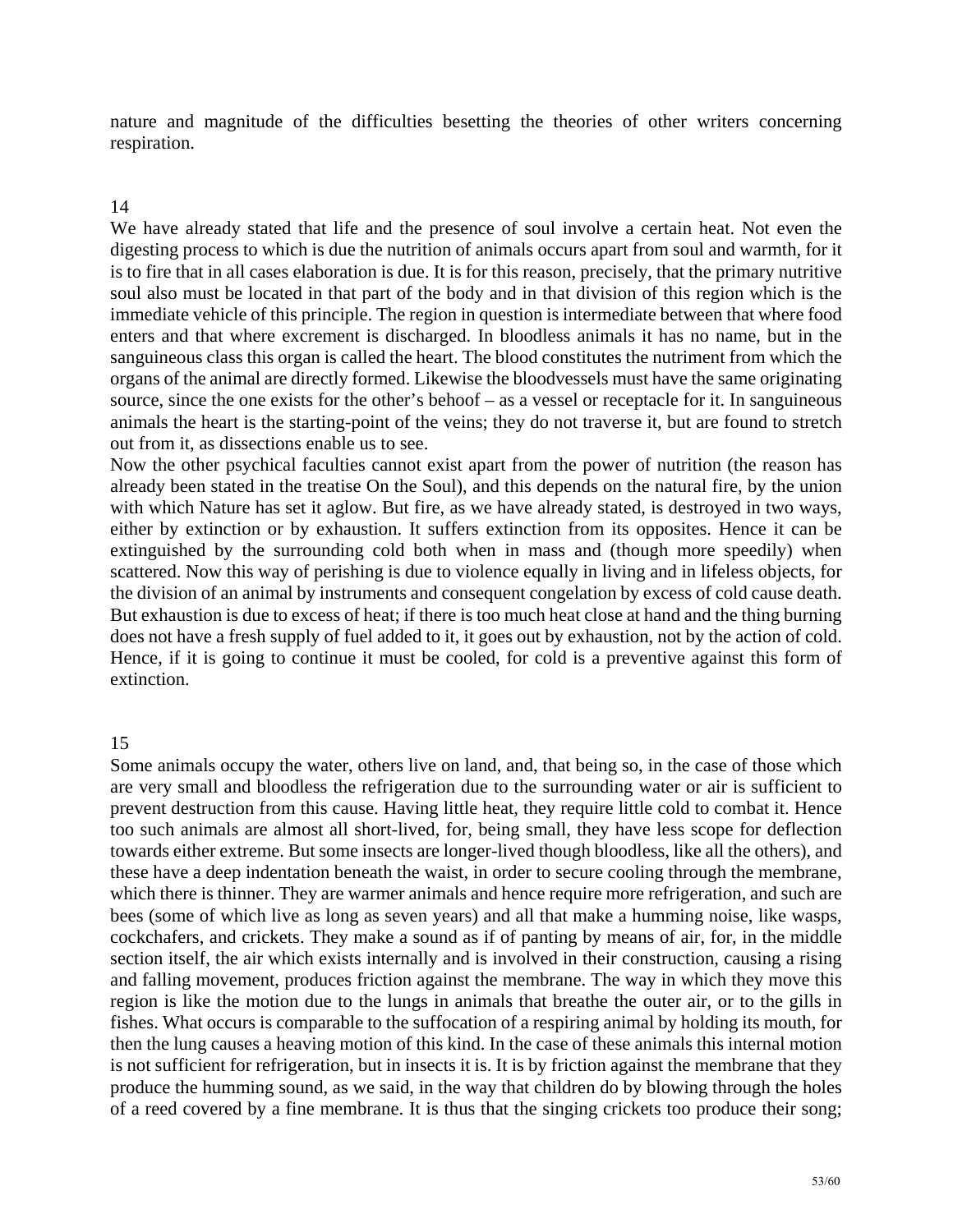nature and magnitude of the difficulties besetting the theories of other writers concerning respiration.

14

We have already stated that life and the presence of soul involve a certain heat. Not even the digesting process to which is due the nutrition of animals occurs apart from soul and warmth, for it is to fire that in all cases elaboration is due. It is for this reason, precisely, that the primary nutritive soul also must be located in that part of the body and in that division of this region which is the immediate vehicle of this principle. The region in question is intermediate between that where food enters and that where excrement is discharged. In bloodless animals it has no name, but in the sanguineous class this organ is called the heart. The blood constitutes the nutriment from which the organs of the animal are directly formed. Likewise the bloodvessels must have the same originating source, since the one exists for the other's behoof – as a vessel or receptacle for it. In sanguineous animals the heart is the starting-point of the veins; they do not traverse it, but are found to stretch out from it, as dissections enable us to see.

Now the other psychical faculties cannot exist apart from the power of nutrition (the reason has already been stated in the treatise On the Soul), and this depends on the natural fire, by the union with which Nature has set it aglow. But fire, as we have already stated, is destroyed in two ways, either by extinction or by exhaustion. It suffers extinction from its opposites. Hence it can be extinguished by the surrounding cold both when in mass and (though more speedily) when scattered. Now this way of perishing is due to violence equally in living and in lifeless objects, for the division of an animal by instruments and consequent congelation by excess of cold cause death. But exhaustion is due to excess of heat; if there is too much heat close at hand and the thing burning does not have a fresh supply of fuel added to it, it goes out by exhaustion, not by the action of cold. Hence, if it is going to continue it must be cooled, for cold is a preventive against this form of extinction.

15

Some animals occupy the water, others live on land, and, that being so, in the case of those which are very small and bloodless the refrigeration due to the surrounding water or air is sufficient to prevent destruction from this cause. Having little heat, they require little cold to combat it. Hence too such animals are almost all short-lived, for, being small, they have less scope for deflection towards either extreme. But some insects are longer-lived though bloodless, like all the others), and these have a deep indentation beneath the waist, in order to secure cooling through the membrane, which there is thinner. They are warmer animals and hence require more refrigeration, and such are bees (some of which live as long as seven years) and all that make a humming noise, like wasps, cockchafers, and crickets. They make a sound as if of panting by means of air, for, in the middle section itself, the air which exists internally and is involved in their construction, causing a rising and falling movement, produces friction against the membrane. The way in which they move this region is like the motion due to the lungs in animals that breathe the outer air, or to the gills in fishes. What occurs is comparable to the suffocation of a respiring animal by holding its mouth, for then the lung causes a heaving motion of this kind. In the case of these animals this internal motion is not sufficient for refrigeration, but in insects it is. It is by friction against the membrane that they produce the humming sound, as we said, in the way that children do by blowing through the holes of a reed covered by a fine membrane. It is thus that the singing crickets too produce their song;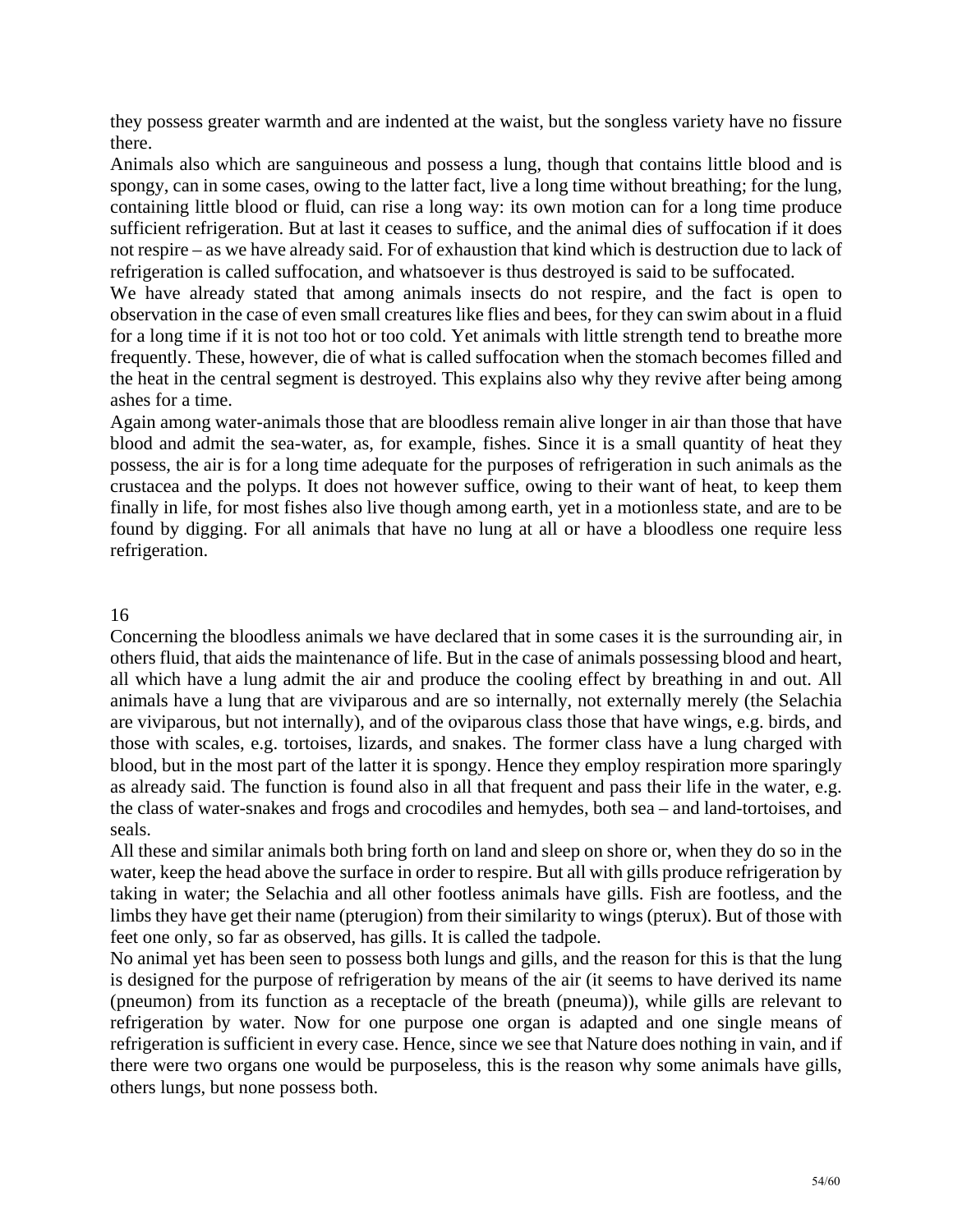they possess greater warmth and are indented at the waist, but the songless variety have no fissure there.

Animals also which are sanguineous and possess a lung, though that contains little blood and is spongy, can in some cases, owing to the latter fact, live a long time without breathing; for the lung, containing little blood or fluid, can rise a long way: its own motion can for a long time produce sufficient refrigeration. But at last it ceases to suffice, and the animal dies of suffocation if it does not respire – as we have already said. For of exhaustion that kind which is destruction due to lack of refrigeration is called suffocation, and whatsoever is thus destroyed is said to be suffocated.

We have already stated that among animals insects do not respire, and the fact is open to observation in the case of even small creatures like flies and bees, for they can swim about in a fluid for a long time if it is not too hot or too cold. Yet animals with little strength tend to breathe more frequently. These, however, die of what is called suffocation when the stomach becomes filled and the heat in the central segment is destroyed. This explains also why they revive after being among ashes for a time.

Again among water-animals those that are bloodless remain alive longer in air than those that have blood and admit the sea-water, as, for example, fishes. Since it is a small quantity of heat they possess, the air is for a long time adequate for the purposes of refrigeration in such animals as the crustacea and the polyps. It does not however suffice, owing to their want of heat, to keep them finally in life, for most fishes also live though among earth, yet in a motionless state, and are to be found by digging. For all animals that have no lung at all or have a bloodless one require less refrigeration.

## 16

Concerning the bloodless animals we have declared that in some cases it is the surrounding air, in others fluid, that aids the maintenance of life. But in the case of animals possessing blood and heart, all which have a lung admit the air and produce the cooling effect by breathing in and out. All animals have a lung that are viviparous and are so internally, not externally merely (the Selachia are viviparous, but not internally), and of the oviparous class those that have wings, e.g. birds, and those with scales, e.g. tortoises, lizards, and snakes. The former class have a lung charged with blood, but in the most part of the latter it is spongy. Hence they employ respiration more sparingly as already said. The function is found also in all that frequent and pass their life in the water, e.g. the class of water-snakes and frogs and crocodiles and hemydes, both sea – and land-tortoises, and seals.

All these and similar animals both bring forth on land and sleep on shore or, when they do so in the water, keep the head above the surface in order to respire. But all with gills produce refrigeration by taking in water; the Selachia and all other footless animals have gills. Fish are footless, and the limbs they have get their name (pterugion) from their similarity to wings (pterux). But of those with feet one only, so far as observed, has gills. It is called the tadpole.

No animal yet has been seen to possess both lungs and gills, and the reason for this is that the lung is designed for the purpose of refrigeration by means of the air (it seems to have derived its name (pneumon) from its function as a receptacle of the breath (pneuma)), while gills are relevant to refrigeration by water. Now for one purpose one organ is adapted and one single means of refrigeration is sufficient in every case. Hence, since we see that Nature does nothing in vain, and if there were two organs one would be purposeless, this is the reason why some animals have gills, others lungs, but none possess both.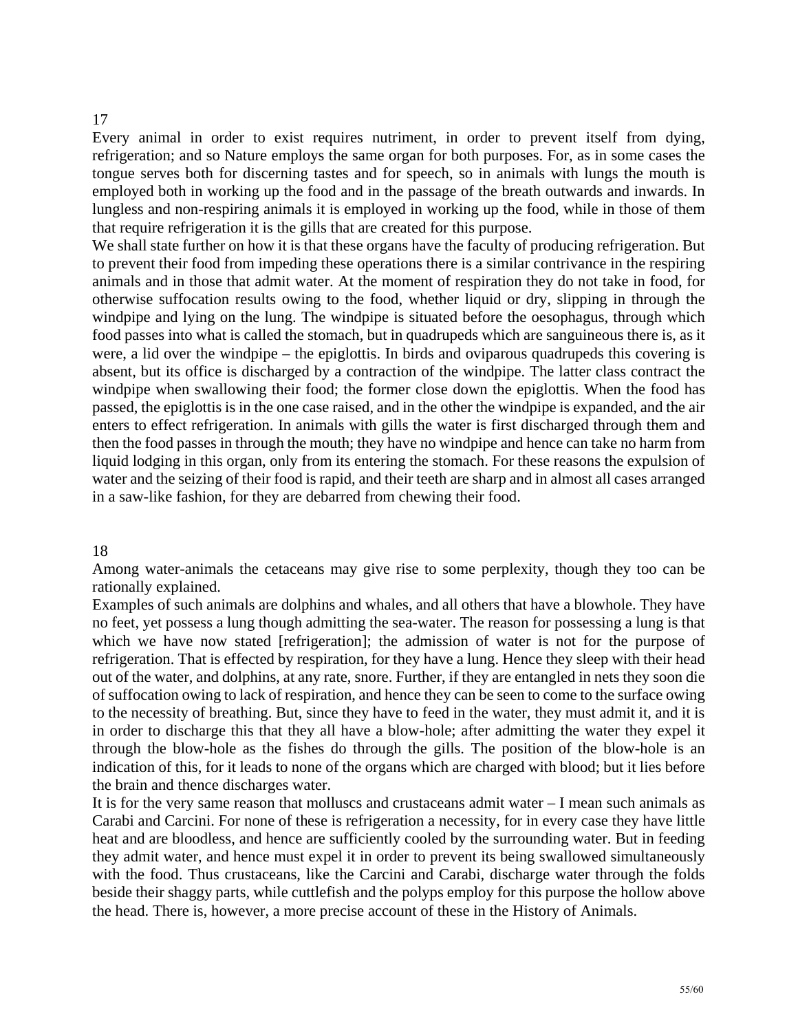## 17

Every animal in order to exist requires nutriment, in order to prevent itself from dying, refrigeration; and so Nature employs the same organ for both purposes. For, as in some cases the tongue serves both for discerning tastes and for speech, so in animals with lungs the mouth is employed both in working up the food and in the passage of the breath outwards and inwards. In lungless and non-respiring animals it is employed in working up the food, while in those of them that require refrigeration it is the gills that are created for this purpose.

We shall state further on how it is that these organs have the faculty of producing refrigeration. But to prevent their food from impeding these operations there is a similar contrivance in the respiring animals and in those that admit water. At the moment of respiration they do not take in food, for otherwise suffocation results owing to the food, whether liquid or dry, slipping in through the windpipe and lying on the lung. The windpipe is situated before the oesophagus, through which food passes into what is called the stomach, but in quadrupeds which are sanguineous there is, as it were, a lid over the windpipe – the epiglottis. In birds and oviparous quadrupeds this covering is absent, but its office is discharged by a contraction of the windpipe. The latter class contract the windpipe when swallowing their food; the former close down the epiglottis. When the food has passed, the epiglottis is in the one case raised, and in the other the windpipe is expanded, and the air enters to effect refrigeration. In animals with gills the water is first discharged through them and then the food passes in through the mouth; they have no windpipe and hence can take no harm from liquid lodging in this organ, only from its entering the stomach. For these reasons the expulsion of water and the seizing of their food is rapid, and their teeth are sharp and in almost all cases arranged in a saw-like fashion, for they are debarred from chewing their food.

## 18

Among water-animals the cetaceans may give rise to some perplexity, though they too can be rationally explained.

Examples of such animals are dolphins and whales, and all others that have a blowhole. They have no feet, yet possess a lung though admitting the sea-water. The reason for possessing a lung is that which we have now stated [refrigeration]; the admission of water is not for the purpose of refrigeration. That is effected by respiration, for they have a lung. Hence they sleep with their head out of the water, and dolphins, at any rate, snore. Further, if they are entangled in nets they soon die of suffocation owing to lack of respiration, and hence they can be seen to come to the surface owing to the necessity of breathing. But, since they have to feed in the water, they must admit it, and it is in order to discharge this that they all have a blow-hole; after admitting the water they expel it through the blow-hole as the fishes do through the gills. The position of the blow-hole is an indication of this, for it leads to none of the organs which are charged with blood; but it lies before the brain and thence discharges water.

It is for the very same reason that molluscs and crustaceans admit water – I mean such animals as Carabi and Carcini. For none of these is refrigeration a necessity, for in every case they have little heat and are bloodless, and hence are sufficiently cooled by the surrounding water. But in feeding they admit water, and hence must expel it in order to prevent its being swallowed simultaneously with the food. Thus crustaceans, like the Carcini and Carabi, discharge water through the folds beside their shaggy parts, while cuttlefish and the polyps employ for this purpose the hollow above the head. There is, however, a more precise account of these in the History of Animals.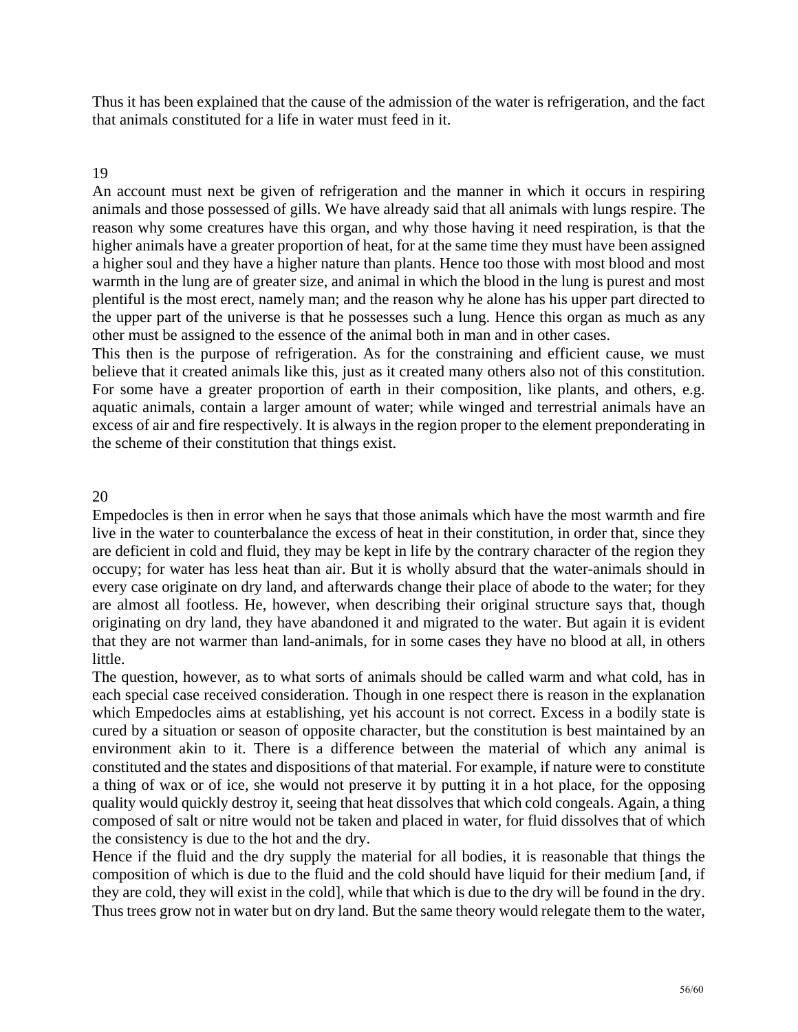Thus it has been explained that the cause of the admission of the water is refrigeration, and the fact that animals constituted for a life in water must feed in it.

## 19

An account must next be given of refrigeration and the manner in which it occurs in respiring animals and those possessed of gills. We have already said that all animals with lungs respire. The reason why some creatures have this organ, and why those having it need respiration, is that the higher animals have a greater proportion of heat, for at the same time they must have been assigned a higher soul and they have a higher nature than plants. Hence too those with most blood and most warmth in the lung are of greater size, and animal in which the blood in the lung is purest and most plentiful is the most erect, namely man; and the reason why he alone has his upper part directed to the upper part of the universe is that he possesses such a lung. Hence this organ as much as any other must be assigned to the essence of the animal both in man and in other cases.

This then is the purpose of refrigeration. As for the constraining and efficient cause, we must believe that it created animals like this, just as it created many others also not of this constitution. For some have a greater proportion of earth in their composition, like plants, and others, e.g. aquatic animals, contain a larger amount of water; while winged and terrestrial animals have an excess of air and fire respectively. It is always in the region proper to the element preponderating in the scheme of their constitution that things exist.

## 20

Empedocles is then in error when he says that those animals which have the most warmth and fire live in the water to counterbalance the excess of heat in their constitution, in order that, since they are deficient in cold and fluid, they may be kept in life by the contrary character of the region they occupy; for water has less heat than air. But it is wholly absurd that the water-animals should in every case originate on dry land, and afterwards change their place of abode to the water; for they are almost all footless. He, however, when describing their original structure says that, though originating on dry land, they have abandoned it and migrated to the water. But again it is evident that they are not warmer than land-animals, for in some cases they have no blood at all, in others little.

The question, however, as to what sorts of animals should be called warm and what cold, has in each special case received consideration. Though in one respect there is reason in the explanation which Empedocles aims at establishing, yet his account is not correct. Excess in a bodily state is cured by a situation or season of opposite character, but the constitution is best maintained by an environment akin to it. There is a difference between the material of which any animal is constituted and the states and dispositions of that material. For example, if nature were to constitute a thing of wax or of ice, she would not preserve it by putting it in a hot place, for the opposing quality would quickly destroy it, seeing that heat dissolves that which cold congeals. Again, a thing composed of salt or nitre would not be taken and placed in water, for fluid dissolves that of which the consistency is due to the hot and the dry.

Hence if the fluid and the dry supply the material for all bodies, it is reasonable that things the composition of which is due to the fluid and the cold should have liquid for their medium [and, if they are cold, they will exist in the cold], while that which is due to the dry will be found in the dry. Thus trees grow not in water but on dry land. But the same theory would relegate them to the water,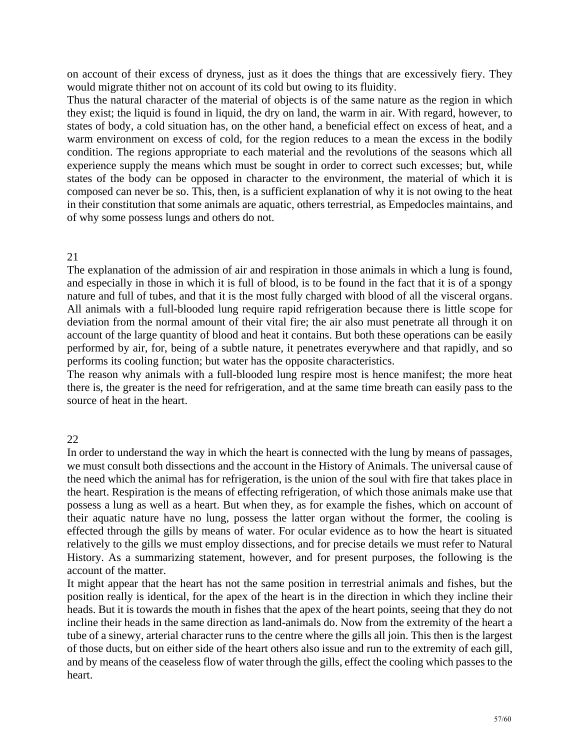on account of their excess of dryness, just as it does the things that are excessively fiery. They would migrate thither not on account of its cold but owing to its fluidity.

Thus the natural character of the material of objects is of the same nature as the region in which they exist; the liquid is found in liquid, the dry on land, the warm in air. With regard, however, to states of body, a cold situation has, on the other hand, a beneficial effect on excess of heat, and a warm environment on excess of cold, for the region reduces to a mean the excess in the bodily condition. The regions appropriate to each material and the revolutions of the seasons which all experience supply the means which must be sought in order to correct such excesses; but, while states of the body can be opposed in character to the environment, the material of which it is composed can never be so. This, then, is a sufficient explanation of why it is not owing to the heat in their constitution that some animals are aquatic, others terrestrial, as Empedocles maintains, and of why some possess lungs and others do not.

## 21

The explanation of the admission of air and respiration in those animals in which a lung is found, and especially in those in which it is full of blood, is to be found in the fact that it is of a spongy nature and full of tubes, and that it is the most fully charged with blood of all the visceral organs. All animals with a full-blooded lung require rapid refrigeration because there is little scope for deviation from the normal amount of their vital fire; the air also must penetrate all through it on account of the large quantity of blood and heat it contains. But both these operations can be easily performed by air, for, being of a subtle nature, it penetrates everywhere and that rapidly, and so performs its cooling function; but water has the opposite characteristics.

The reason why animals with a full-blooded lung respire most is hence manifest; the more heat there is, the greater is the need for refrigeration, and at the same time breath can easily pass to the source of heat in the heart.

## 22

In order to understand the way in which the heart is connected with the lung by means of passages, we must consult both dissections and the account in the History of Animals. The universal cause of the need which the animal has for refrigeration, is the union of the soul with fire that takes place in the heart. Respiration is the means of effecting refrigeration, of which those animals make use that possess a lung as well as a heart. But when they, as for example the fishes, which on account of their aquatic nature have no lung, possess the latter organ without the former, the cooling is effected through the gills by means of water. For ocular evidence as to how the heart is situated relatively to the gills we must employ dissections, and for precise details we must refer to Natural History. As a summarizing statement, however, and for present purposes, the following is the account of the matter.

It might appear that the heart has not the same position in terrestrial animals and fishes, but the position really is identical, for the apex of the heart is in the direction in which they incline their heads. But it is towards the mouth in fishes that the apex of the heart points, seeing that they do not incline their heads in the same direction as land-animals do. Now from the extremity of the heart a tube of a sinewy, arterial character runs to the centre where the gills all join. This then is the largest of those ducts, but on either side of the heart others also issue and run to the extremity of each gill, and by means of the ceaseless flow of water through the gills, effect the cooling which passes to the heart.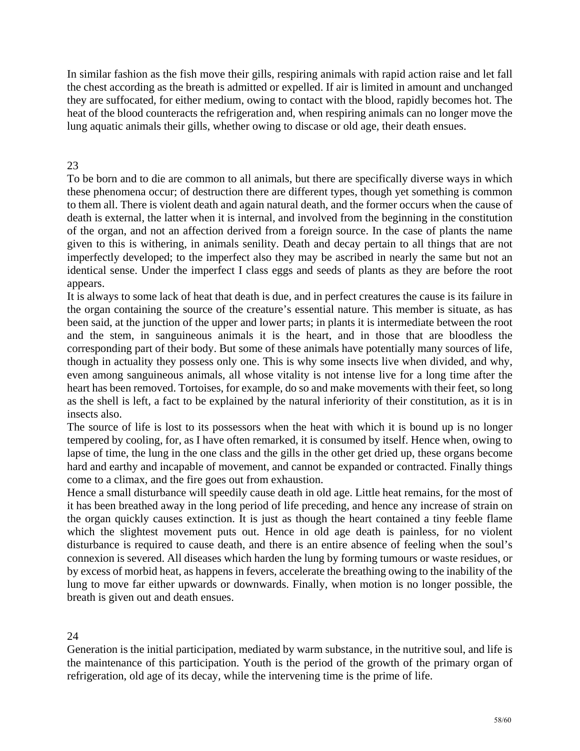In similar fashion as the fish move their gills, respiring animals with rapid action raise and let fall the chest according as the breath is admitted or expelled. If air is limited in amount and unchanged they are suffocated, for either medium, owing to contact with the blood, rapidly becomes hot. The heat of the blood counteracts the refrigeration and, when respiring animals can no longer move the lung aquatic animals their gills, whether owing to discase or old age, their death ensues.

## 23

To be born and to die are common to all animals, but there are specifically diverse ways in which these phenomena occur; of destruction there are different types, though yet something is common to them all. There is violent death and again natural death, and the former occurs when the cause of death is external, the latter when it is internal, and involved from the beginning in the constitution of the organ, and not an affection derived from a foreign source. In the case of plants the name given to this is withering, in animals senility. Death and decay pertain to all things that are not imperfectly developed; to the imperfect also they may be ascribed in nearly the same but not an identical sense. Under the imperfect I class eggs and seeds of plants as they are before the root appears.

It is always to some lack of heat that death is due, and in perfect creatures the cause is its failure in the organ containing the source of the creature's essential nature. This member is situate, as has been said, at the junction of the upper and lower parts; in plants it is intermediate between the root and the stem, in sanguineous animals it is the heart, and in those that are bloodless the corresponding part of their body. But some of these animals have potentially many sources of life, though in actuality they possess only one. This is why some insects live when divided, and why, even among sanguineous animals, all whose vitality is not intense live for a long time after the heart has been removed. Tortoises, for example, do so and make movements with their feet, so long as the shell is left, a fact to be explained by the natural inferiority of their constitution, as it is in insects also.

The source of life is lost to its possessors when the heat with which it is bound up is no longer tempered by cooling, for, as I have often remarked, it is consumed by itself. Hence when, owing to lapse of time, the lung in the one class and the gills in the other get dried up, these organs become hard and earthy and incapable of movement, and cannot be expanded or contracted. Finally things come to a climax, and the fire goes out from exhaustion.

Hence a small disturbance will speedily cause death in old age. Little heat remains, for the most of it has been breathed away in the long period of life preceding, and hence any increase of strain on the organ quickly causes extinction. It is just as though the heart contained a tiny feeble flame which the slightest movement puts out. Hence in old age death is painless, for no violent disturbance is required to cause death, and there is an entire absence of feeling when the soul's connexion is severed. All diseases which harden the lung by forming tumours or waste residues, or by excess of morbid heat, as happens in fevers, accelerate the breathing owing to the inability of the lung to move far either upwards or downwards. Finally, when motion is no longer possible, the breath is given out and death ensues.

## 24

Generation is the initial participation, mediated by warm substance, in the nutritive soul, and life is the maintenance of this participation. Youth is the period of the growth of the primary organ of refrigeration, old age of its decay, while the intervening time is the prime of life.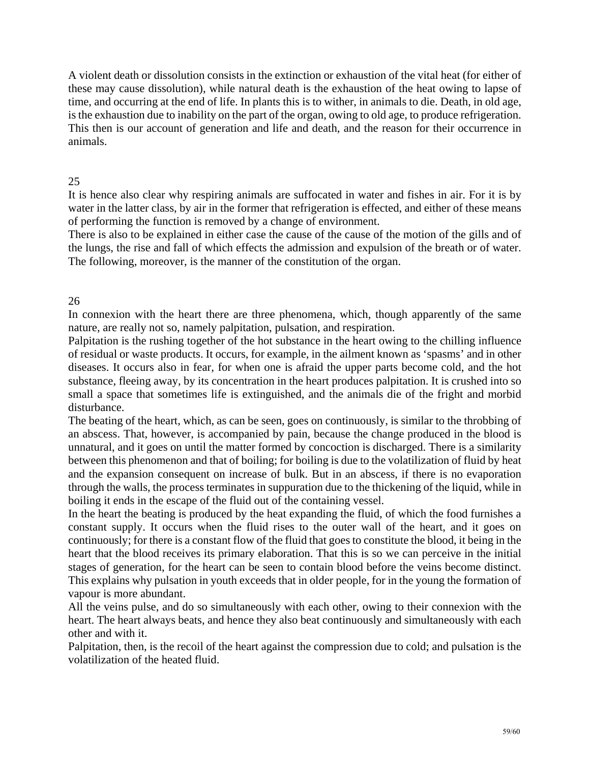A violent death or dissolution consists in the extinction or exhaustion of the vital heat (for either of these may cause dissolution), while natural death is the exhaustion of the heat owing to lapse of time, and occurring at the end of life. In plants this is to wither, in animals to die. Death, in old age, is the exhaustion due to inability on the part of the organ, owing to old age, to produce refrigeration. This then is our account of generation and life and death, and the reason for their occurrence in animals.

## 25

It is hence also clear why respiring animals are suffocated in water and fishes in air. For it is by water in the latter class, by air in the former that refrigeration is effected, and either of these means of performing the function is removed by a change of environment.

There is also to be explained in either case the cause of the cause of the motion of the gills and of the lungs, the rise and fall of which effects the admission and expulsion of the breath or of water. The following, moreover, is the manner of the constitution of the organ.

## 26

In connexion with the heart there are three phenomena, which, though apparently of the same nature, are really not so, namely palpitation, pulsation, and respiration.

Palpitation is the rushing together of the hot substance in the heart owing to the chilling influence of residual or waste products. It occurs, for example, in the ailment known as 'spasms' and in other diseases. It occurs also in fear, for when one is afraid the upper parts become cold, and the hot substance, fleeing away, by its concentration in the heart produces palpitation. It is crushed into so small a space that sometimes life is extinguished, and the animals die of the fright and morbid disturbance.

The beating of the heart, which, as can be seen, goes on continuously, is similar to the throbbing of an abscess. That, however, is accompanied by pain, because the change produced in the blood is unnatural, and it goes on until the matter formed by concoction is discharged. There is a similarity between this phenomenon and that of boiling; for boiling is due to the volatilization of fluid by heat and the expansion consequent on increase of bulk. But in an abscess, if there is no evaporation through the walls, the process terminates in suppuration due to the thickening of the liquid, while in boiling it ends in the escape of the fluid out of the containing vessel.

In the heart the beating is produced by the heat expanding the fluid, of which the food furnishes a constant supply. It occurs when the fluid rises to the outer wall of the heart, and it goes on continuously; for there is a constant flow of the fluid that goes to constitute the blood, it being in the heart that the blood receives its primary elaboration. That this is so we can perceive in the initial stages of generation, for the heart can be seen to contain blood before the veins become distinct. This explains why pulsation in youth exceeds that in older people, for in the young the formation of vapour is more abundant.

All the veins pulse, and do so simultaneously with each other, owing to their connexion with the heart. The heart always beats, and hence they also beat continuously and simultaneously with each other and with it.

Palpitation, then, is the recoil of the heart against the compression due to cold; and pulsation is the volatilization of the heated fluid.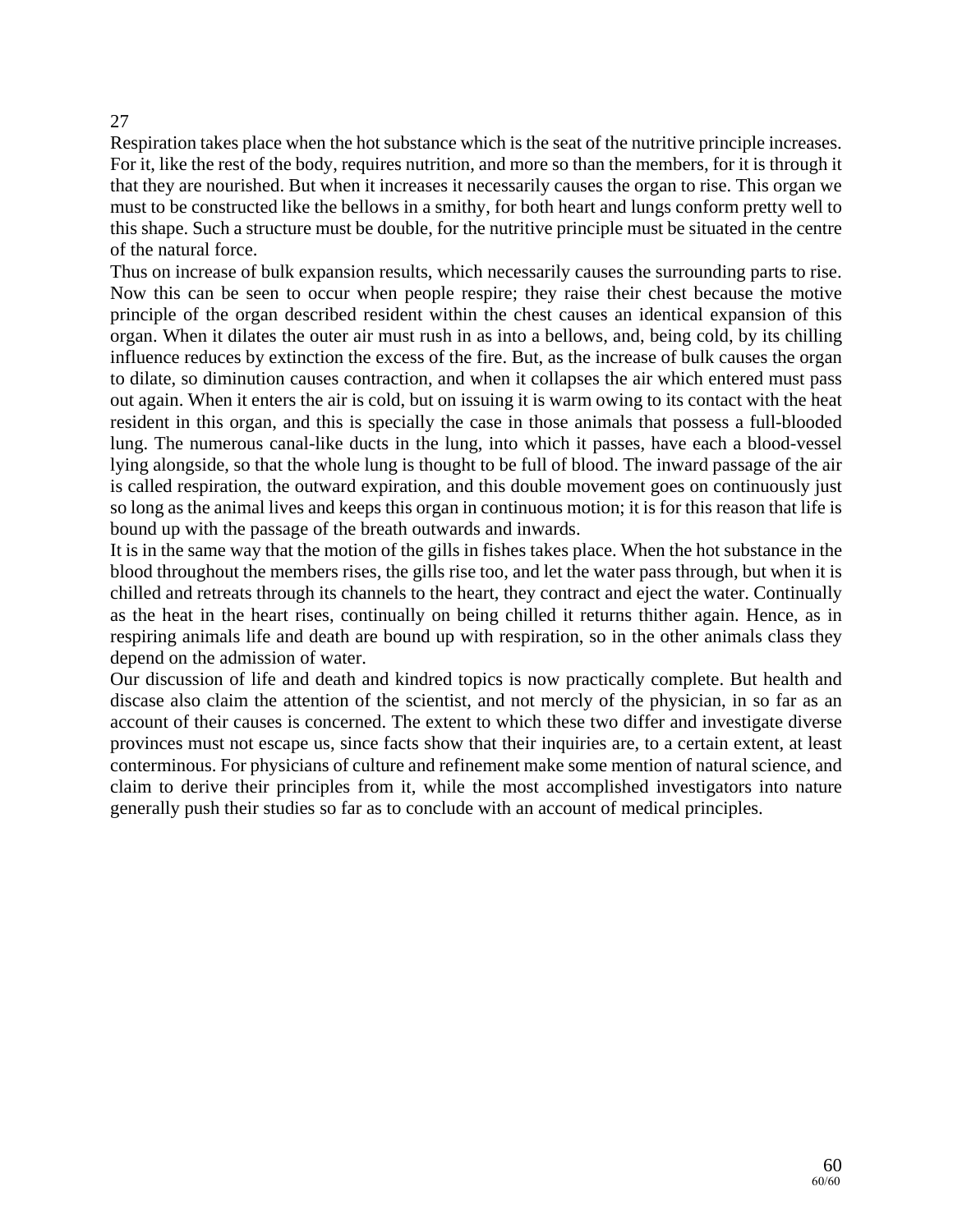27

Respiration takes place when the hot substance which is the seat of the nutritive principle increases. For it, like the rest of the body, requires nutrition, and more so than the members, for it is through it that they are nourished. But when it increases it necessarily causes the organ to rise. This organ we must to be constructed like the bellows in a smithy, for both heart and lungs conform pretty well to this shape. Such a structure must be double, for the nutritive principle must be situated in the centre of the natural force.

Thus on increase of bulk expansion results, which necessarily causes the surrounding parts to rise. Now this can be seen to occur when people respire; they raise their chest because the motive principle of the organ described resident within the chest causes an identical expansion of this organ. When it dilates the outer air must rush in as into a bellows, and, being cold, by its chilling influence reduces by extinction the excess of the fire. But, as the increase of bulk causes the organ to dilate, so diminution causes contraction, and when it collapses the air which entered must pass out again. When it enters the air is cold, but on issuing it is warm owing to its contact with the heat resident in this organ, and this is specially the case in those animals that possess a full-blooded lung. The numerous canal-like ducts in the lung, into which it passes, have each a blood-vessel lying alongside, so that the whole lung is thought to be full of blood. The inward passage of the air is called respiration, the outward expiration, and this double movement goes on continuously just so long as the animal lives and keeps this organ in continuous motion; it is for this reason that life is bound up with the passage of the breath outwards and inwards.

It is in the same way that the motion of the gills in fishes takes place. When the hot substance in the blood throughout the members rises, the gills rise too, and let the water pass through, but when it is chilled and retreats through its channels to the heart, they contract and eject the water. Continually as the heat in the heart rises, continually on being chilled it returns thither again. Hence, as in respiring animals life and death are bound up with respiration, so in the other animals class they depend on the admission of water.

Our discussion of life and death and kindred topics is now practically complete. But health and discase also claim the attention of the scientist, and not mercly of the physician, in so far as an account of their causes is concerned. The extent to which these two differ and investigate diverse provinces must not escape us, since facts show that their inquiries are, to a certain extent, at least conterminous. For physicians of culture and refinement make some mention of natural science, and claim to derive their principles from it, while the most accomplished investigators into nature generally push their studies so far as to conclude with an account of medical principles.